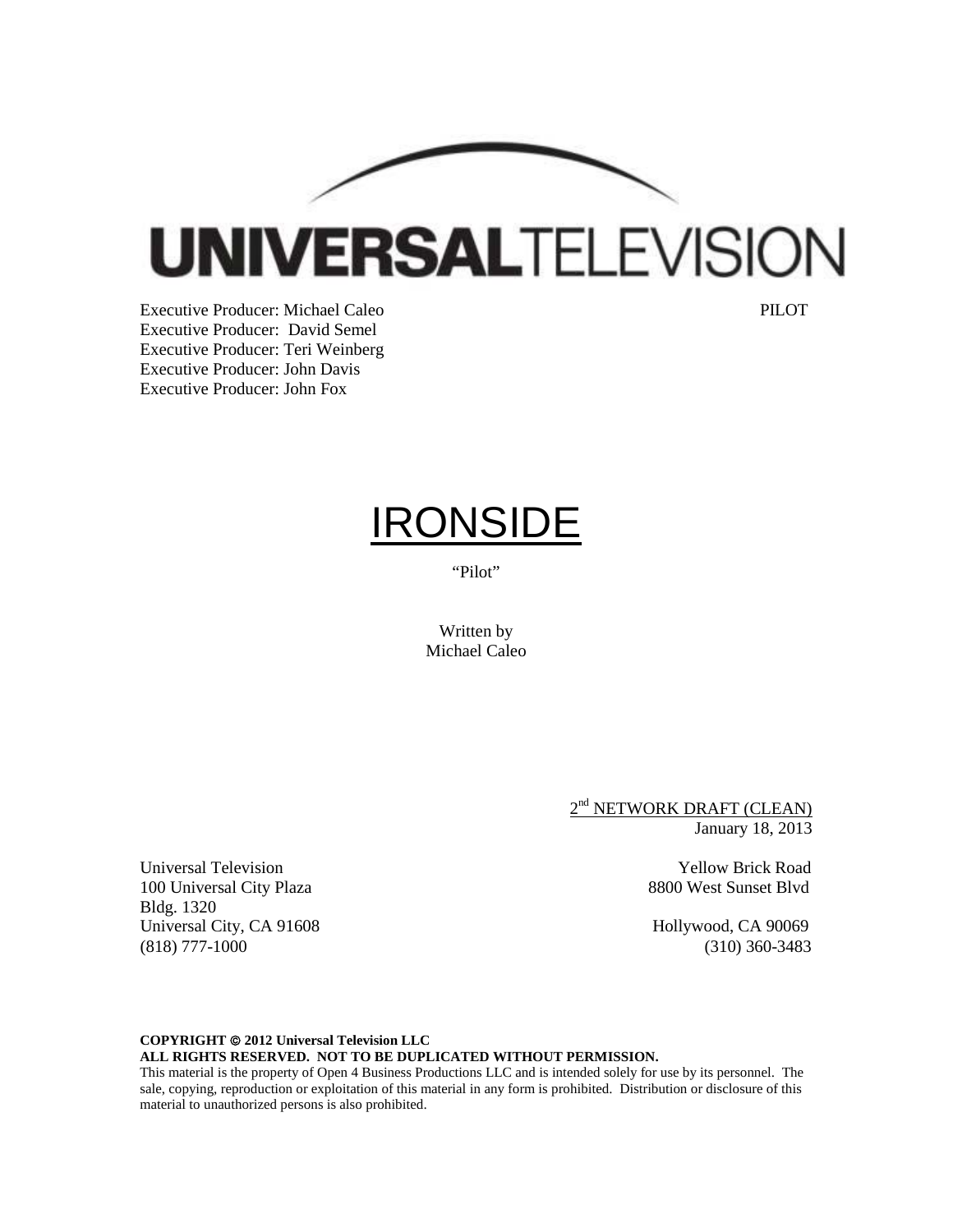UNIVERSAL TELEVISION

Executive Producer: Michael Caleo
Executive Producer: David Semel
Executive Producer: Teri Weinberg
Executive Producer: John Davis
Executive Producer: John Fox

PILOT

# IRONSIDE

"Pilot"

Written by
Michael Caleo

2nd NETWORK DRAFT (CLEAN)
January 18, 2013

Universal Television
100 Universal City Plaza
Bldg. 1320
Universal City, CA 91608
(818) 777-1000

Yellow Brick Road
8800 West Sunset Blvd
Hollywood, CA 90069
(310) 360-3483

**COPYRIGHT © 2012 Universal Television LLC**
**ALL RIGHTS RESERVED. NOT TO BE DUPLICATED WITHOUT PERMISSION.**
This material is the property of Open 4 Business Productions LLC and is intended solely for use by its personnel. The sale, copying, reproduction or exploitation of this material in any form is prohibited. Distribution or disclosure of this material to unauthorized persons is also prohibited.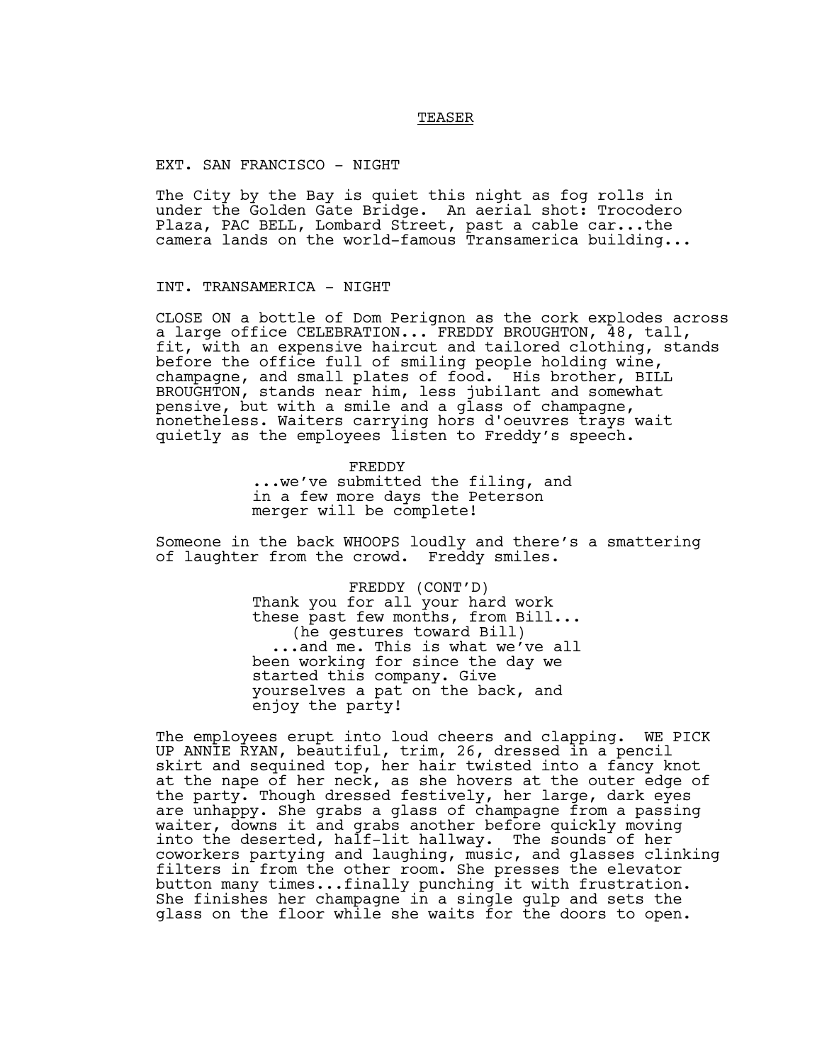TEASER

EXT. SAN FRANCISCO - NIGHT

The City by the Bay is quiet this night as fog rolls in under the Golden Gate Bridge. An aerial shot: Trocodero Plaza, PAC BELL, Lombard Street, past a cable car...the camera lands on the world-famous Transamerica building...

INT. TRANSAMERICA - NIGHT

CLOSE ON a bottle of Dom Perignon as the cork explodes across a large office CELEBRATION... FREDDY BROUGHTON, 48, tall, fit, with an expensive haircut and tailored clothing, stands before the office full of smiling people holding wine, champagne, and small plates of food. His brother, BILL BROUGHTON, stands near him, less jubilant and somewhat pensive, but with a smile and a glass of champagne, nonetheless. Waiters carrying hors d'oeuvres trays wait quietly as the employees listen to Freddy's speech.

FREDDY
...we've submitted the filing, and in a few more days the Peterson merger will be complete!

Someone in the back WHOOPS loudly and there's a smattering of laughter from the crowd. Freddy smiles.

FREDDY (CONT'D)
Thank you for all your hard work these past few months, from Bill...
(he gestures toward Bill)
...and me. This is what we've all been working for since the day we started this company. Give yourselves a pat on the back, and enjoy the party!

The employees erupt into loud cheers and clapping. WE PICK UP ANNIE RYAN, beautiful, trim, 26, dressed in a pencil skirt and sequined top, her hair twisted into a fancy knot at the nape of her neck, as she hovers at the outer edge of the party. Though dressed festively, her large, dark eyes are unhappy. She grabs a glass of champagne from a passing waiter, downs it and grabs another before quickly moving into the deserted, half-lit hallway. The sounds of her coworkers partying and laughing, music, and glasses clinking filters in from the other room. She presses the elevator button many times...finally punching it with frustration. She finishes her champagne in a single gulp and sets the glass on the floor while she waits for the doors to open.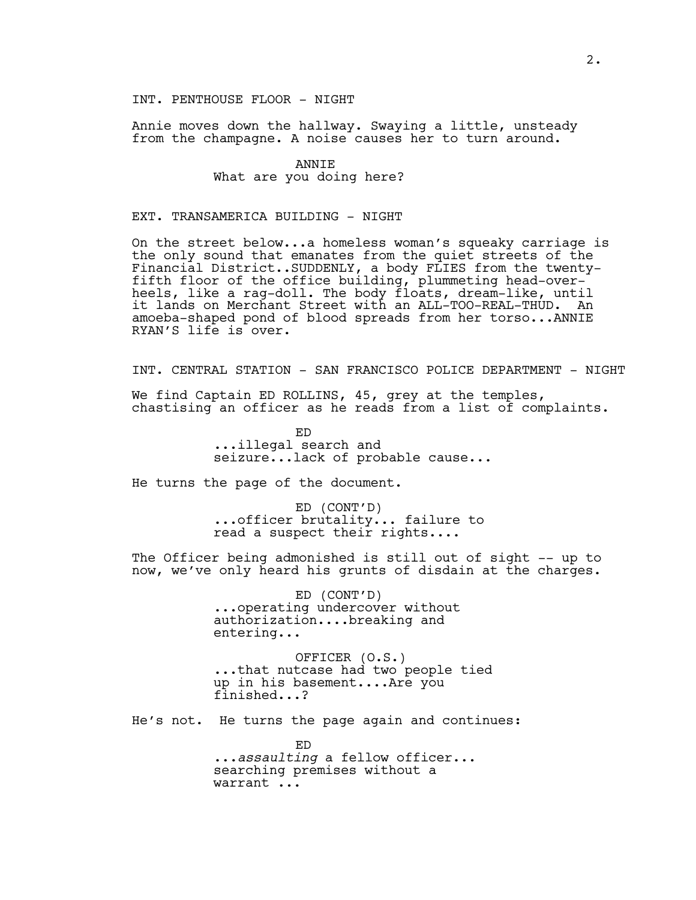INT. PENTHOUSE FLOOR - NIGHT

Annie moves down the hallway. Swaying a little, unsteady from the champagne. A noise causes her to turn around.

ANNIE
What are you doing here?

EXT. TRANSAMERICA BUILDING - NIGHT

On the street below...a homeless woman's squeaky carriage is the only sound that emanates from the quiet streets of the Financial District..SUDDENLY, a body FLIES from the twenty-fifth floor of the office building, plummeting head-over-heels, like a rag-doll. The body floats, dream-like, until it lands on Merchant Street with an ALL-TOO-REAL-THUD. An amoeba-shaped pond of blood spreads from her torso...ANNIE RYAN'S life is over.

INT. CENTRAL STATION - SAN FRANCISCO POLICE DEPARTMENT - NIGHT

We find Captain ED ROLLINS, 45, grey at the temples, chastising an officer as he reads from a list of complaints.

ED
...illegal search and seizure...lack of probable cause...

He turns the page of the document.

ED (CONT'D)
...officer brutality... failure to read a suspect their rights....

The Officer being admonished is still out of sight -- up to now, we've only heard his grunts of disdain at the charges.

ED (CONT'D)
...operating undercover without authorization....breaking and entering...

OFFICER (O.S.)
...that nutcase had two people tied up in his basement....Are you finished...?

He's not. He turns the page again and continues:

ED
...*assaulting* a fellow officer... searching premises without a warrant ...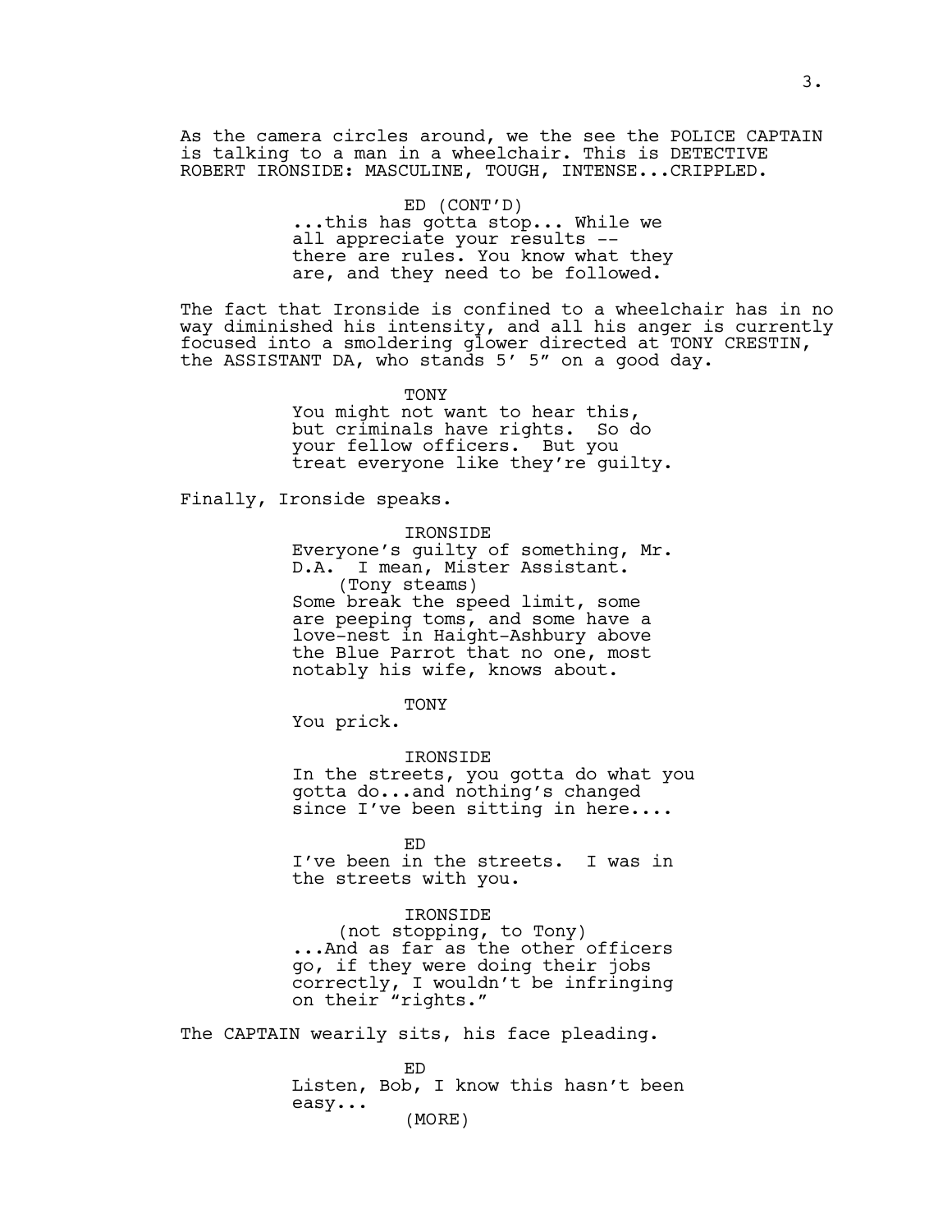As the camera circles around, we the see the POLICE CAPTAIN is talking to a man in a wheelchair. This is DETECTIVE ROBERT IRONSIDE: MASCULINE, TOUGH, INTENSE...CRIPPLED.

ED (CONT'D)
...this has gotta stop... While we all appreciate your results -- there are rules. You know what they are, and they need to be followed.

The fact that Ironside is confined to a wheelchair has in no way diminished his intensity, and all his anger is currently focused into a smoldering glower directed at TONY CRESTIN, the ASSISTANT DA, who stands 5' 5" on a good day.

TONY
You might not want to hear this, but criminals have rights. So do your fellow officers. But you treat everyone like they're guilty.

Finally, Ironside speaks.

IRONSIDE
Everyone's guilty of something, Mr. D.A. I mean, Mister Assistant.
(Tony steams)
Some break the speed limit, some are peeping toms, and some have a love-nest in Haight-Ashbury above the Blue Parrot that no one, most notably his wife, knows about.

TONY
You prick.

IRONSIDE
In the streets, you gotta do what you gotta do...and nothing's changed since I've been sitting in here....

ED
I've been in the streets. I was in the streets with you.

IRONSIDE
(not stopping, to Tony)
...And as far as the other officers go, if they were doing their jobs correctly, I wouldn't be infringing on their "rights."

The CAPTAIN wearily sits, his face pleading.

ED
Listen, Bob, I know this hasn't been easy...
(MORE)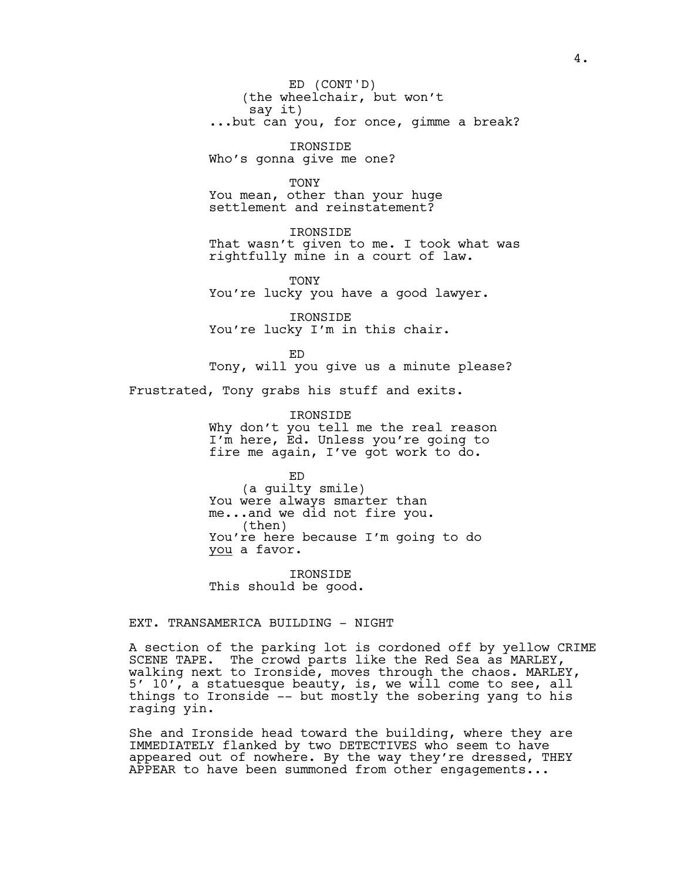ED (CONT'D)
(the wheelchair, but won't say it)
...but can you, for once, gimme a break?

IRONSIDE
Who's gonna give me one?

TONY
You mean, other than your huge settlement and reinstatement?

IRONSIDE
That wasn't given to me. I took what was rightfully mine in a court of law.

TONY
You're lucky you have a good lawyer.

IRONSIDE
You're lucky I'm in this chair.

ED
Tony, will you give us a minute please?

Frustrated, Tony grabs his stuff and exits.

IRONSIDE
Why don't you tell me the real reason I'm here, Ed. Unless you're going to fire me again, I've got work to do.

ED
(a guilty smile)
You were always smarter than me...and we did not fire you.
(then)
You're here because I'm going to do <u>you</u> a favor.

IRONSIDE
This should be good.

EXT. TRANSAMERICA BUILDING - NIGHT

A section of the parking lot is cordoned off by yellow CRIME SCENE TAPE. The crowd parts like the Red Sea as MARLEY, walking next to Ironside, moves through the chaos. MARLEY, 5' 10', a statuesque beauty, is, we will come to see, all things to Ironside -- but mostly the sobering yang to his raging yin.

She and Ironside head toward the building, where they are IMMEDIATELY flanked by two DETECTIVES who seem to have appeared out of nowhere. By the way they're dressed, THEY APPEAR to have been summoned from other engagements...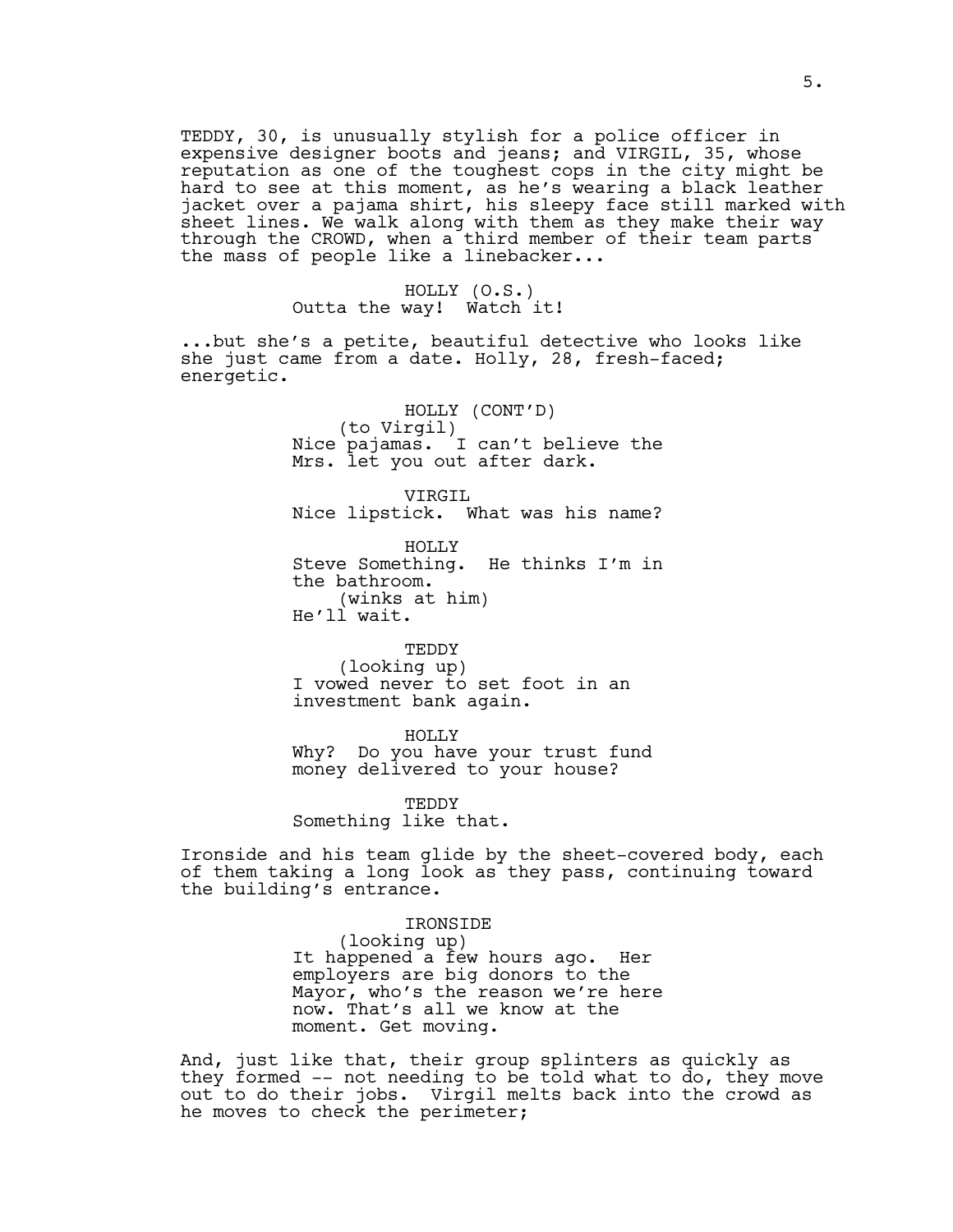TEDDY, 30, is unusually stylish for a police officer in expensive designer boots and jeans; and VIRGIL, 35, whose reputation as one of the toughest cops in the city might be hard to see at this moment, as he's wearing a black leather jacket over a pajama shirt, his sleepy face still marked with sheet lines. We walk along with them as they make their way through the CROWD, when a third member of their team parts the mass of people like a linebacker...

HOLLY (O.S.)
Outta the way! Watch it!

...but she's a petite, beautiful detective who looks like she just came from a date. Holly, 28, fresh-faced; energetic.

HOLLY (CONT'D)
(to Virgil)
Nice pajamas. I can't believe the Mrs. let you out after dark.

VIRGIL
Nice lipstick. What was his name?

HOLLY
Steve Something. He thinks I'm in the bathroom.
(winks at him)
He'll wait.

TEDDY
(looking up)
I vowed never to set foot in an investment bank again.

HOLLY
Why? Do you have your trust fund money delivered to your house?

TEDDY
Something like that.

Ironside and his team glide by the sheet-covered body, each of them taking a long look as they pass, continuing toward the building's entrance.

IRONSIDE
(looking up)
It happened a few hours ago. Her employers are big donors to the Mayor, who's the reason we're here now. That's all we know at the moment. Get moving.

And, just like that, their group splinters as quickly as they formed -- not needing to be told what to do, they move out to do their jobs. Virgil melts back into the crowd as he moves to check the perimeter;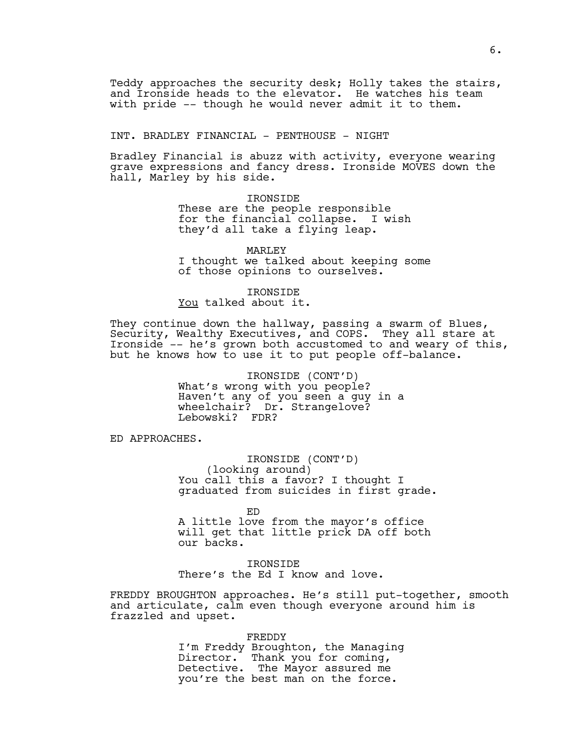Teddy approaches the security desk; Holly takes the stairs, and Ironside heads to the elevator. He watches his team with pride -- though he would never admit it to them.

INT. BRADLEY FINANCIAL - PENTHOUSE - NIGHT

Bradley Financial is abuzz with activity, everyone wearing grave expressions and fancy dress. Ironside MOVES down the hall, Marley by his side.

IRONSIDE
These are the people responsible for the financial collapse. I wish they'd all take a flying leap.

MARLEY
I thought we talked about keeping some of those opinions to ourselves.

IRONSIDE
_You_ talked about it.

They continue down the hallway, passing a swarm of Blues, Security, Wealthy Executives, and COPS. They all stare at Ironside -- he's grown both accustomed to and weary of this, but he knows how to use it to put people off-balance.

IRONSIDE (CONT'D)
What's wrong with you people? Haven't any of you seen a guy in a wheelchair? Dr. Strangelove? Lebowski? FDR?

ED APPROACHES.

IRONSIDE (CONT'D)
(looking around)
You call this a favor? I thought I graduated from suicides in first grade.

ED
A little love from the mayor's office will get that little prick DA off both our backs.

IRONSIDE
There's the Ed I know and love.

FREDDY BROUGHTON approaches. He's still put-together, smooth and articulate, calm even though everyone around him is frazzled and upset.

FREDDY
I'm Freddy Broughton, the Managing Director. Thank you for coming, Detective. The Mayor assured me you're the best man on the force.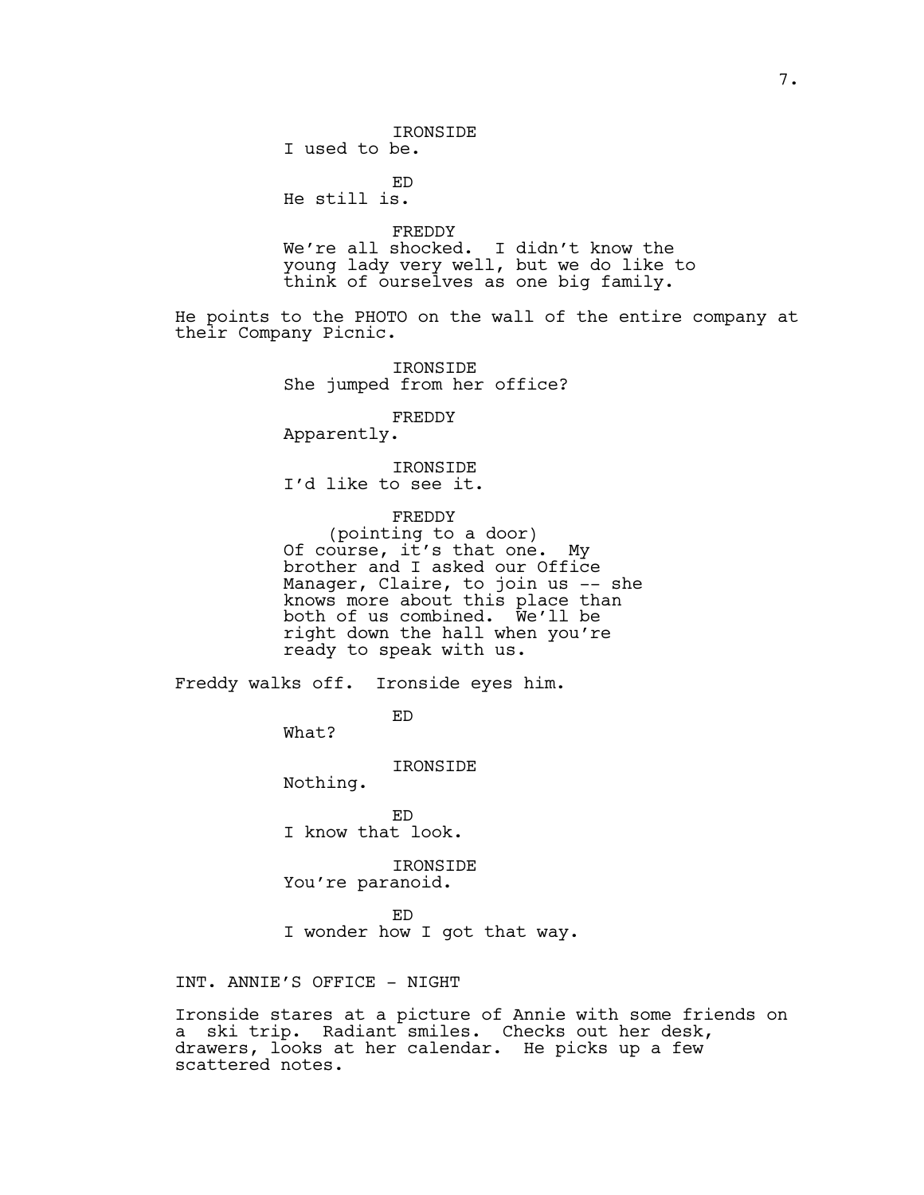IRONSIDE
I used to be.

ED
He still is.

FREDDY
We're all shocked. I didn't know the young lady very well, but we do like to think of ourselves as one big family.

He points to the PHOTO on the wall of the entire company at their Company Picnic.

IRONSIDE
She jumped from her office?

FREDDY
Apparently.

IRONSIDE
I'd like to see it.

FREDDY
(pointing to a door)
Of course, it's that one. My brother and I asked our Office Manager, Claire, to join us -- she knows more about this place than both of us combined. We'll be right down the hall when you're ready to speak with us.

Freddy walks off. Ironside eyes him.

ED
What?

IRONSIDE
Nothing.

ED
I know that look.

IRONSIDE
You're paranoid.

ED
I wonder how I got that way.

INT. ANNIE'S OFFICE - NIGHT

Ironside stares at a picture of Annie with some friends on a ski trip. Radiant smiles. Checks out her desk, drawers, looks at her calendar. He picks up a few scattered notes.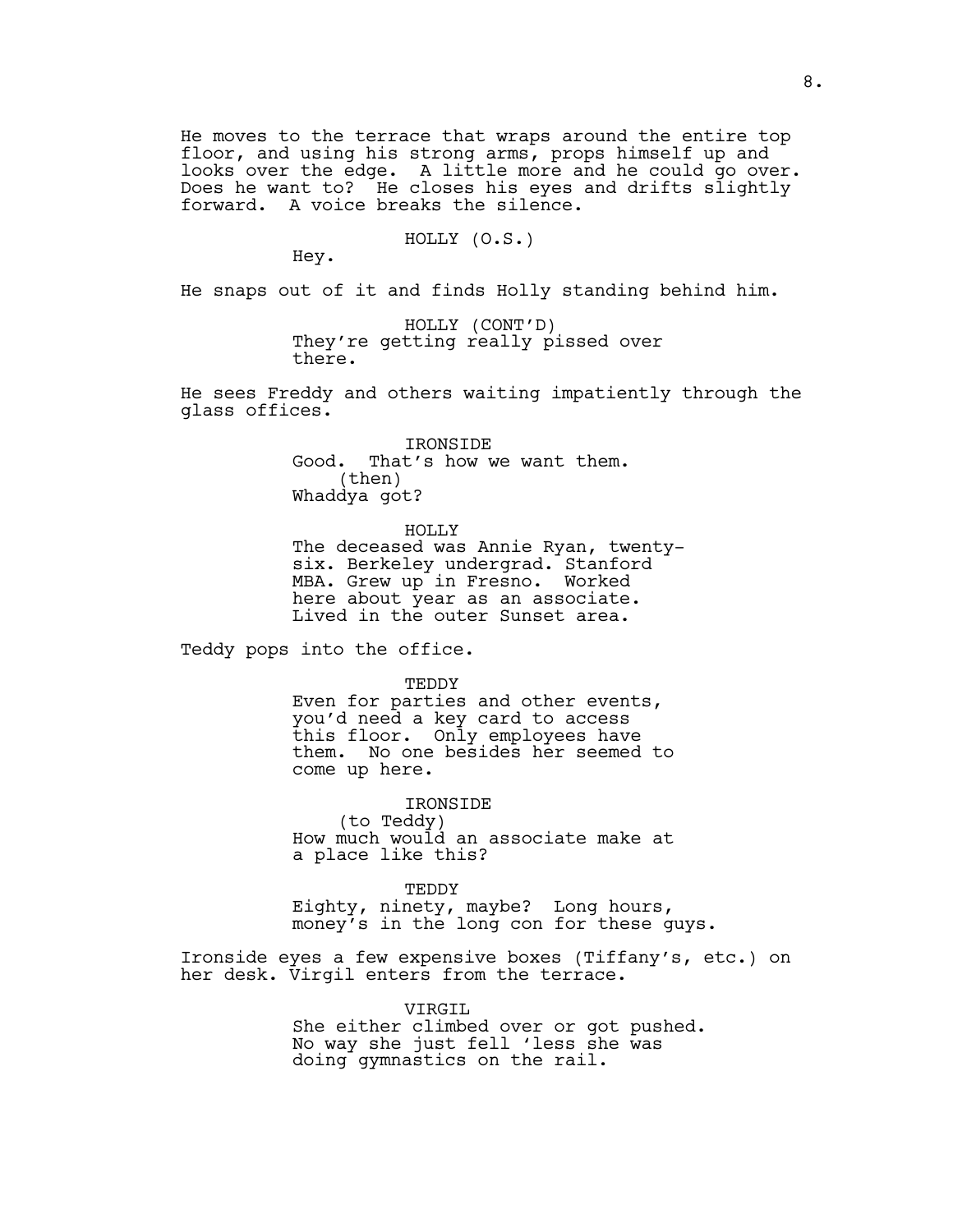He moves to the terrace that wraps around the entire top floor, and using his strong arms, props himself up and looks over the edge. A little more and he could go over. Does he want to? He closes his eyes and drifts slightly forward. A voice breaks the silence.

HOLLY (O.S.)
Hey.

He snaps out of it and finds Holly standing behind him.

HOLLY (CONT'D)
They're getting really pissed over there.

He sees Freddy and others waiting impatiently through the glass offices.

IRONSIDE
Good. That's how we want them.
(then)
Whaddya got?

HOLLY
The deceased was Annie Ryan, twenty-six. Berkeley undergrad. Stanford MBA. Grew up in Fresno. Worked here about year as an associate. Lived in the outer Sunset area.

Teddy pops into the office.

TEDDY
Even for parties and other events, you'd need a key card to access this floor. Only employees have them. No one besides her seemed to come up here.

IRONSIDE
(to Teddy)
How much would an associate make at a place like this?

TEDDY
Eighty, ninety, maybe? Long hours, money's in the long con for these guys.

Ironside eyes a few expensive boxes (Tiffany's, etc.) on her desk. Virgil enters from the terrace.

VIRGIL
She either climbed over or got pushed. No way she just fell 'less she was doing gymnastics on the rail.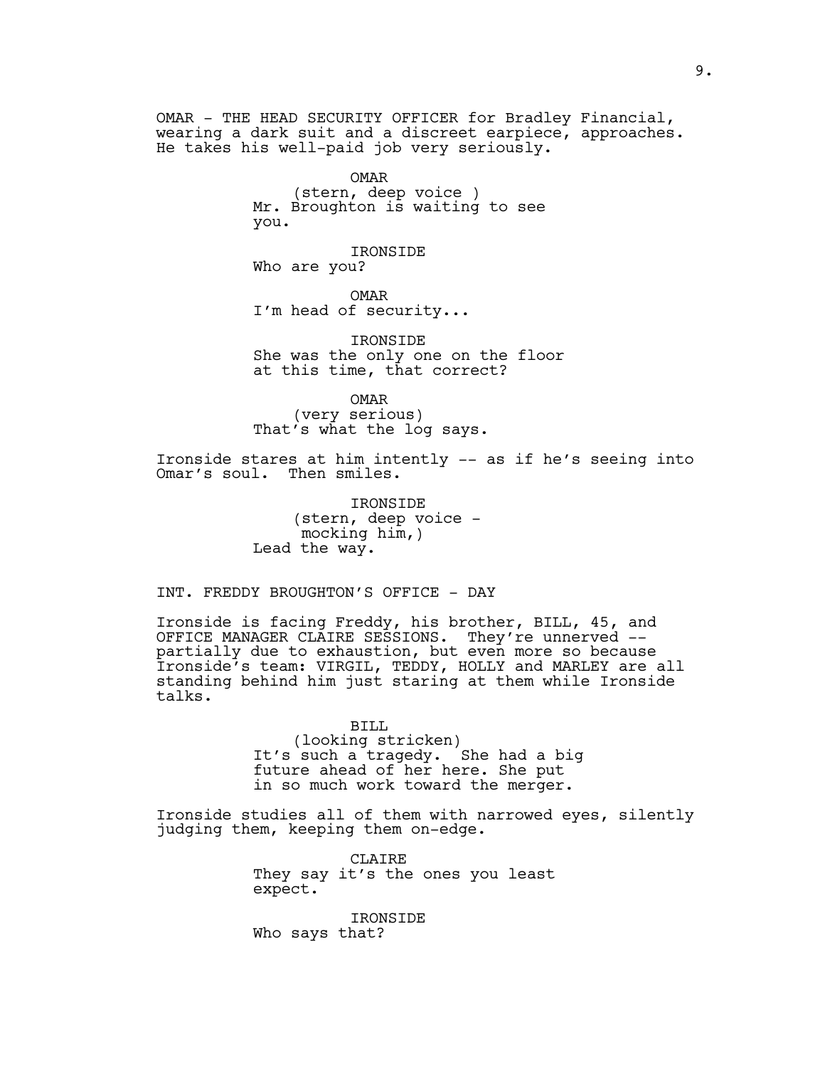OMAR - THE HEAD SECURITY OFFICER for Bradley Financial, wearing a dark suit and a discreet earpiece, approaches. He takes his well-paid job very seriously.

OMAR
(stern, deep voice )
Mr. Broughton is waiting to see you.

IRONSIDE
Who are you?

OMAR
I'm head of security...

IRONSIDE
She was the only one on the floor at this time, that correct?

OMAR
(very serious)
That's what the log says.

Ironside stares at him intently -- as if he's seeing into Omar's soul. Then smiles.

IRONSIDE
(stern, deep voice - mocking him,)
Lead the way.

INT. FREDDY BROUGHTON'S OFFICE - DAY

Ironside is facing Freddy, his brother, BILL, 45, and OFFICE MANAGER CLAIRE SESSIONS. They're unnerved -- partially due to exhaustion, but even more so because Ironside's team: VIRGIL, TEDDY, HOLLY and MARLEY are all standing behind him just staring at them while Ironside talks.

BILL
(looking stricken)
It's such a tragedy. She had a big future ahead of her here. She put in so much work toward the merger.

Ironside studies all of them with narrowed eyes, silently judging them, keeping them on-edge.

CLAIRE
They say it's the ones you least expect.

IRONSIDE
Who says that?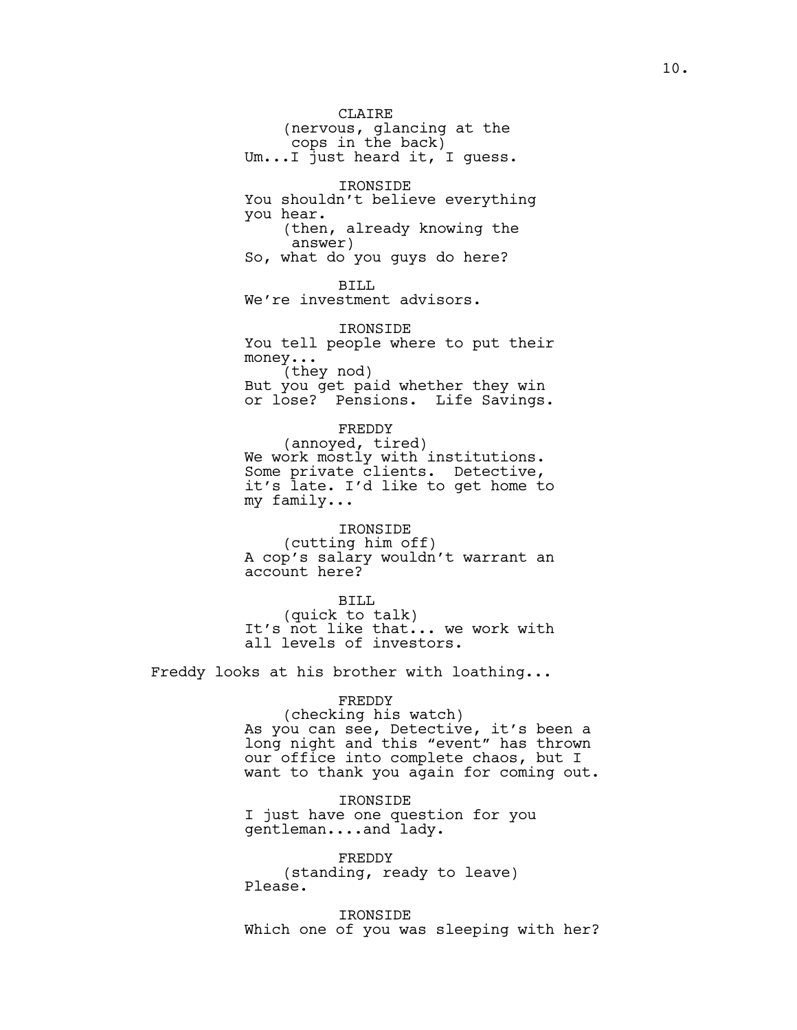CLAIRE
(nervous, glancing at the cops in the back)
Um...I just heard it, I guess.

IRONSIDE
You shouldn't believe everything you hear.
(then, already knowing the answer)
So, what do you guys do here?

BILL
We're investment advisors.

IRONSIDE
You tell people where to put their money...
(they nod)
But you get paid whether they win or lose? Pensions. Life Savings.

FREDDY
(annoyed, tired)
We work mostly with institutions. Some private clients. Detective, it's late. I'd like to get home to my family...

IRONSIDE
(cutting him off)
A cop's salary wouldn't warrant an account here?

BILL
(quick to talk)
It's not like that... we work with all levels of investors.

Freddy looks at his brother with loathing...

FREDDY
(checking his watch)
As you can see, Detective, it's been a long night and this "event" has thrown our office into complete chaos, but I want to thank you again for coming out.

IRONSIDE
I just have one question for you gentleman....and lady.

FREDDY
(standing, ready to leave)
Please.

IRONSIDE
Which one of you was sleeping with her?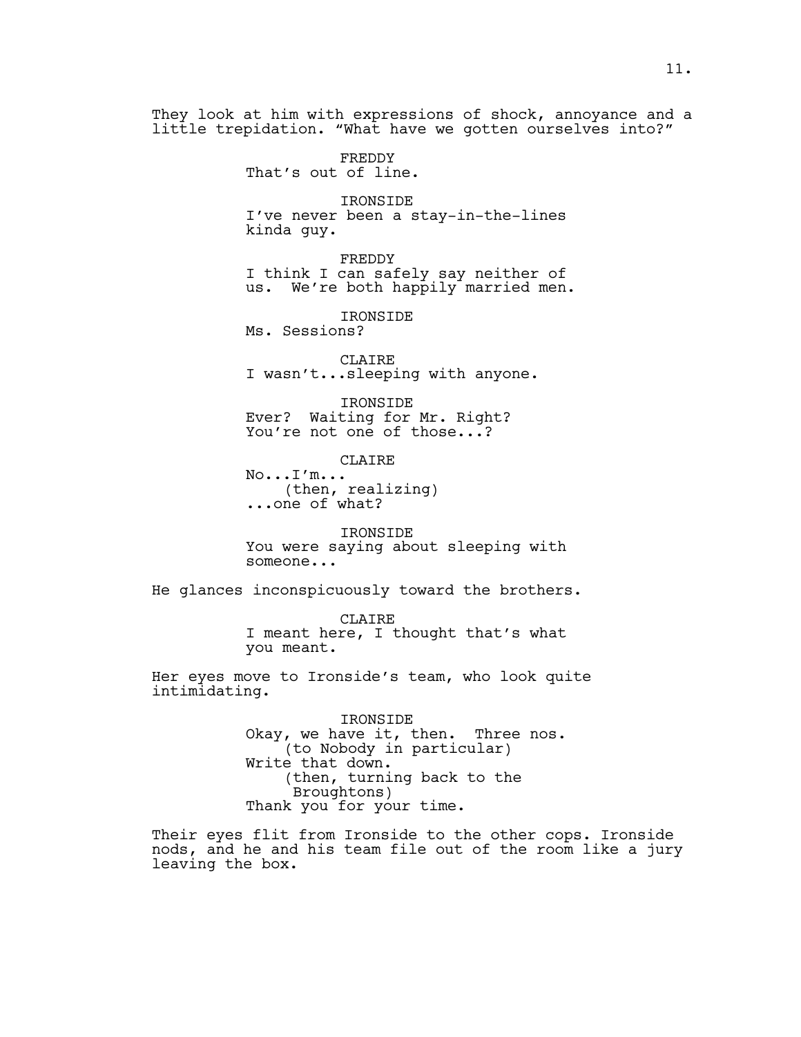They look at him with expressions of shock, annoyance and a little trepidation. "What have we gotten ourselves into?"

FREDDY
That's out of line.

IRONSIDE
I've never been a stay-in-the-lines kinda guy.

FREDDY
I think I can safely say neither of us.  We're both happily married men.

IRONSIDE
Ms. Sessions?

CLAIRE
I wasn't...sleeping with anyone.

IRONSIDE
Ever?  Waiting for Mr. Right? You're not one of those...?

CLAIRE
No...I'm...
(then, realizing)
...one of what?

IRONSIDE
You were saying about sleeping with someone...

He glances inconspicuously toward the brothers.

CLAIRE
I meant here, I thought that's what you meant.

Her eyes move to Ironside's team, who look quite intimidating.

IRONSIDE
Okay, we have it, then.  Three nos.
(to Nobody in particular)
Write that down.
(then, turning back to the Broughtons)
Thank you for your time.

Their eyes flit from Ironside to the other cops. Ironside nods, and he and his team file out of the room like a jury leaving the box.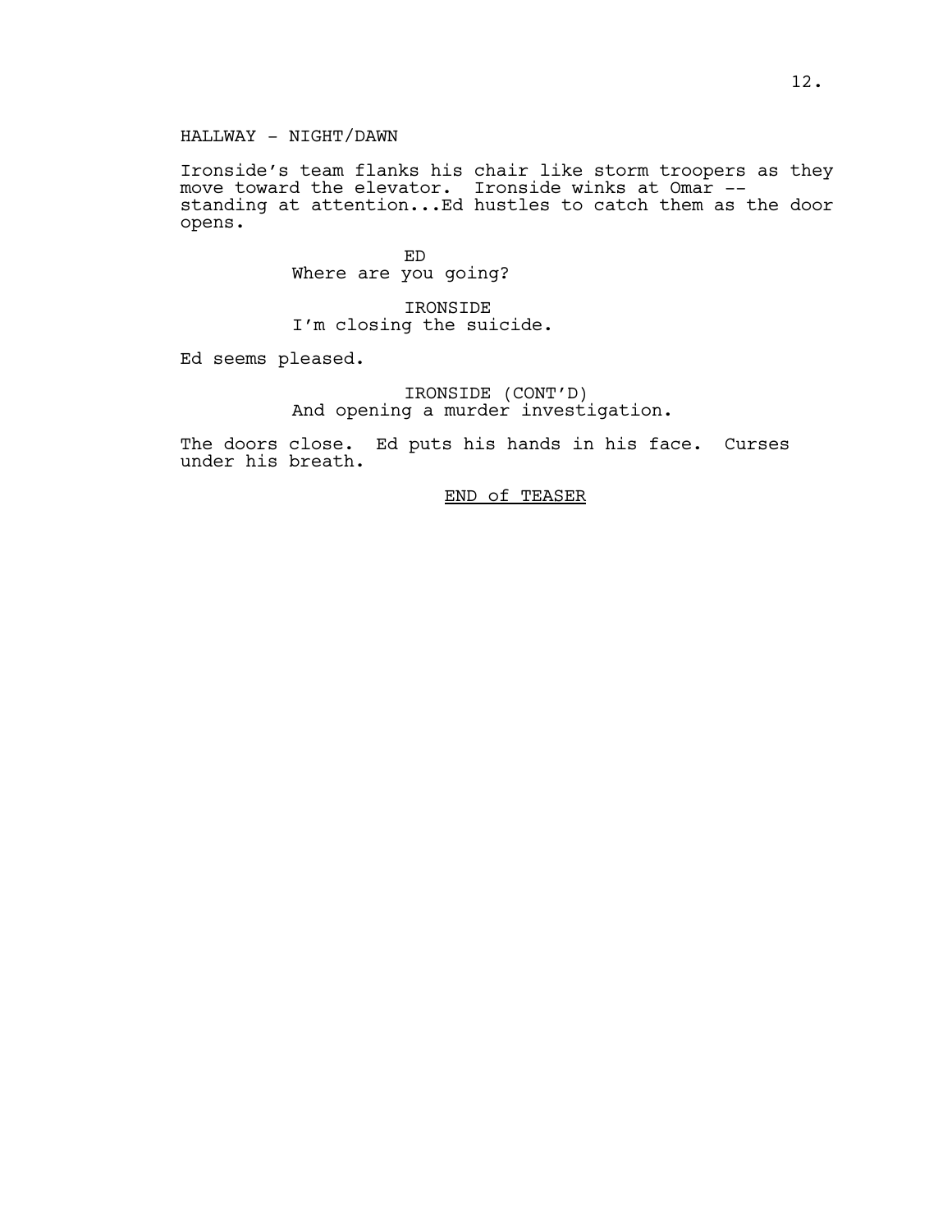HALLWAY - NIGHT/DAWN

Ironside's team flanks his chair like storm troopers as they move toward the elevator. Ironside winks at Omar -- standing at attention...Ed hustles to catch them as the door opens.

ED
Where are you going?

IRONSIDE
I'm closing the suicide.

Ed seems pleased.

IRONSIDE (CONT'D)
And opening a murder investigation.

The doors close. Ed puts his hands in his face. Curses under his breath.

<u>END of TEASER</u>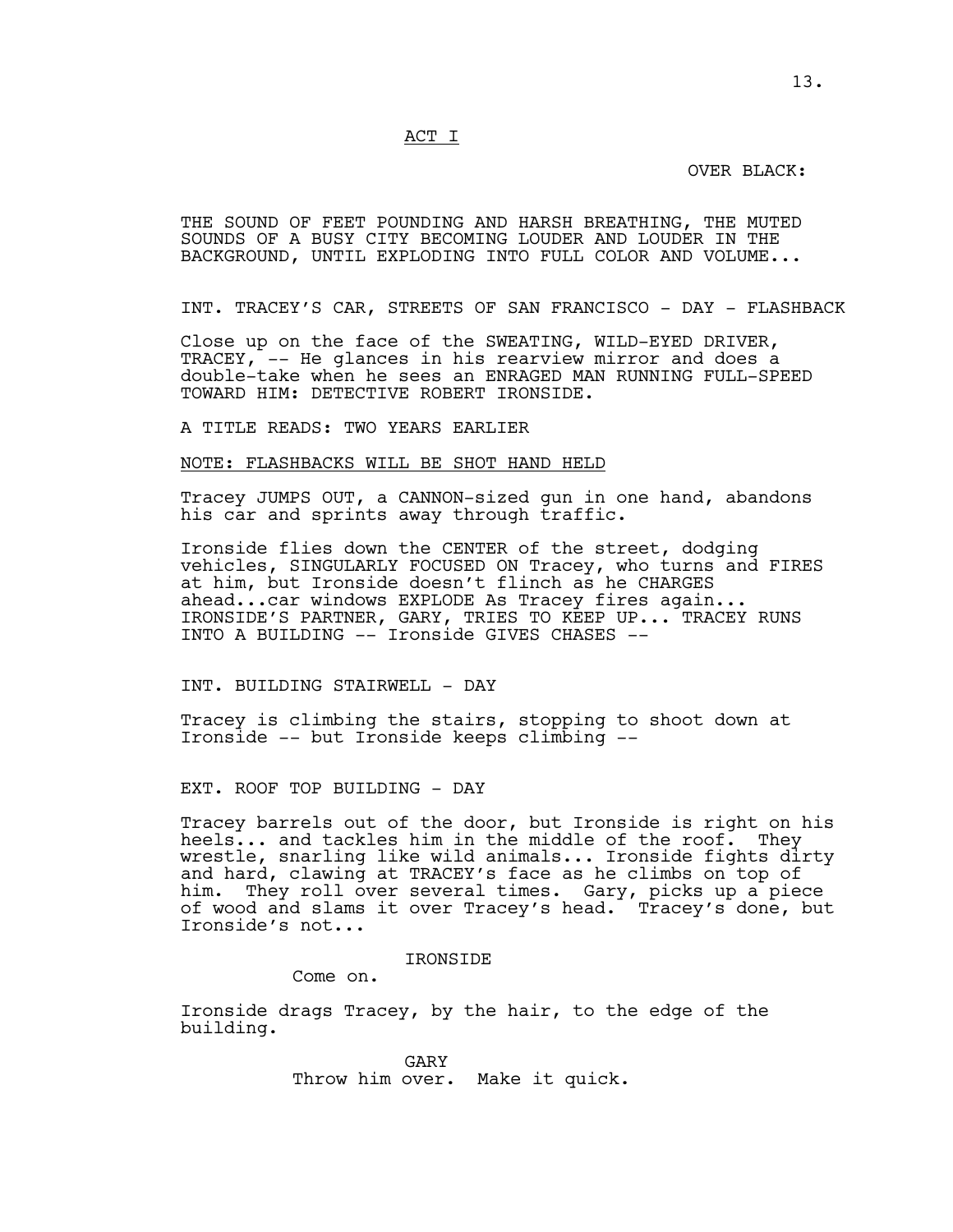<u>ACT I</u>

OVER BLACK:

THE SOUND OF FEET POUNDING AND HARSH BREATHING, THE MUTED SOUNDS OF A BUSY CITY BECOMING LOUDER AND LOUDER IN THE BACKGROUND, UNTIL EXPLODING INTO FULL COLOR AND VOLUME...

INT. TRACEY'S CAR, STREETS OF SAN FRANCISCO - DAY - FLASHBACK

Close up on the face of the SWEATING, WILD-EYED DRIVER, TRACEY, -- He glances in his rearview mirror and does a double-take when he sees an ENRAGED MAN RUNNING FULL-SPEED TOWARD HIM: DETECTIVE ROBERT IRONSIDE.

A TITLE READS: TWO YEARS EARLIER

<u>NOTE: FLASHBACKS WILL BE SHOT HAND HELD</u>

Tracey JUMPS OUT, a CANNON-sized gun in one hand, abandons his car and sprints away through traffic.

Ironside flies down the CENTER of the street, dodging vehicles, SINGULARLY FOCUSED ON Tracey, who turns and FIRES at him, but Ironside doesn't flinch as he CHARGES ahead...car windows EXPLODE As Tracey fires again... IRONSIDE'S PARTNER, GARY, TRIES TO KEEP UP... TRACEY RUNS INTO A BUILDING -- Ironside GIVES CHASES --

INT. BUILDING STAIRWELL - DAY

Tracey is climbing the stairs, stopping to shoot down at Ironside -- but Ironside keeps climbing --

EXT. ROOF TOP BUILDING - DAY

Tracey barrels out of the door, but Ironside is right on his heels... and tackles him in the middle of the roof. They wrestle, snarling like wild animals... Ironside fights dirty and hard, clawing at TRACEY's face as he climbs on top of him. They roll over several times. Gary, picks up a piece of wood and slams it over Tracey's head. Tracey's done, but Ironside's not...

IRONSIDE
Come on.

Ironside drags Tracey, by the hair, to the edge of the building.

GARY
Throw him over. Make it quick.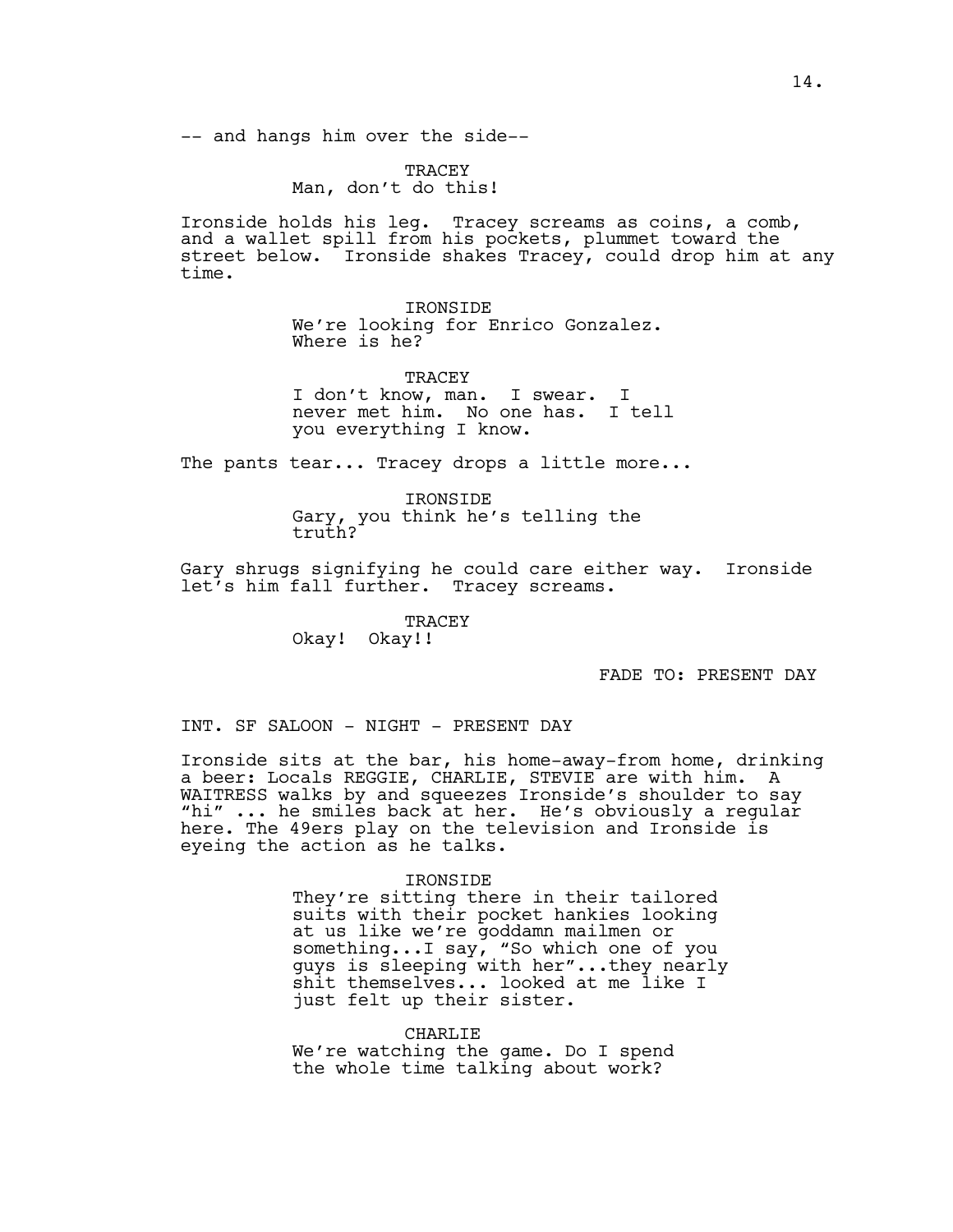-- and hangs him over the side--

TRACEY
Man, don't do this!

Ironside holds his leg. Tracey screams as coins, a comb, and a wallet spill from his pockets, plummet toward the street below. Ironside shakes Tracey, could drop him at any time.

IRONSIDE
We're looking for Enrico Gonzalez. Where is he?

TRACEY
I don't know, man. I swear. I never met him. No one has. I tell you everything I know.

The pants tear... Tracey drops a little more...

IRONSIDE
Gary, you think he's telling the truth?

Gary shrugs signifying he could care either way. Ironside let's him fall further. Tracey screams.

TRACEY
Okay! Okay!!

FADE TO: PRESENT DAY

INT. SF SALOON - NIGHT - PRESENT DAY

Ironside sits at the bar, his home-away-from home, drinking a beer: Locals REGGIE, CHARLIE, STEVIE are with him. A WAITRESS walks by and squeezes Ironside's shoulder to say "hi" ... he smiles back at her. He's obviously a regular here. The 49ers play on the television and Ironside is eyeing the action as he talks.

IRONSIDE
They're sitting there in their tailored suits with their pocket hankies looking at us like we're goddamn mailmen or something...I say, "So which one of you guys is sleeping with her"...they nearly shit themselves... looked at me like I just felt up their sister.

CHARLIE
We're watching the game. Do I spend the whole time talking about work?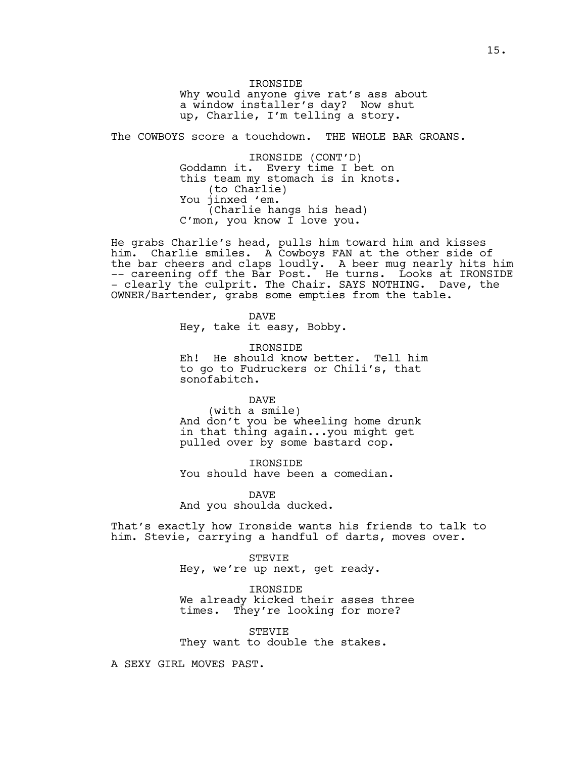IRONSIDE
Why would anyone give rat's ass about a window installer's day? Now shut up, Charlie, I'm telling a story.

The COWBOYS score a touchdown. THE WHOLE BAR GROANS.

IRONSIDE (CONT'D)
Goddamn it. Every time I bet on this team my stomach is in knots.
(to Charlie)
You jinxed 'em.
(Charlie hangs his head)
C'mon, you know I love you.

He grabs Charlie's head, pulls him toward him and kisses him. Charlie smiles. A Cowboys FAN at the other side of the bar cheers and claps loudly. A beer mug nearly hits him -- careening off the Bar Post. He turns. Looks at IRONSIDE - clearly the culprit. The Chair. SAYS NOTHING. Dave, the OWNER/Bartender, grabs some empties from the table.

DAVE
Hey, take it easy, Bobby.

IRONSIDE
Eh! He should know better. Tell him to go to Fudruckers or Chili's, that sonofabitch.

DAVE
(with a smile)
And don't you be wheeling home drunk in that thing again...you might get pulled over by some bastard cop.

IRONSIDE
You should have been a comedian.

DAVE
And you shoulda ducked.

That's exactly how Ironside wants his friends to talk to him. Stevie, carrying a handful of darts, moves over.

STEVIE
Hey, we're up next, get ready.

IRONSIDE
We already kicked their asses three times. They're looking for more?

STEVIE
They want to double the stakes.

A SEXY GIRL MOVES PAST.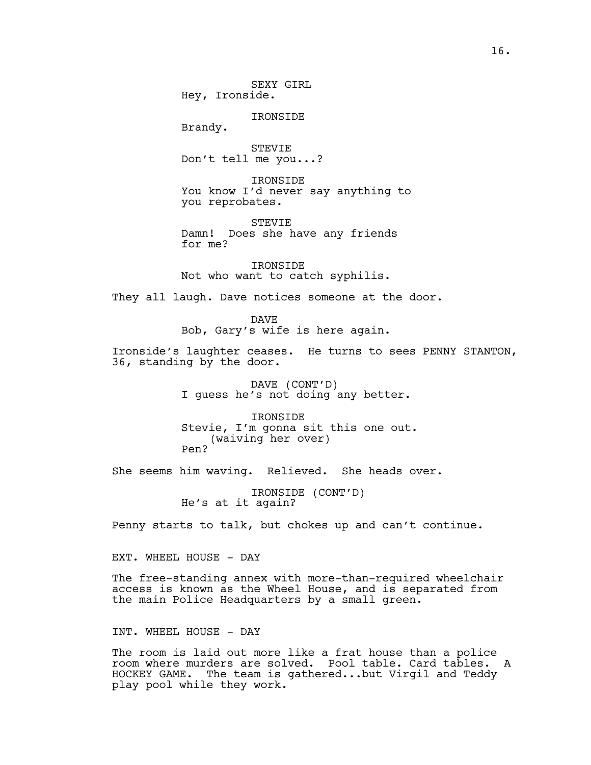SEXY GIRL
Hey, Ironside.

IRONSIDE
Brandy.

STEVIE
Don't tell me you...?

IRONSIDE
You know I'd never say anything to you reprobates.

STEVIE
Damn! Does she have any friends for me?

IRONSIDE
Not who want to catch syphilis.

They all laugh. Dave notices someone at the door.

DAVE
Bob, Gary's wife is here again.

Ironside's laughter ceases. He turns to sees PENNY STANTON, 36, standing by the door.

DAVE (CONT'D)
I guess he's not doing any better.

IRONSIDE
Stevie, I'm gonna sit this one out.
(waiving her over)
Pen?

She seems him waving. Relieved. She heads over.

IRONSIDE (CONT'D)
He's at it again?

Penny starts to talk, but chokes up and can't continue.

EXT. WHEEL HOUSE - DAY

The free-standing annex with more-than-required wheelchair access is known as the Wheel House, and is separated from the main Police Headquarters by a small green.

INT. WHEEL HOUSE - DAY

The room is laid out more like a frat house than a police room where murders are solved. Pool table. Card tables. A HOCKEY GAME. The team is gathered...but Virgil and Teddy play pool while they work.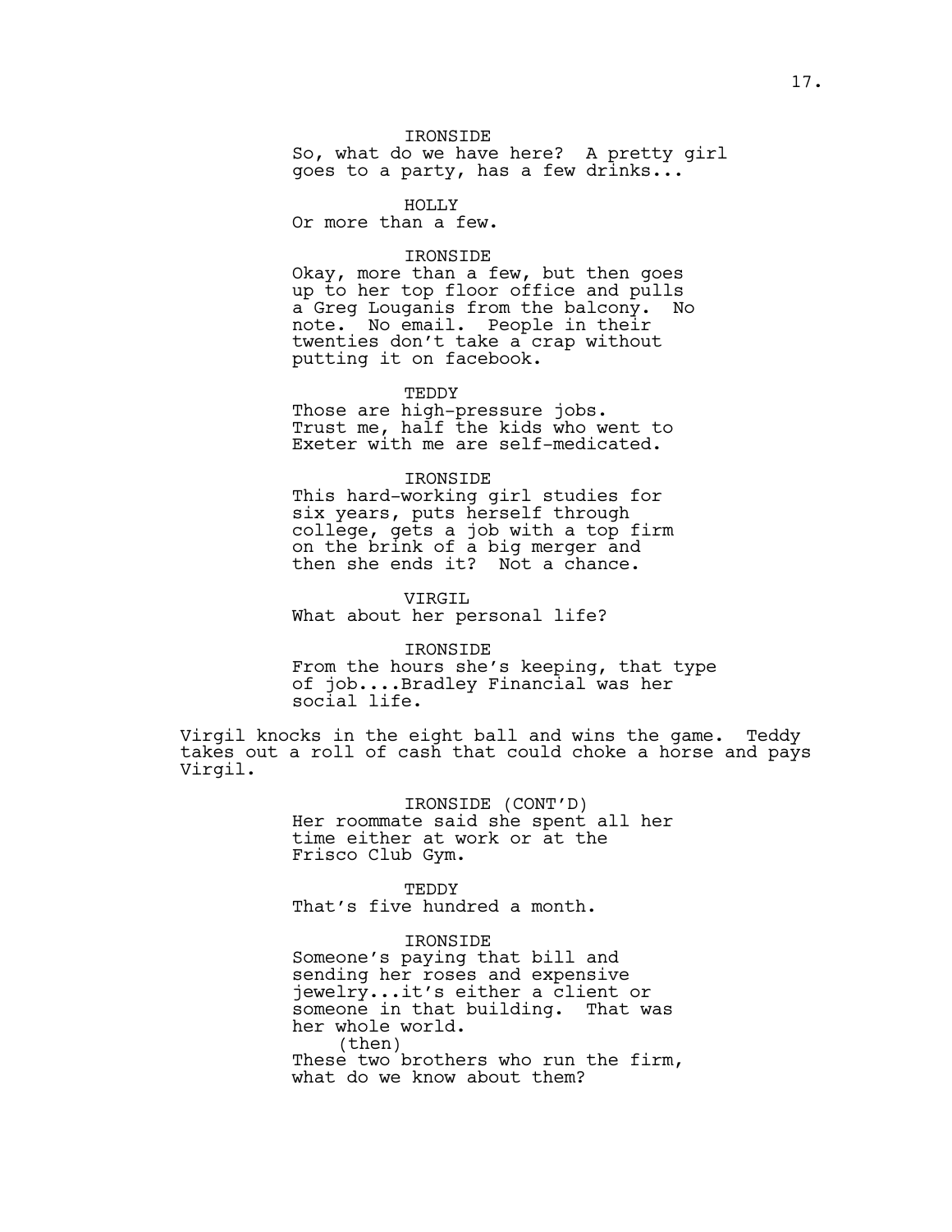IRONSIDE
So, what do we have here? A pretty girl goes to a party, has a few drinks...

HOLLY
Or more than a few.

IRONSIDE
Okay, more than a few, but then goes up to her top floor office and pulls a Greg Louganis from the balcony. No note. No email. People in their twenties don't take a crap without putting it on facebook.

TEDDY
Those are high-pressure jobs. Trust me, half the kids who went to Exeter with me are self-medicated.

IRONSIDE
This hard-working girl studies for six years, puts herself through college, gets a job with a top firm on the brink of a big merger and then she ends it? Not a chance.

VIRGIL
What about her personal life?

IRONSIDE
From the hours she's keeping, that type of job....Bradley Financial was her social life.

Virgil knocks in the eight ball and wins the game. Teddy takes out a roll of cash that could choke a horse and pays Virgil.

IRONSIDE (CONT'D)
Her roommate said she spent all her time either at work or at the Frisco Club Gym.

TEDDY
That's five hundred a month.

IRONSIDE
Someone's paying that bill and sending her roses and expensive jewelry...it's either a client or someone in that building. That was her whole world.
(then)
These two brothers who run the firm, what do we know about them?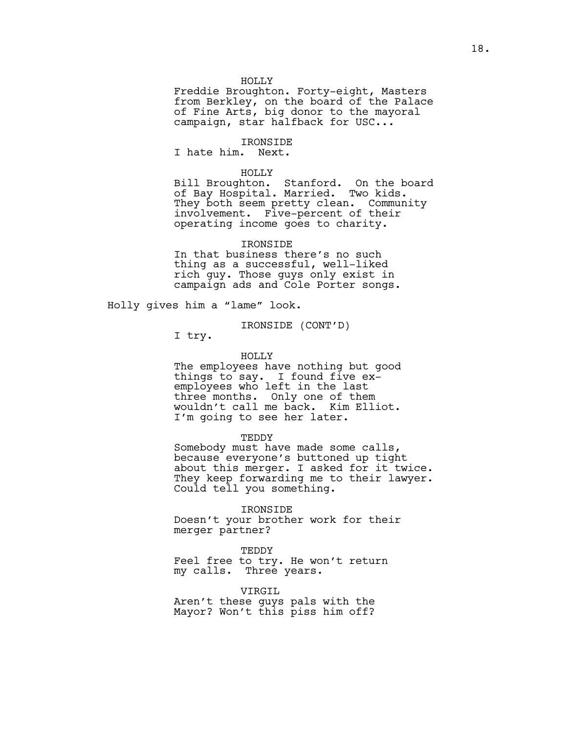HOLLY

Freddie Broughton. Forty-eight, Masters from Berkley, on the board of the Palace of Fine Arts, big donor to the mayoral campaign, star halfback for USC...

IRONSIDE

I hate him. Next.

HOLLY

Bill Broughton. Stanford. On the board of Bay Hospital. Married. Two kids. They both seem pretty clean. Community involvement. Five-percent of their operating income goes to charity.

IRONSIDE

In that business there's no such thing as a successful, well-liked rich guy. Those guys only exist in campaign ads and Cole Porter songs.

Holly gives him a "lame" look.

IRONSIDE (CONT'D)

I try.

HOLLY

The employees have nothing but good things to say. I found five ex-employees who left in the last three months. Only one of them wouldn't call me back. Kim Elliot. I'm going to see her later.

TEDDY

Somebody must have made some calls, because everyone's buttoned up tight about this merger. I asked for it twice. They keep forwarding me to their lawyer. Could tell you something.

IRONSIDE

Doesn't your brother work for their merger partner?

TEDDY

Feel free to try. He won't return my calls. Three years.

VIRGIL

Aren't these guys pals with the Mayor? Won't this piss him off?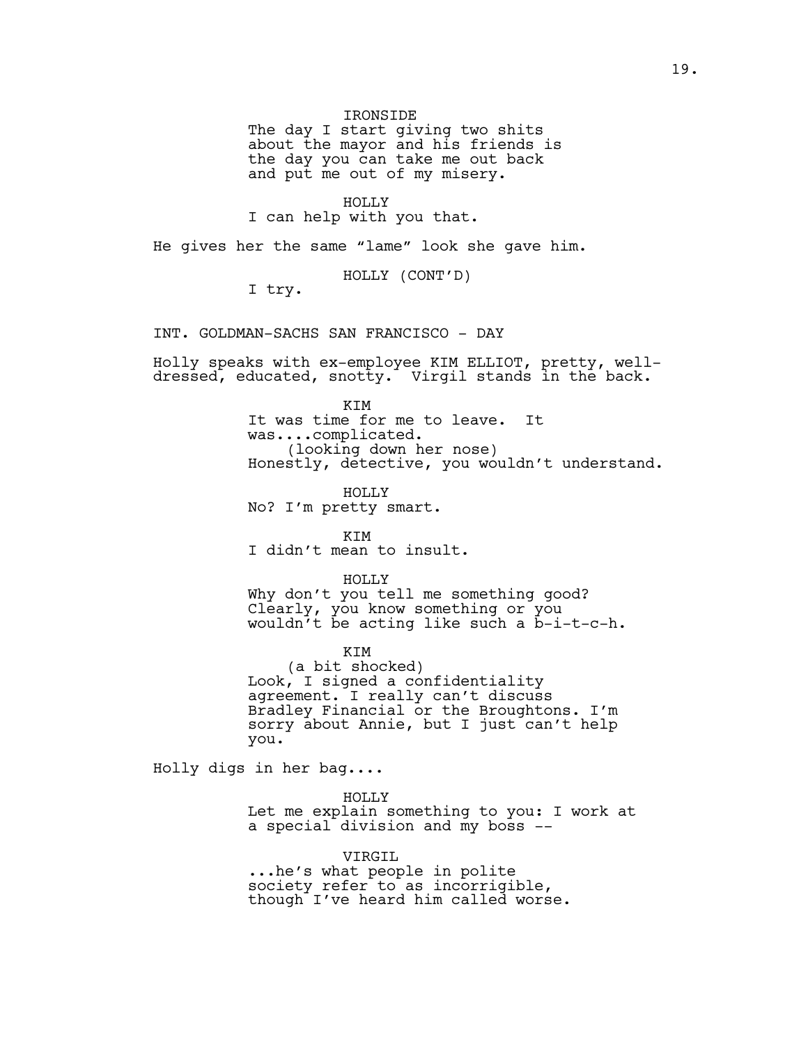IRONSIDE
The day I start giving two shits about the mayor and his friends is the day you can take me out back and put me out of my misery.

HOLLY
I can help with you that.

He gives her the same "lame" look she gave him.

HOLLY (CONT'D)
I try.

INT. GOLDMAN-SACHS SAN FRANCISCO - DAY

Holly speaks with ex-employee KIM ELLIOT, pretty, well-dressed, educated, snotty. Virgil stands in the back.

KIM
It was time for me to leave. It was....complicated.
(looking down her nose)
Honestly, detective, you wouldn't understand.

HOLLY
No? I'm pretty smart.

KIM
I didn't mean to insult.

HOLLY
Why don't you tell me something good? Clearly, you know something or you wouldn't be acting like such a b-i-t-c-h.

KIM
(a bit shocked)
Look, I signed a confidentiality agreement. I really can't discuss Bradley Financial or the Broughtons. I'm sorry about Annie, but I just can't help you.

Holly digs in her bag....

HOLLY
Let me explain something to you: I work at a special division and my boss --

VIRGIL
...he's what people in polite society refer to as incorrigible, though I've heard him called worse.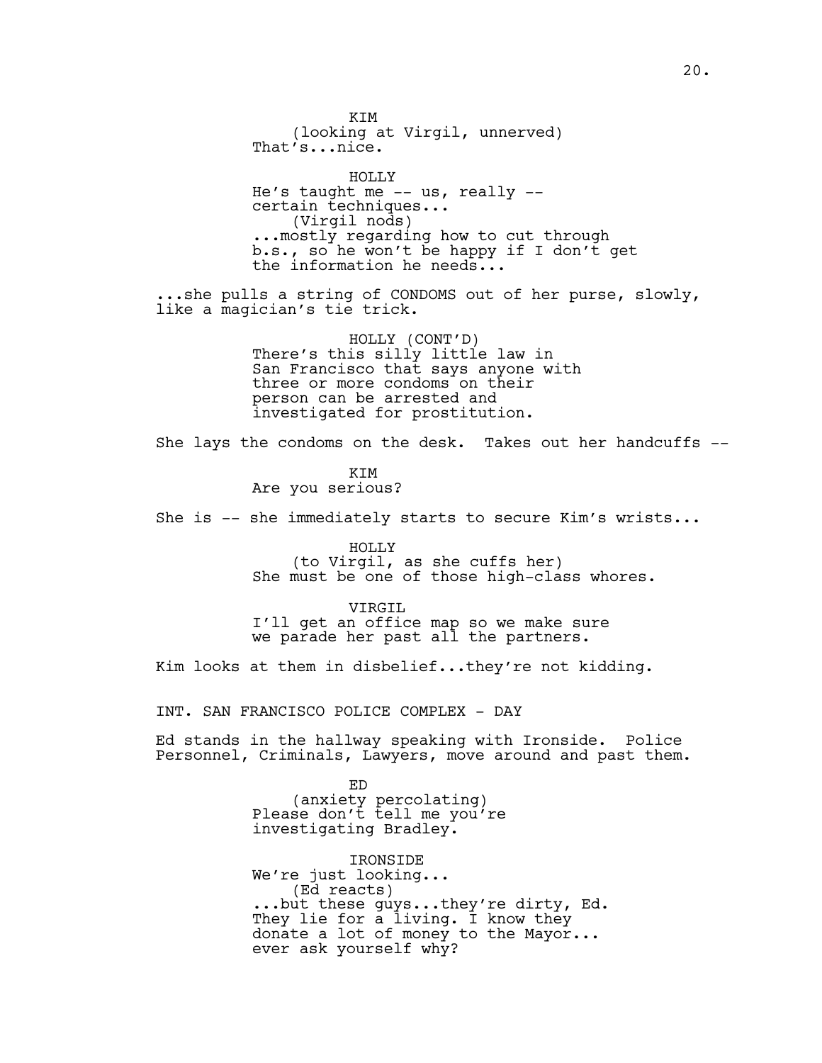KIM
(looking at Virgil, unnerved)
That's...nice.

HOLLY
He's taught me -- us, really --
certain techniques...
(Virgil nods)
...mostly regarding how to cut through
b.s., so he won't be happy if I don't get
the information he needs...

...she pulls a string of CONDOMS out of her purse, slowly, like a magician's tie trick.

HOLLY (CONT'D)
There's this silly little law in
San Francisco that says anyone with
three or more condoms on their
person can be arrested and
investigated for prostitution.

She lays the condoms on the desk. Takes out her handcuffs --

KIM
Are you serious?

She is -- she immediately starts to secure Kim's wrists...

HOLLY
(to Virgil, as she cuffs her)
She must be one of those high-class whores.

VIRGIL
I'll get an office map so we make sure
we parade her past all the partners.

Kim looks at them in disbelief...they're not kidding.

INT. SAN FRANCISCO POLICE COMPLEX - DAY

Ed stands in the hallway speaking with Ironside. Police Personnel, Criminals, Lawyers, move around and past them.

ED
(anxiety percolating)
Please don't tell me you're
investigating Bradley.

IRONSIDE
We're just looking...
(Ed reacts)
...but these guys...they're dirty, Ed.
They lie for a living. I know they
donate a lot of money to the Mayor...
ever ask yourself why?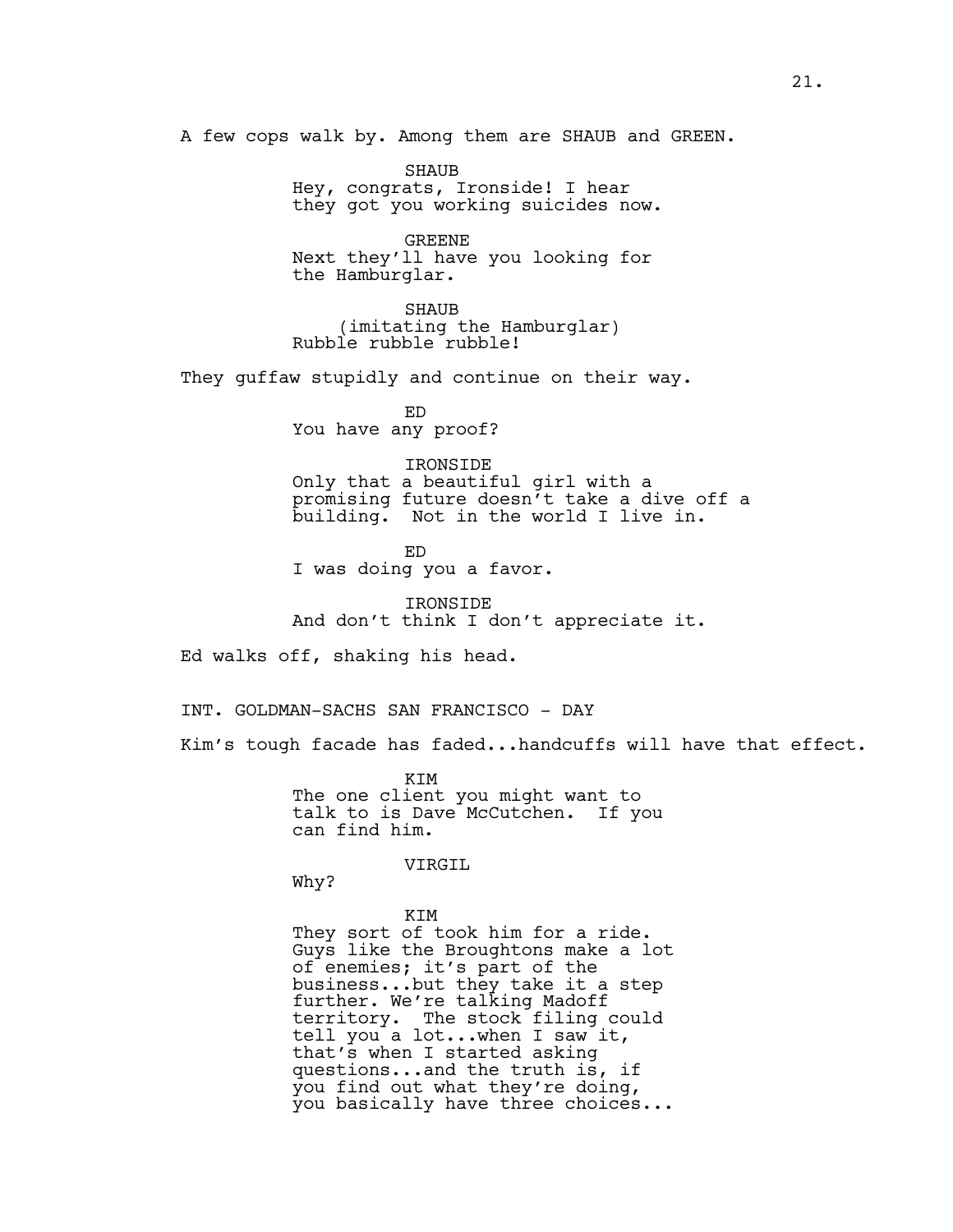A few cops walk by. Among them are SHAUB and GREEN.

SHAUB
Hey, congrats, Ironside! I hear they got you working suicides now.

GREENE
Next they'll have you looking for the Hamburglar.

SHAUB
(imitating the Hamburglar)
Rubble rubble rubble!

They guffaw stupidly and continue on their way.

ED
You have any proof?

IRONSIDE
Only that a beautiful girl with a promising future doesn't take a dive off a building. Not in the world I live in.

ED
I was doing you a favor.

IRONSIDE
And don't think I don't appreciate it.

Ed walks off, shaking his head.

INT. GOLDMAN-SACHS SAN FRANCISCO - DAY

Kim's tough facade has faded...handcuffs will have that effect.

KIM
The one client you might want to talk to is Dave McCutchen. If you can find him.

VIRGIL
Why?

KIM
They sort of took him for a ride. Guys like the Broughtons make a lot of enemies; it's part of the business...but they take it a step further. We're talking Madoff territory. The stock filing could tell you a lot...when I saw it, that's when I started asking questions...and the truth is, if you find out what they're doing, you basically have three choices...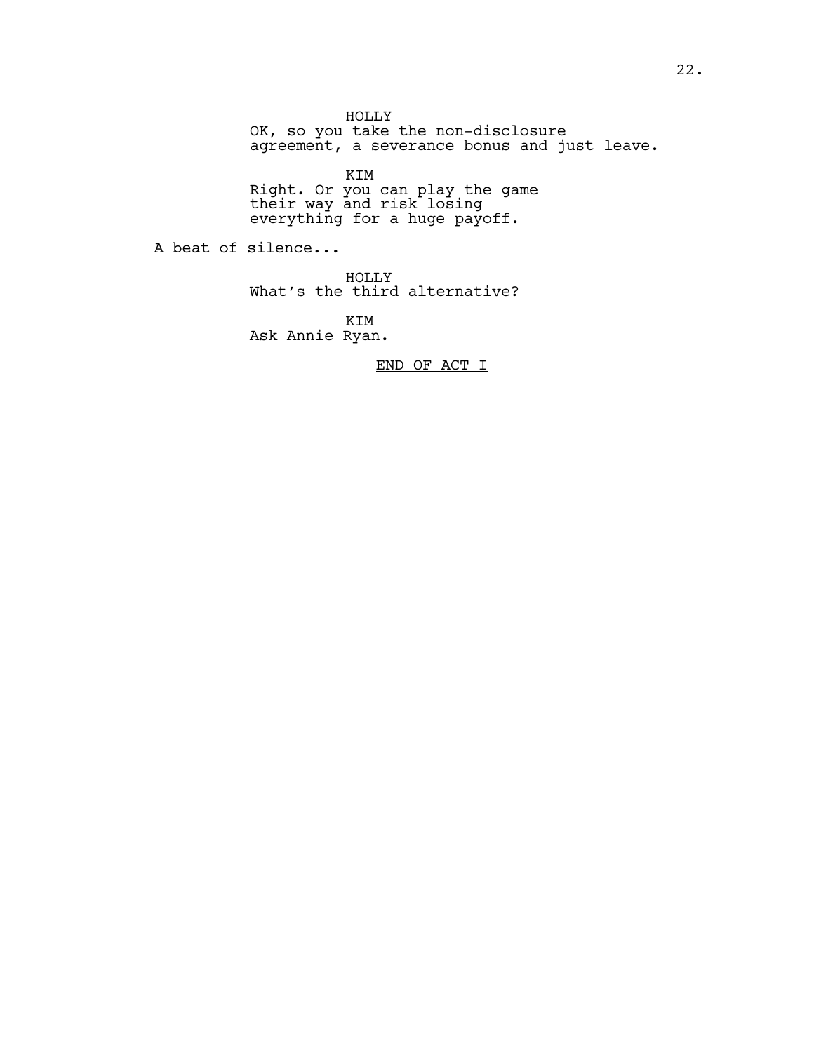HOLLY
OK, so you take the non-disclosure agreement, a severance bonus and just leave.

KIM
Right. Or you can play the game their way and risk losing everything for a huge payoff.

A beat of silence...

HOLLY
What's the third alternative?

KIM
Ask Annie Ryan.

<u>END OF ACT I</u>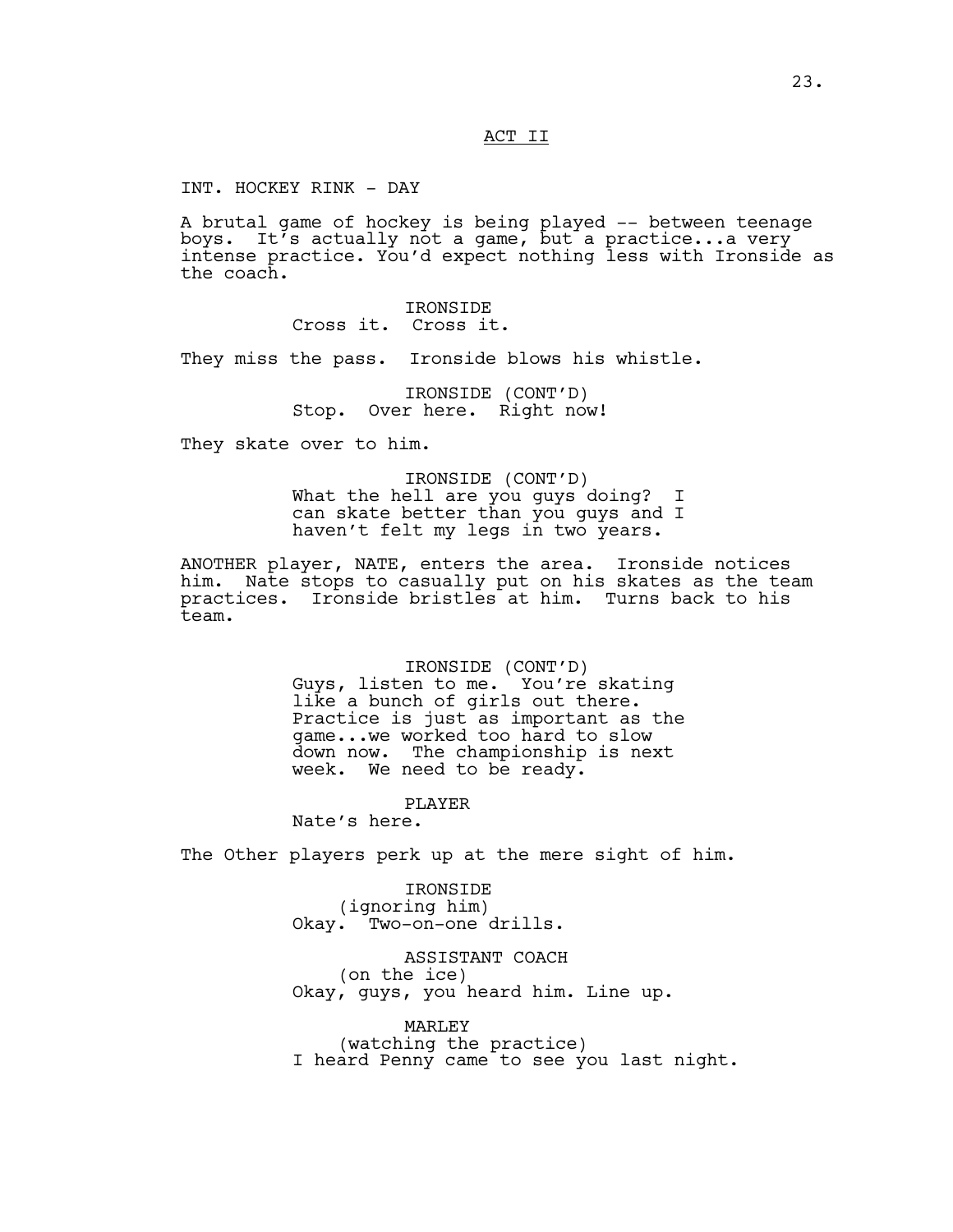ACT II

INT. HOCKEY RINK - DAY

A brutal game of hockey is being played -- between teenage boys. It's actually not a game, but a practice...a very intense practice. You'd expect nothing less with Ironside as the coach.

IRONSIDE
Cross it. Cross it.

They miss the pass. Ironside blows his whistle.

IRONSIDE (CONT'D)
Stop. Over here. Right now!

They skate over to him.

IRONSIDE (CONT'D)
What the hell are you guys doing? I can skate better than you guys and I haven't felt my legs in two years.

ANOTHER player, NATE, enters the area. Ironside notices him. Nate stops to casually put on his skates as the team practices. Ironside bristles at him. Turns back to his team.

IRONSIDE (CONT'D)
Guys, listen to me. You're skating like a bunch of girls out there. Practice is just as important as the game...we worked too hard to slow down now. The championship is next week. We need to be ready.

PLAYER
Nate's here.

The Other players perk up at the mere sight of him.

IRONSIDE
(ignoring him)
Okay. Two-on-one drills.

ASSISTANT COACH
(on the ice)
Okay, guys, you heard him. Line up.

MARLEY
(watching the practice)
I heard Penny came to see you last night.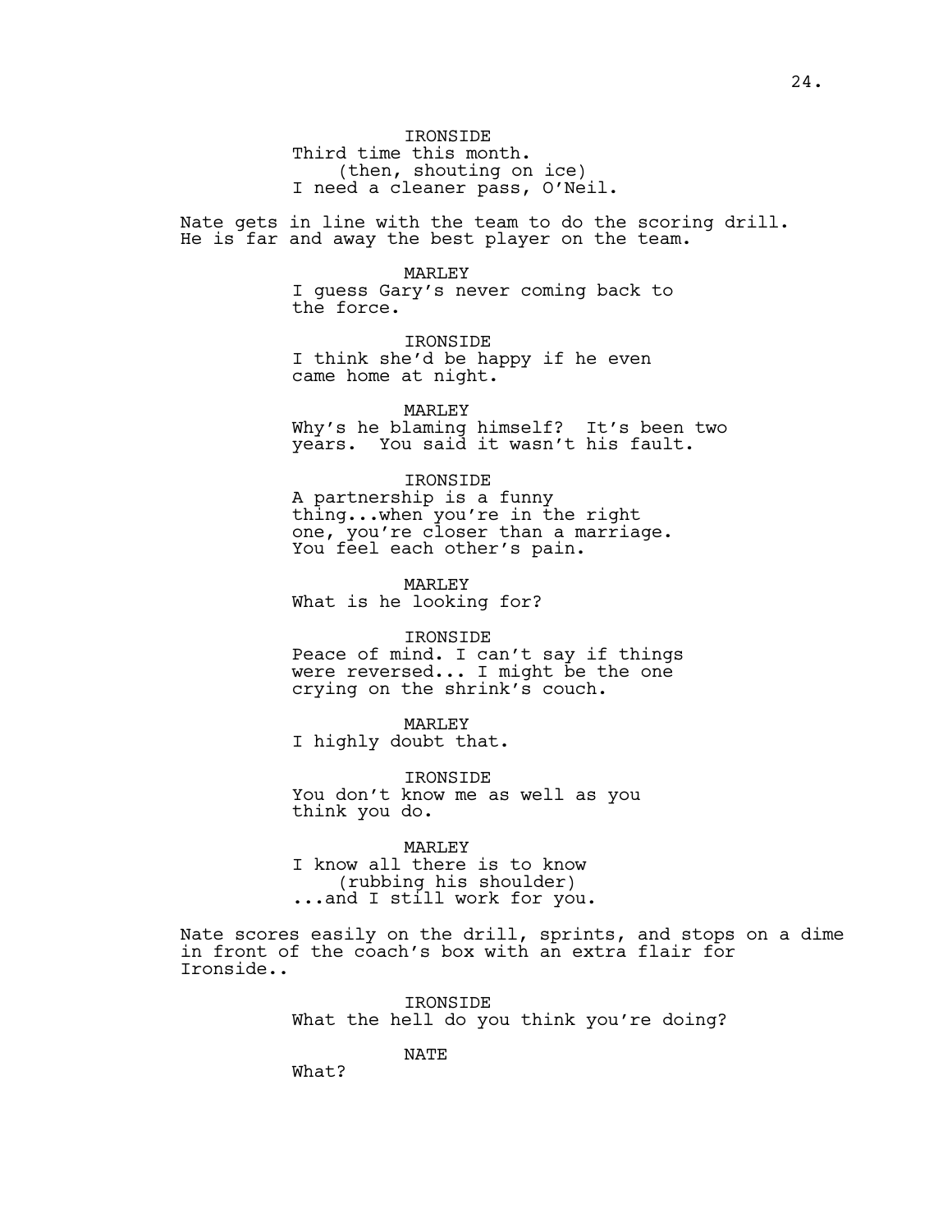IRONSIDE
Third time this month.
(then, shouting on ice)
I need a cleaner pass, O'Neil.

Nate gets in line with the team to do the scoring drill. He is far and away the best player on the team.

MARLEY
I guess Gary's never coming back to the force.

IRONSIDE
I think she'd be happy if he even came home at night.

MARLEY
Why's he blaming himself? It's been two years. You said it wasn't his fault.

IRONSIDE
A partnership is a funny thing...when you're in the right one, you're closer than a marriage. You feel each other's pain.

MARLEY
What is he looking for?

IRONSIDE
Peace of mind. I can't say if things were reversed... I might be the one crying on the shrink's couch.

MARLEY
I highly doubt that.

IRONSIDE
You don't know me as well as you think you do.

MARLEY
I know all there is to know
(rubbing his shoulder)
...and I still work for you.

Nate scores easily on the drill, sprints, and stops on a dime in front of the coach's box with an extra flair for Ironside..

IRONSIDE
What the hell do you think you're doing?

NATE
What?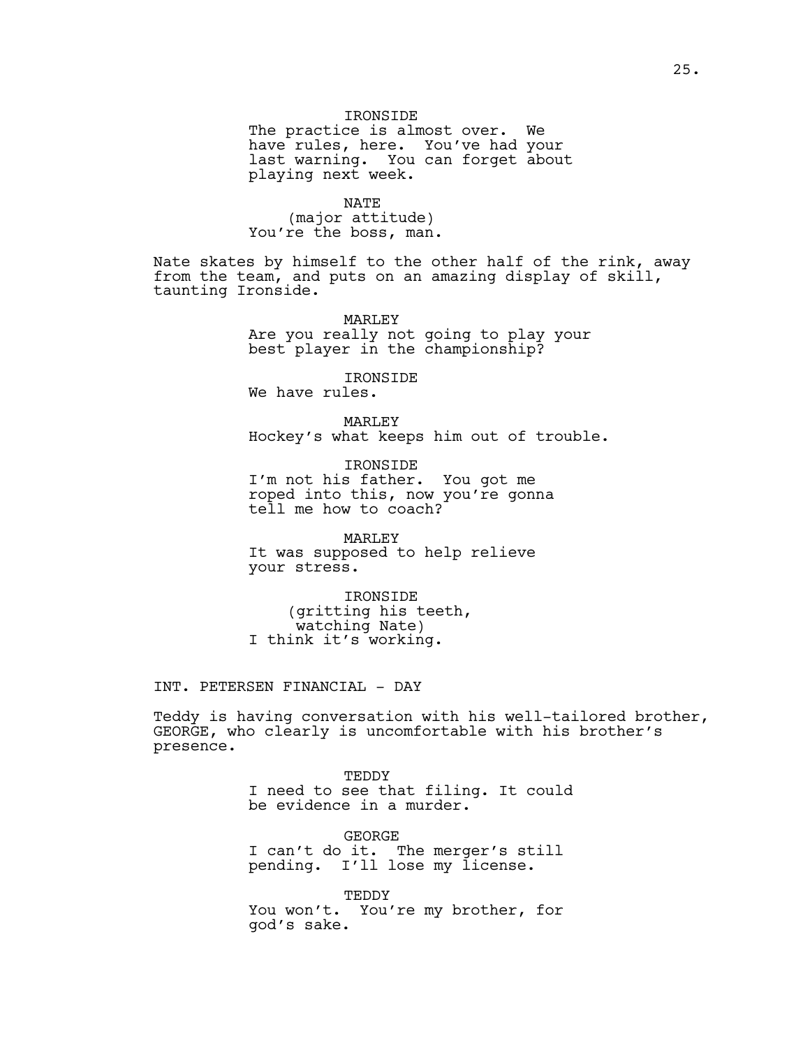IRONSIDE
The practice is almost over. We have rules, here. You've had your last warning. You can forget about playing next week.

NATE
(major attitude)
You're the boss, man.

Nate skates by himself to the other half of the rink, away from the team, and puts on an amazing display of skill, taunting Ironside.

MARLEY
Are you really not going to play your best player in the championship?

IRONSIDE
We have rules.

MARLEY
Hockey's what keeps him out of trouble.

IRONSIDE
I'm not his father. You got me roped into this, now you're gonna tell me how to coach?

MARLEY
It was supposed to help relieve your stress.

IRONSIDE
(gritting his teeth, watching Nate)
I think it's working.

INT. PETERSEN FINANCIAL - DAY

Teddy is having conversation with his well-tailored brother, GEORGE, who clearly is uncomfortable with his brother's presence.

TEDDY
I need to see that filing. It could be evidence in a murder.

GEORGE
I can't do it. The merger's still pending. I'll lose my license.

TEDDY
You won't. You're my brother, for god's sake.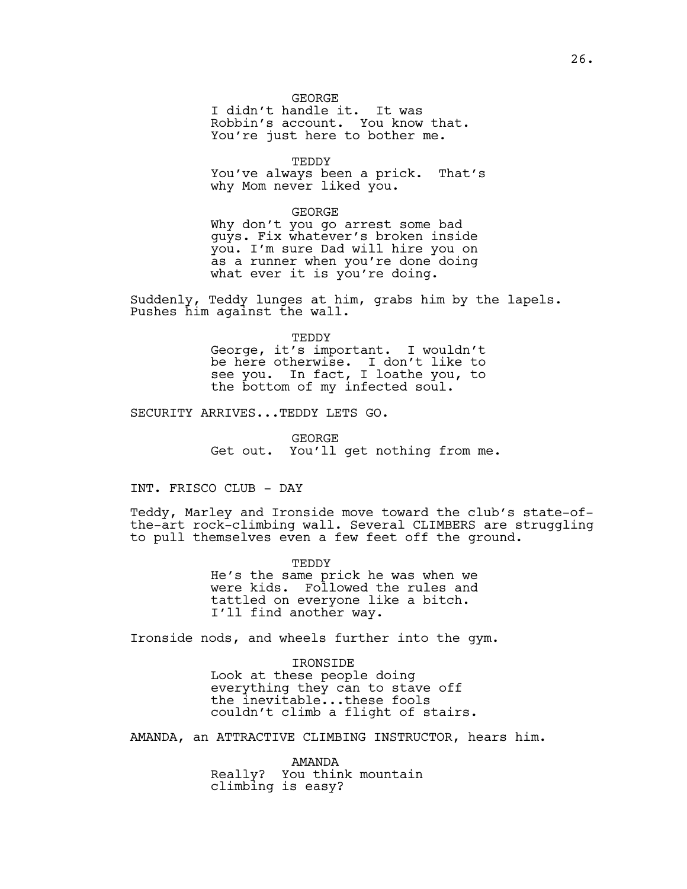GEORGE
I didn't handle it. It was Robbin's account. You know that. You're just here to bother me.

TEDDY
You've always been a prick. That's why Mom never liked you.

GEORGE
Why don't you go arrest some bad guys. Fix whatever's broken inside you. I'm sure Dad will hire you on as a runner when you're done doing what ever it is you're doing.

Suddenly, Teddy lunges at him, grabs him by the lapels. Pushes him against the wall.

TEDDY
George, it's important. I wouldn't be here otherwise. I don't like to see you. In fact, I loathe you, to the bottom of my infected soul.

SECURITY ARRIVES...TEDDY LETS GO.

GEORGE
Get out. You'll get nothing from me.

INT. FRISCO CLUB - DAY

Teddy, Marley and Ironside move toward the club's state-of-the-art rock-climbing wall. Several CLIMBERS are struggling to pull themselves even a few feet off the ground.

TEDDY
He's the same prick he was when we were kids. Followed the rules and tattled on everyone like a bitch. I'll find another way.

Ironside nods, and wheels further into the gym.

IRONSIDE
Look at these people doing everything they can to stave off the inevitable...these fools couldn't climb a flight of stairs.

AMANDA, an ATTRACTIVE CLIMBING INSTRUCTOR, hears him.

AMANDA
Really? You think mountain climbing is easy?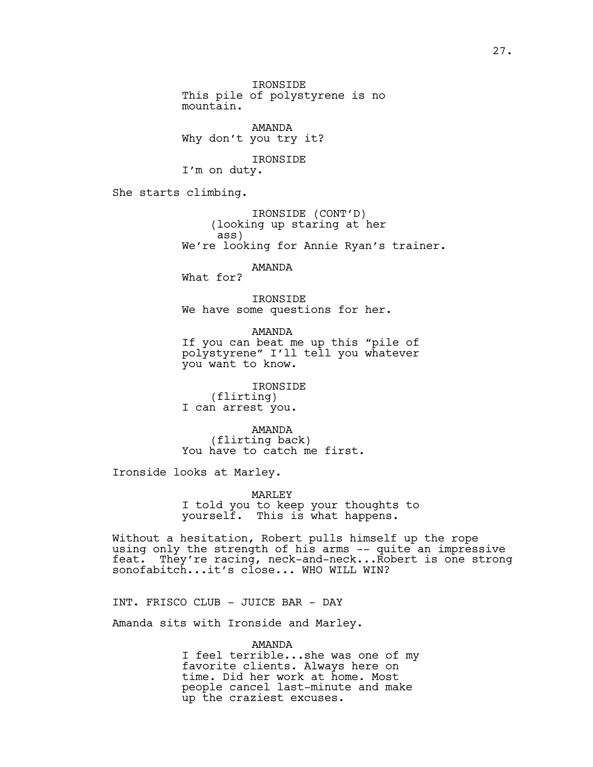IRONSIDE
This pile of polystyrene is no mountain.

AMANDA
Why don't you try it?

IRONSIDE
I'm on duty.

She starts climbing.

IRONSIDE (CONT'D)
(looking up staring at her ass)
We're looking for Annie Ryan's trainer.

AMANDA
What for?

IRONSIDE
We have some questions for her.

AMANDA
If you can beat me up this "pile of polystyrene" I'll tell you whatever you want to know.

IRONSIDE
(flirting)
I can arrest you.

AMANDA
(flirting back)
You have to catch me first.

Ironside looks at Marley.

MARLEY
I told you to keep your thoughts to yourself. This is what happens.

Without a hesitation, Robert pulls himself up the rope using only the strength of his arms -- quite an impressive feat. They're racing, neck-and-neck...Robert is one strong sonofabitch...it's close... WHO WILL WIN?

INT. FRISCO CLUB - JUICE BAR - DAY

Amanda sits with Ironside and Marley.

AMANDA
I feel terrible...she was one of my favorite clients. Always here on time. Did her work at home. Most people cancel last-minute and make up the craziest excuses.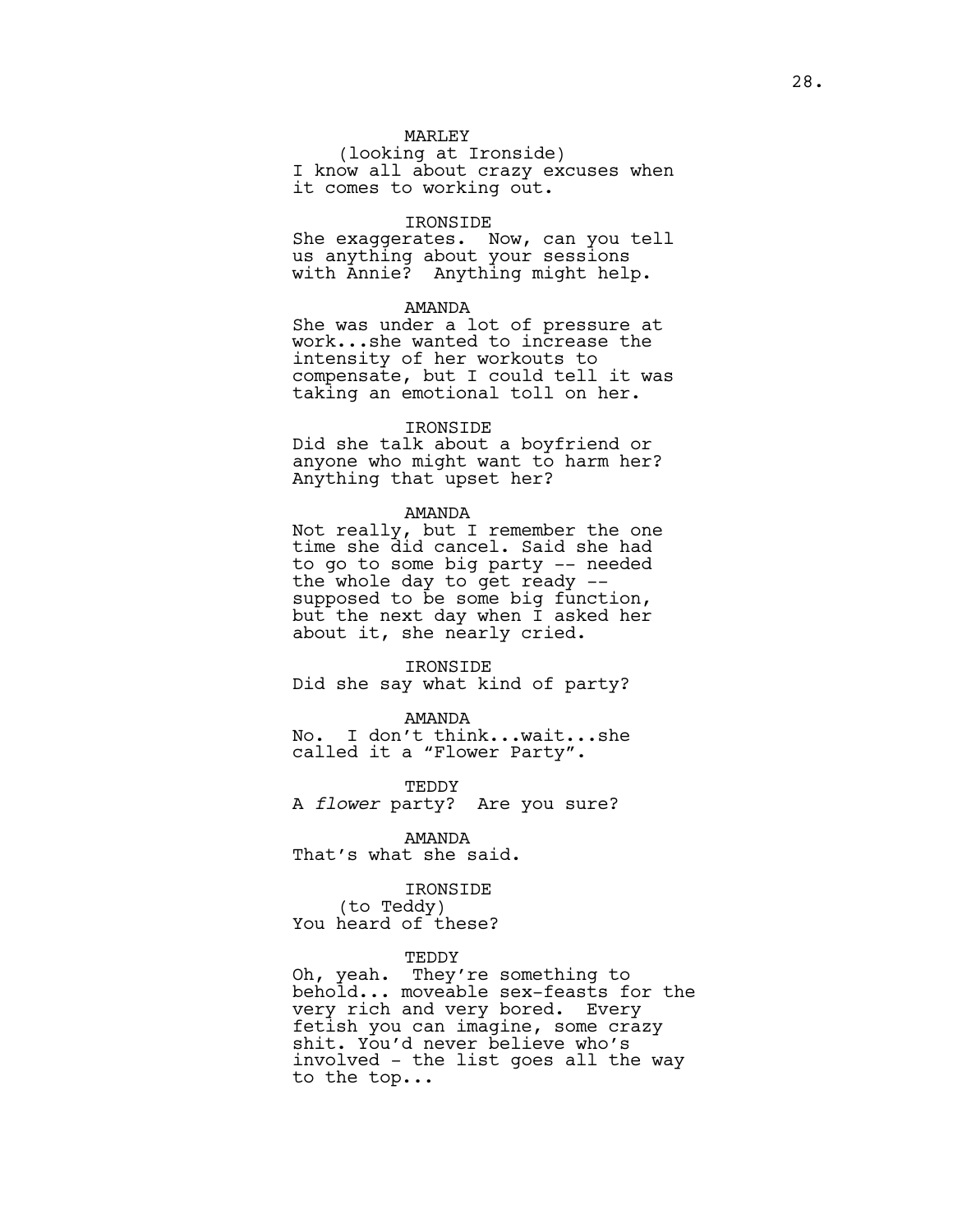MARLEY
(looking at Ironside)
I know all about crazy excuses when it comes to working out.

IRONSIDE
She exaggerates. Now, can you tell us anything about your sessions with Annie? Anything might help.

AMANDA
She was under a lot of pressure at work...she wanted to increase the intensity of her workouts to compensate, but I could tell it was taking an emotional toll on her.

IRONSIDE
Did she talk about a boyfriend or anyone who might want to harm her? Anything that upset her?

AMANDA
Not really, but I remember the one time she did cancel. Said she had to go to some big party -- needed the whole day to get ready -- supposed to be some big function, but the next day when I asked her about it, she nearly cried.

IRONSIDE
Did she say what kind of party?

AMANDA
No. I don't think...wait...she called it a "Flower Party".

TEDDY
A *flower* party? Are you sure?

AMANDA
That's what she said.

IRONSIDE
(to Teddy)
You heard of these?

TEDDY
Oh, yeah. They're something to behold... moveable sex-feasts for the very rich and very bored. Every fetish you can imagine, some crazy shit. You'd never believe who's involved - the list goes all the way to the top...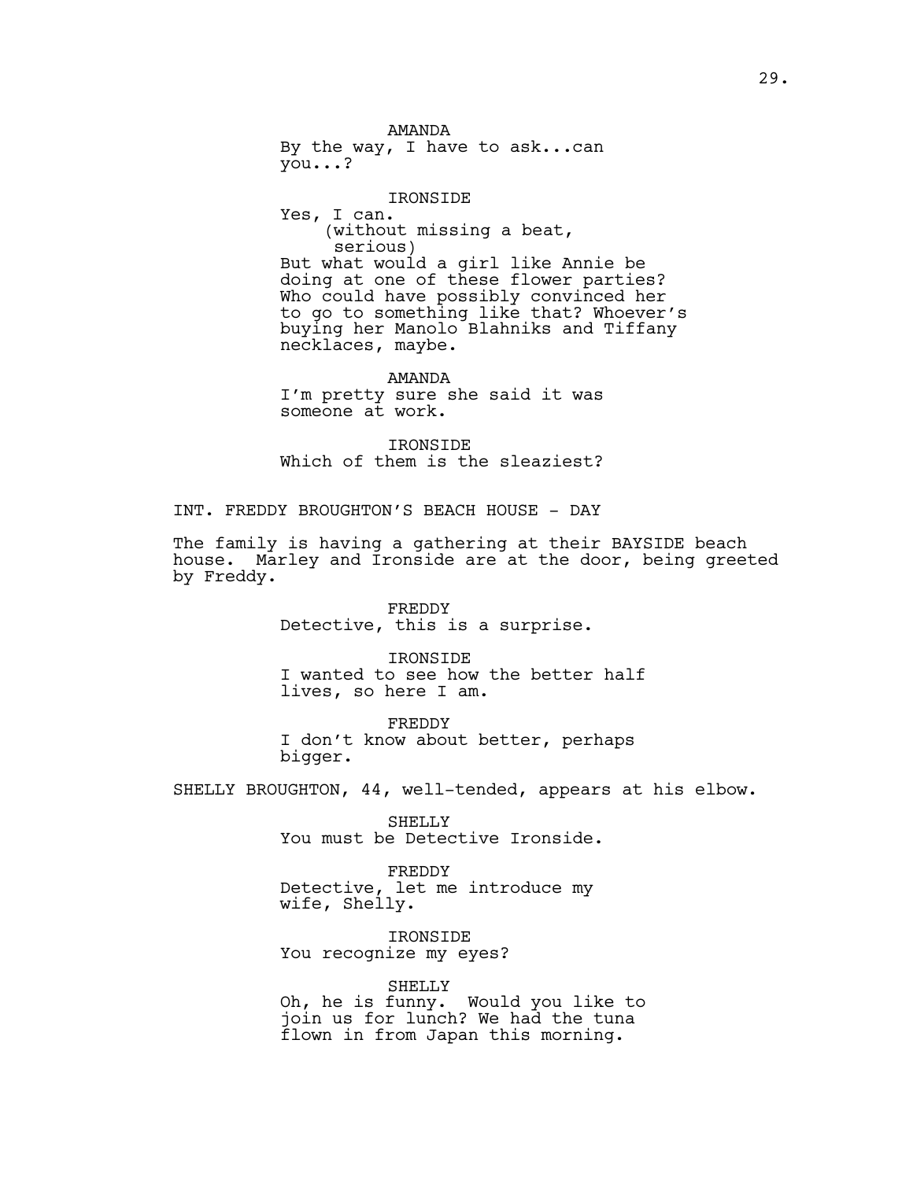AMANDA
By the way, I have to ask...can you...?

IRONSIDE
Yes, I can.
(without missing a beat, serious)
But what would a girl like Annie be doing at one of these flower parties? Who could have possibly convinced her to go to something like that? Whoever's buying her Manolo Blahniks and Tiffany necklaces, maybe.

AMANDA
I'm pretty sure she said it was someone at work.

IRONSIDE
Which of them is the sleaziest?

INT. FREDDY BROUGHTON'S BEACH HOUSE - DAY

The family is having a gathering at their BAYSIDE beach house. Marley and Ironside are at the door, being greeted by Freddy.

FREDDY
Detective, this is a surprise.

IRONSIDE
I wanted to see how the better half lives, so here I am.

FREDDY
I don't know about better, perhaps bigger.

SHELLY BROUGHTON, 44, well-tended, appears at his elbow.

SHELLY
You must be Detective Ironside.

FREDDY
Detective, let me introduce my wife, Shelly.

IRONSIDE
You recognize my eyes?

SHELLY
Oh, he is funny. Would you like to join us for lunch? We had the tuna flown in from Japan this morning.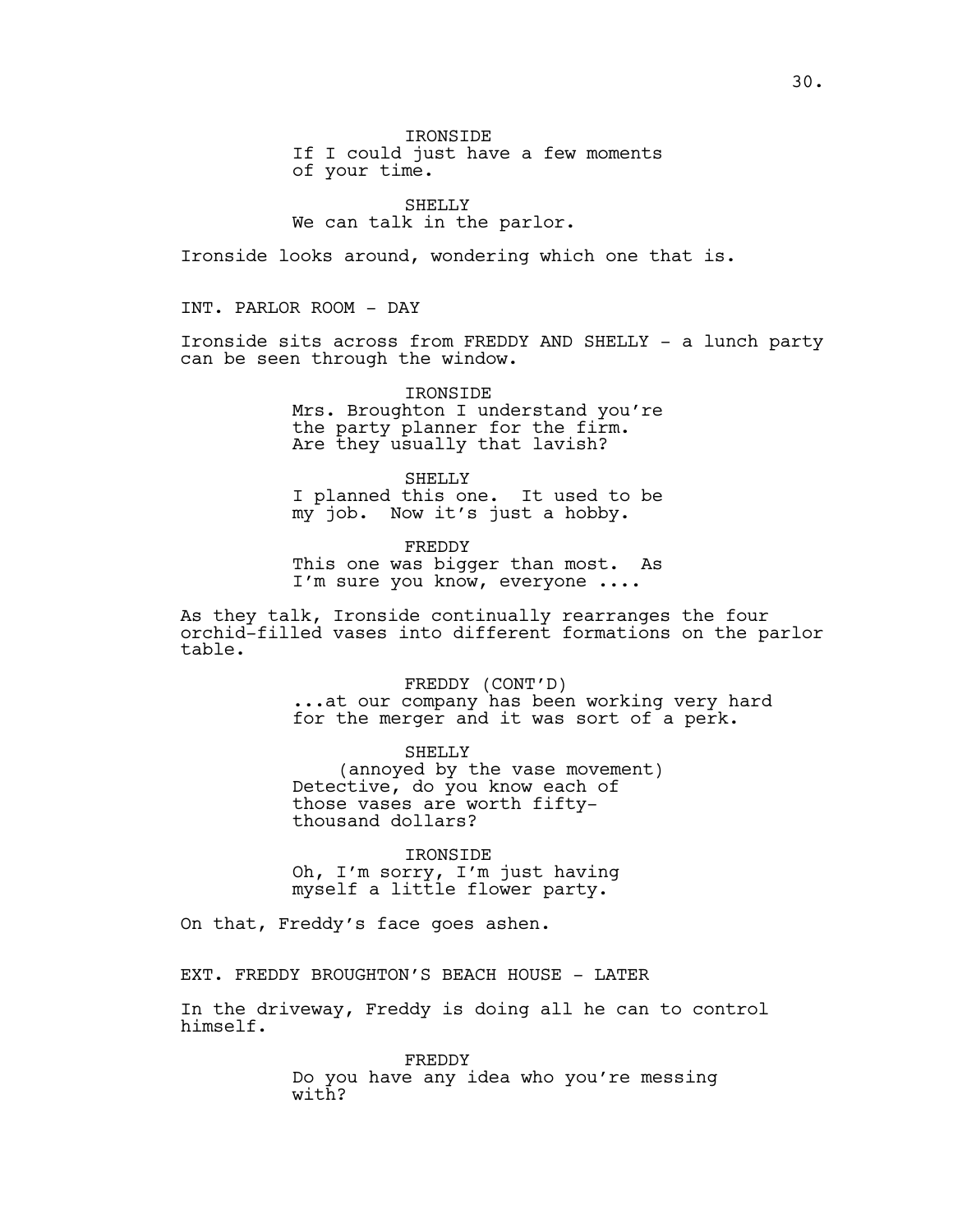IRONSIDE
If I could just have a few moments of your time.

SHELLY
We can talk in the parlor.

Ironside looks around, wondering which one that is.

INT. PARLOR ROOM - DAY

Ironside sits across from FREDDY AND SHELLY - a lunch party can be seen through the window.

IRONSIDE
Mrs. Broughton I understand you're the party planner for the firm. Are they usually that lavish?

SHELLY
I planned this one. It used to be my job. Now it's just a hobby.

FREDDY
This one was bigger than most. As I'm sure you know, everyone ....

As they talk, Ironside continually rearranges the four orchid-filled vases into different formations on the parlor table.

FREDDY (CONT'D)
...at our company has been working very hard for the merger and it was sort of a perk.

SHELLY
(annoyed by the vase movement)
Detective, do you know each of those vases are worth fifty-thousand dollars?

IRONSIDE
Oh, I'm sorry, I'm just having myself a little flower party.

On that, Freddy's face goes ashen.

EXT. FREDDY BROUGHTON'S BEACH HOUSE - LATER

In the driveway, Freddy is doing all he can to control himself.

FREDDY
Do you have any idea who you're messing with?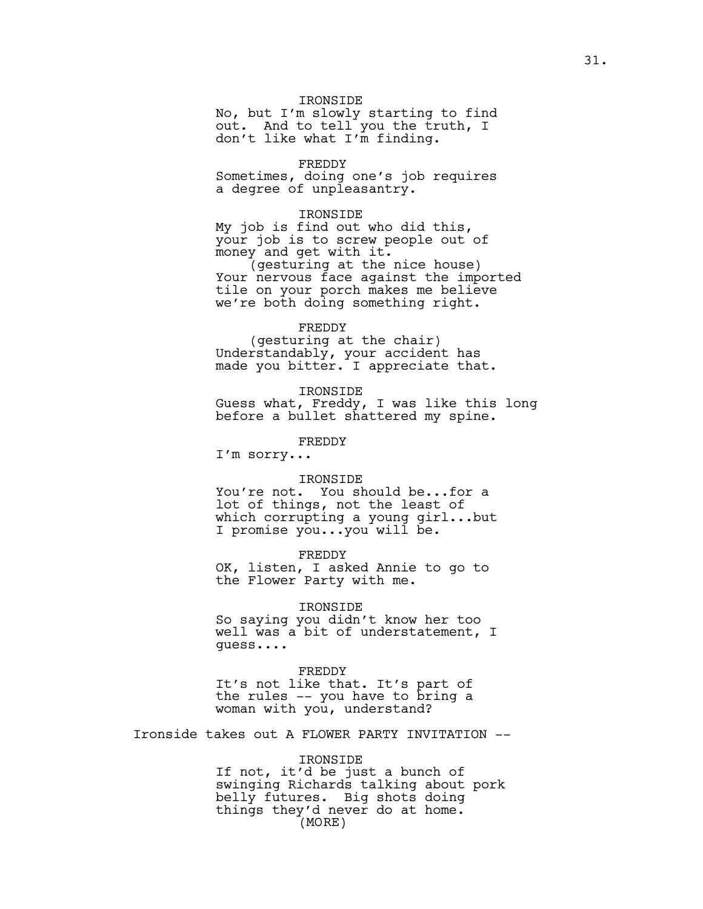IRONSIDE
No, but I'm slowly starting to find out. And to tell you the truth, I don't like what I'm finding.

FREDDY
Sometimes, doing one's job requires a degree of unpleasantry.

IRONSIDE
My job is find out who did this, your job is to screw people out of money and get with it.
(gesturing at the nice house)
Your nervous face against the imported tile on your porch makes me believe we're both doing something right.

FREDDY
(gesturing at the chair)
Understandably, your accident has made you bitter. I appreciate that.

IRONSIDE
Guess what, Freddy, I was like this long before a bullet shattered my spine.

FREDDY
I'm sorry...

IRONSIDE
You're not. You should be...for a lot of things, not the least of which corrupting a young girl...but I promise you...you will be.

FREDDY
OK, listen, I asked Annie to go to the Flower Party with me.

IRONSIDE
So saying you didn't know her too well was a bit of understatement, I guess....

FREDDY
It's not like that. It's part of the rules -- you have to bring a woman with you, understand?

Ironside takes out A FLOWER PARTY INVITATION --

IRONSIDE
If not, it'd be just a bunch of swinging Richards talking about pork belly futures. Big shots doing things they'd never do at home.
(MORE)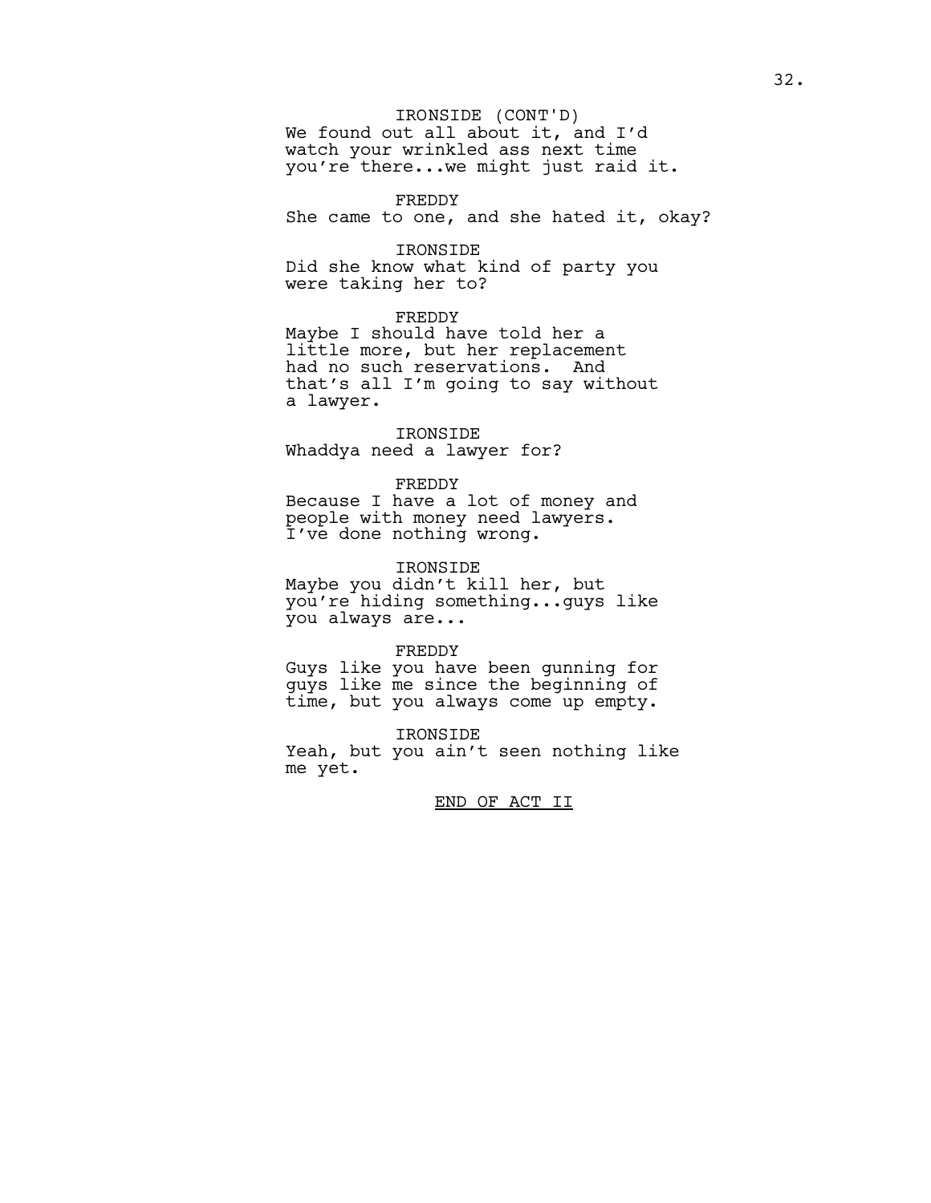IRONSIDE (CONT'D)
We found out all about it, and I'd watch your wrinkled ass next time you're there...we might just raid it.

FREDDY
She came to one, and she hated it, okay?

IRONSIDE
Did she know what kind of party you were taking her to?

FREDDY
Maybe I should have told her a little more, but her replacement had no such reservations. And that's all I'm going to say without a lawyer.

IRONSIDE
Whaddya need a lawyer for?

FREDDY
Because I have a lot of money and people with money need lawyers. I've done nothing wrong.

IRONSIDE
Maybe you didn't kill her, but you're hiding something...guys like you always are...

FREDDY
Guys like you have been gunning for guys like me since the beginning of time, but you always come up empty.

IRONSIDE
Yeah, but you ain't seen nothing like me yet.

<u>END OF ACT II</u>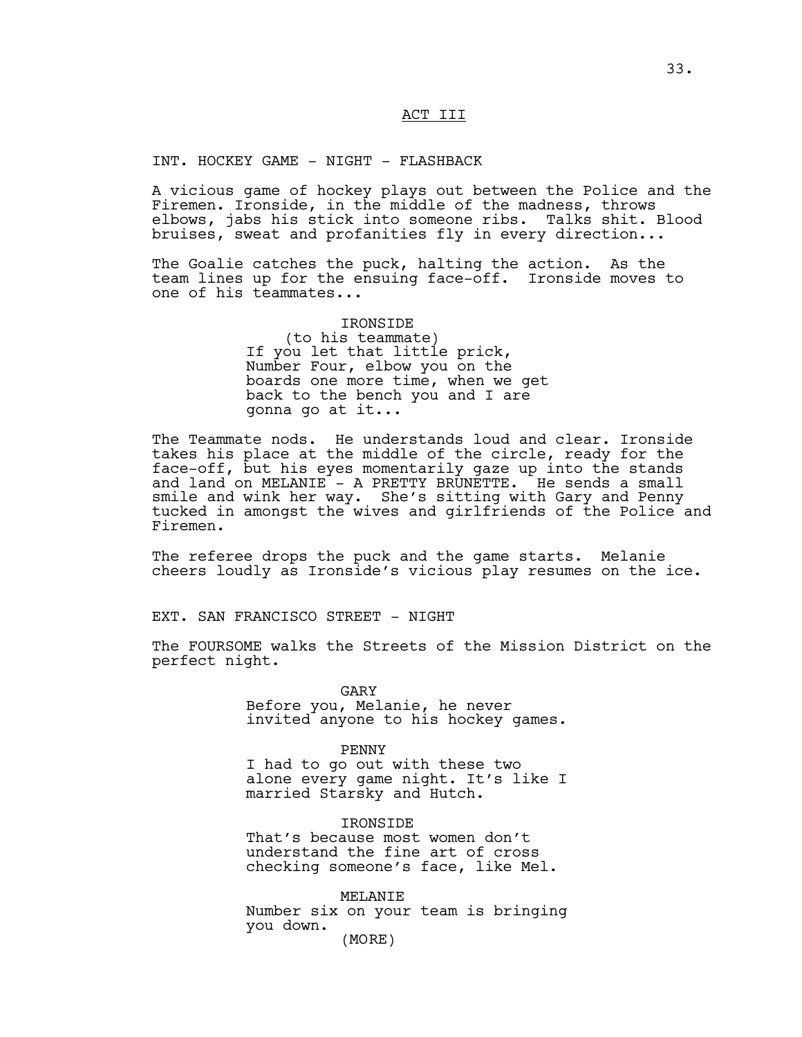ACT III

INT. HOCKEY GAME - NIGHT - FLASHBACK

A vicious game of hockey plays out between the Police and the Firemen. Ironside, in the middle of the madness, throws elbows, jabs his stick into someone ribs. Talks shit. Blood bruises, sweat and profanities fly in every direction...

The Goalie catches the puck, halting the action. As the team lines up for the ensuing face-off. Ironside moves to one of his teammates...

IRONSIDE
(to his teammate)
If you let that little prick, Number Four, elbow you on the boards one more time, when we get back to the bench you and I are gonna go at it...

The Teammate nods. He understands loud and clear. Ironside takes his place at the middle of the circle, ready for the face-off, but his eyes momentarily gaze up into the stands and land on MELANIE - A PRETTY BRUNETTE. He sends a small smile and wink her way. She's sitting with Gary and Penny tucked in amongst the wives and girlfriends of the Police and Firemen.

The referee drops the puck and the game starts. Melanie cheers loudly as Ironside's vicious play resumes on the ice.

EXT. SAN FRANCISCO STREET - NIGHT

The FOURSOME walks the Streets of the Mission District on the perfect night.

GARY
Before you, Melanie, he never invited anyone to his hockey games.

PENNY
I had to go out with these two alone every game night. It's like I married Starsky and Hutch.

IRONSIDE
That's because most women don't understand the fine art of cross checking someone's face, like Mel.

MELANIE
Number six on your team is bringing you down.
(MORE)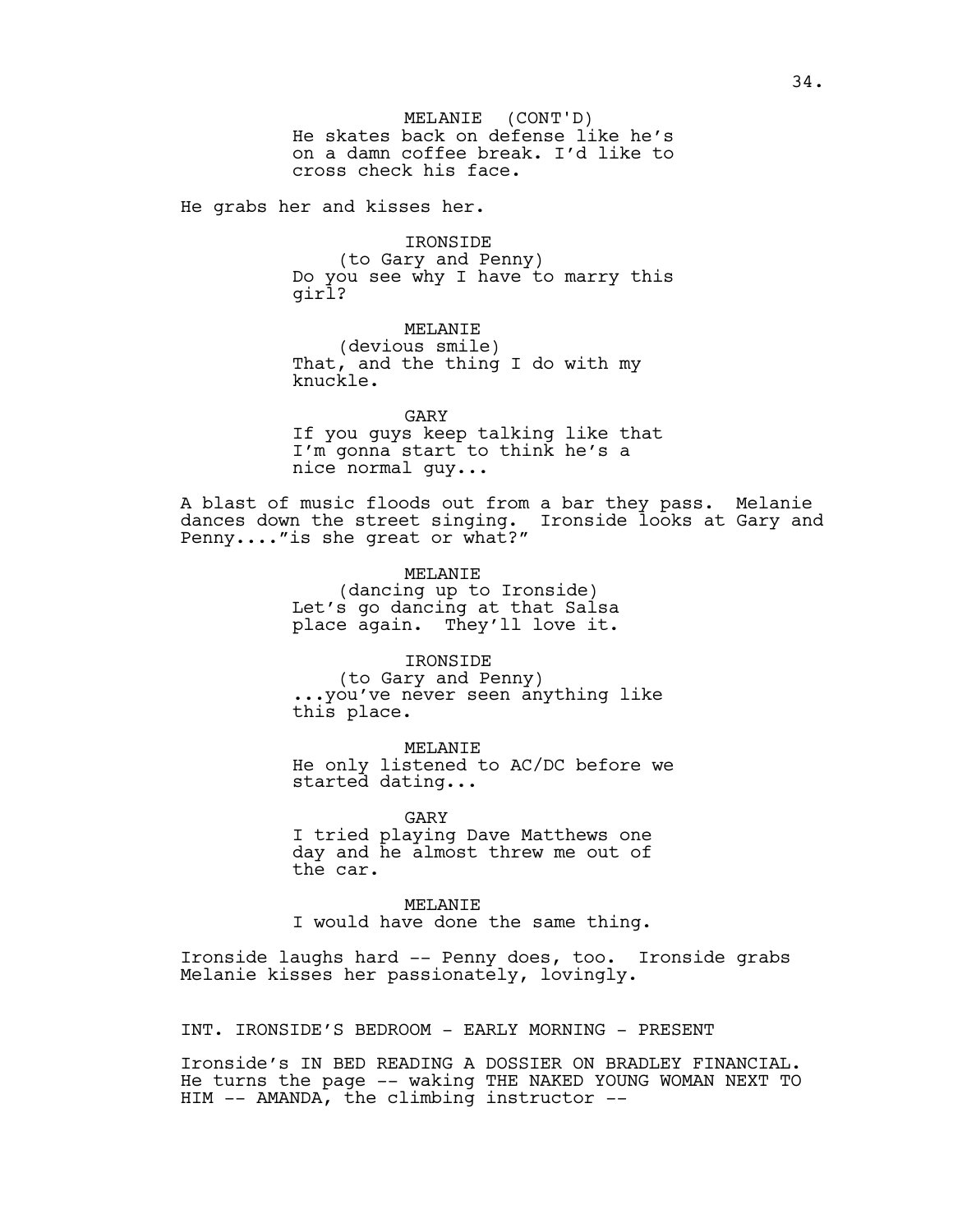MELANIE (CONT'D)
He skates back on defense like he's on a damn coffee break. I'd like to cross check his face.

He grabs her and kisses her.

IRONSIDE
(to Gary and Penny)
Do you see why I have to marry this girl?

MELANIE
(devious smile)
That, and the thing I do with my knuckle.

GARY
If you guys keep talking like that I'm gonna start to think he's a nice normal guy...

A blast of music floods out from a bar they pass. Melanie dances down the street singing. Ironside looks at Gary and Penny...."is she great or what?"

MELANIE
(dancing up to Ironside)
Let's go dancing at that Salsa place again. They'll love it.

IRONSIDE
(to Gary and Penny)
...you've never seen anything like this place.

MELANIE
He only listened to AC/DC before we started dating...

GARY
I tried playing Dave Matthews one day and he almost threw me out of the car.

MELANIE
I would have done the same thing.

Ironside laughs hard -- Penny does, too. Ironside grabs Melanie kisses her passionately, lovingly.

INT. IRONSIDE'S BEDROOM - EARLY MORNING - PRESENT

Ironside's IN BED READING A DOSSIER ON BRADLEY FINANCIAL. He turns the page -- waking THE NAKED YOUNG WOMAN NEXT TO HIM -- AMANDA, the climbing instructor --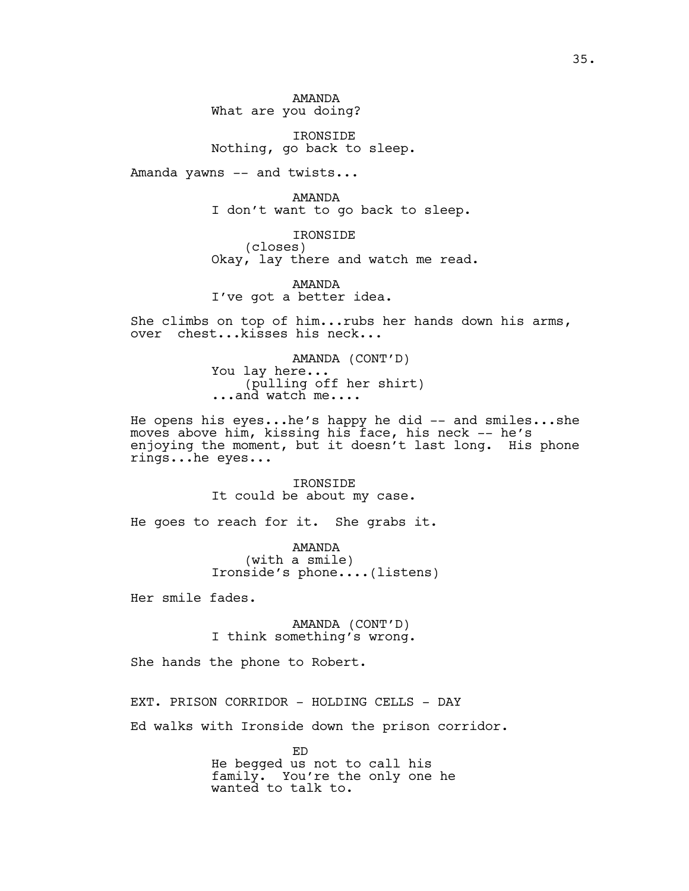AMANDA
What are you doing?

IRONSIDE
Nothing, go back to sleep.

Amanda yawns -- and twists...

AMANDA
I don't want to go back to sleep.

IRONSIDE
(closes)
Okay, lay there and watch me read.

AMANDA
I've got a better idea.

She climbs on top of him...rubs her hands down his arms, over chest...kisses his neck...

AMANDA (CONT'D)
You lay here...
(pulling off her shirt)
...and watch me....

He opens his eyes...he's happy he did -- and smiles...she moves above him, kissing his face, his neck -- he's enjoying the moment, but it doesn't last long. His phone rings...he eyes...

IRONSIDE
It could be about my case.

He goes to reach for it. She grabs it.

AMANDA
(with a smile)
Ironside's phone....(listens)

Her smile fades.

AMANDA (CONT'D)
I think something's wrong.

She hands the phone to Robert.

EXT. PRISON CORRIDOR - HOLDING CELLS - DAY

Ed walks with Ironside down the prison corridor.

ED
He begged us not to call his family. You're the only one he wanted to talk to.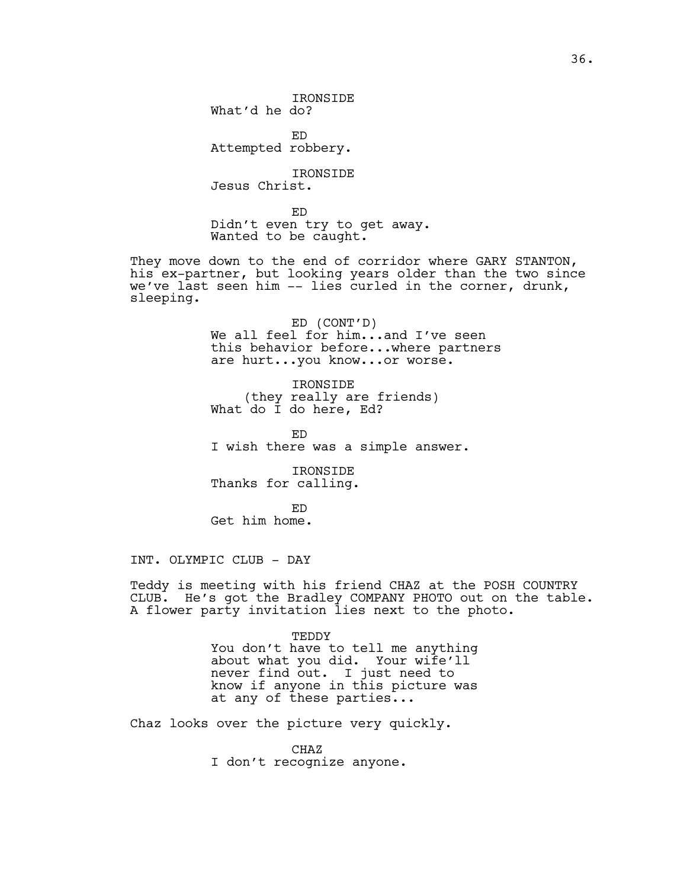IRONSIDE
What'd he do?

ED
Attempted robbery.

IRONSIDE
Jesus Christ.

ED
Didn't even try to get away.
Wanted to be caught.

They move down to the end of corridor where GARY STANTON, his ex-partner, but looking years older than the two since we've last seen him -- lies curled in the corner, drunk, sleeping.

ED (CONT'D)
We all feel for him...and I've seen this behavior before...where partners are hurt...you know...or worse.

IRONSIDE
(they really are friends)
What do I do here, Ed?

ED
I wish there was a simple answer.

IRONSIDE
Thanks for calling.

ED
Get him home.

INT. OLYMPIC CLUB - DAY

Teddy is meeting with his friend CHAZ at the POSH COUNTRY CLUB. He's got the Bradley COMPANY PHOTO out on the table. A flower party invitation lies next to the photo.

TEDDY
You don't have to tell me anything about what you did. Your wife'll never find out. I just need to know if anyone in this picture was at any of these parties...

Chaz looks over the picture very quickly.

CHAZ
I don't recognize anyone.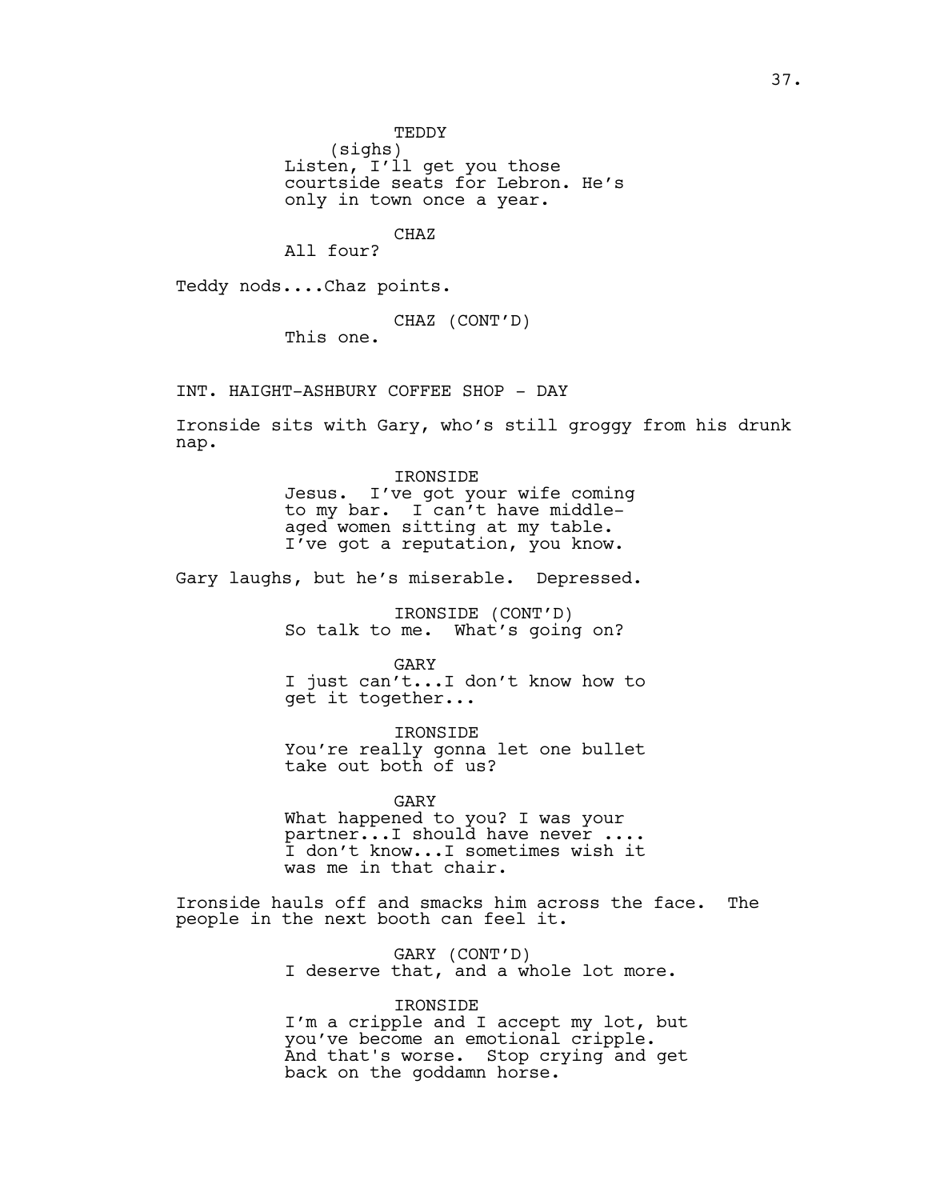TEDDY
(sighs)
Listen, I'll get you those courtside seats for Lebron. He's only in town once a year.

CHAZ
All four?

Teddy nods....Chaz points.

CHAZ (CONT'D)
This one.

INT. HAIGHT-ASHBURY COFFEE SHOP - DAY

Ironside sits with Gary, who's still groggy from his drunk nap.

IRONSIDE
Jesus. I've got your wife coming to my bar. I can't have middle-aged women sitting at my table. I've got a reputation, you know.

Gary laughs, but he's miserable. Depressed.

IRONSIDE (CONT'D)
So talk to me. What's going on?

GARY
I just can't...I don't know how to get it together...

IRONSIDE
You're really gonna let one bullet take out both of us?

GARY
What happened to you? I was your partner...I should have never .... I don't know...I sometimes wish it was me in that chair.

Ironside hauls off and smacks him across the face. The people in the next booth can feel it.

GARY (CONT'D)
I deserve that, and a whole lot more.

IRONSIDE
I'm a cripple and I accept my lot, but you've become an emotional cripple. And that's worse. Stop crying and get back on the goddamn horse.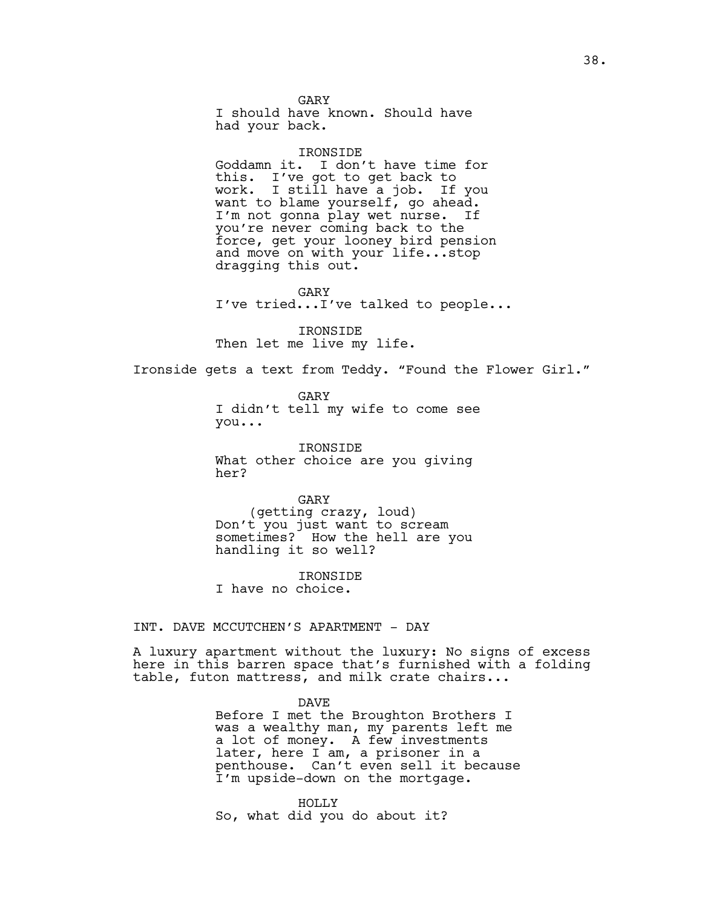GARY
I should have known. Should have had your back.

IRONSIDE
Goddamn it. I don't have time for this. I've got to get back to work. I still have a job. If you want to blame yourself, go ahead. I'm not gonna play wet nurse. If you're never coming back to the force, get your looney bird pension and move on with your life...stop dragging this out.

GARY
I've tried...I've talked to people...

IRONSIDE
Then let me live my life.

Ironside gets a text from Teddy. "Found the Flower Girl."

GARY
I didn't tell my wife to come see you...

IRONSIDE
What other choice are you giving her?

GARY
(getting crazy, loud)
Don't you just want to scream sometimes? How the hell are you handling it so well?

IRONSIDE
I have no choice.

INT. DAVE MCCUTCHEN'S APARTMENT - DAY

A luxury apartment without the luxury: No signs of excess here in this barren space that's furnished with a folding table, futon mattress, and milk crate chairs...

DAVE
Before I met the Broughton Brothers I was a wealthy man, my parents left me a lot of money. A few investments later, here I am, a prisoner in a penthouse. Can't even sell it because I'm upside-down on the mortgage.

HOLLY
So, what did you do about it?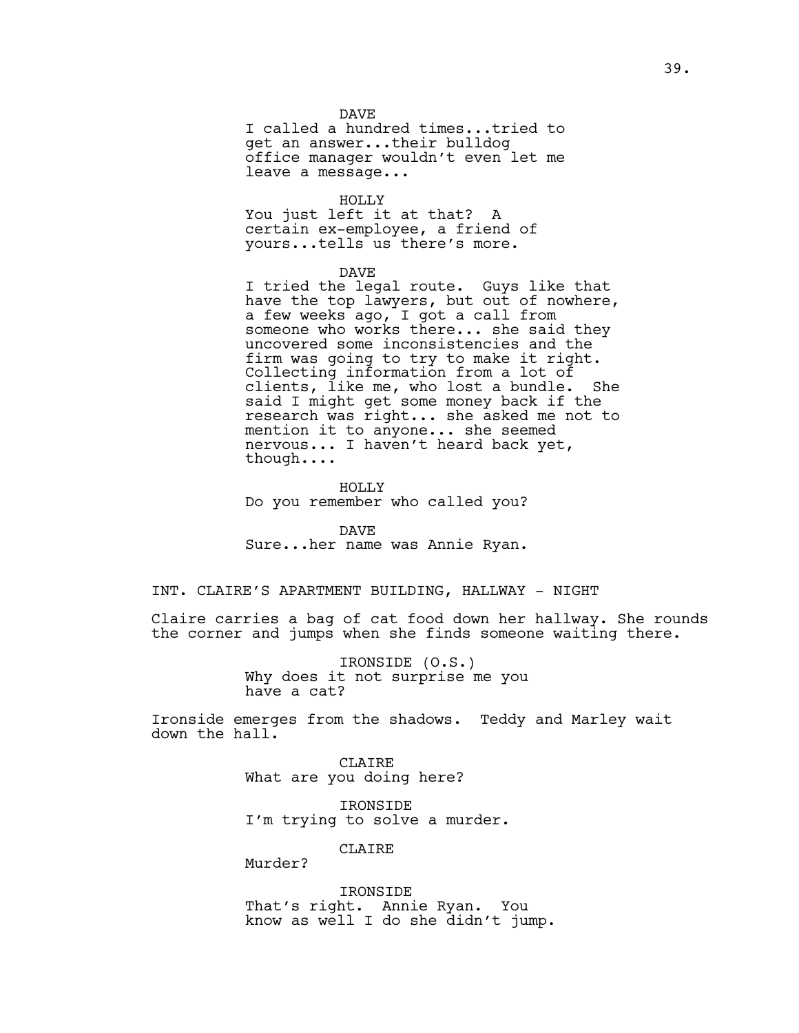DAVE
I called a hundred times...tried to get an answer...their bulldog office manager wouldn't even let me leave a message...

HOLLY
You just left it at that? A certain ex-employee, a friend of yours...tells us there's more.

DAVE
I tried the legal route. Guys like that have the top lawyers, but out of nowhere, a few weeks ago, I got a call from someone who works there... she said they uncovered some inconsistencies and the firm was going to try to make it right. Collecting information from a lot of clients, like me, who lost a bundle. She said I might get some money back if the research was right... she asked me not to mention it to anyone... she seemed nervous... I haven't heard back yet, though....

HOLLY
Do you remember who called you?

DAVE
Sure...her name was Annie Ryan.

INT. CLAIRE'S APARTMENT BUILDING, HALLWAY - NIGHT

Claire carries a bag of cat food down her hallway. She rounds the corner and jumps when she finds someone waiting there.

IRONSIDE (O.S.)
Why does it not surprise me you have a cat?

Ironside emerges from the shadows. Teddy and Marley wait down the hall.

CLAIRE
What are you doing here?

IRONSIDE
I'm trying to solve a murder.

CLAIRE
Murder?

IRONSIDE
That's right. Annie Ryan. You know as well I do she didn't jump.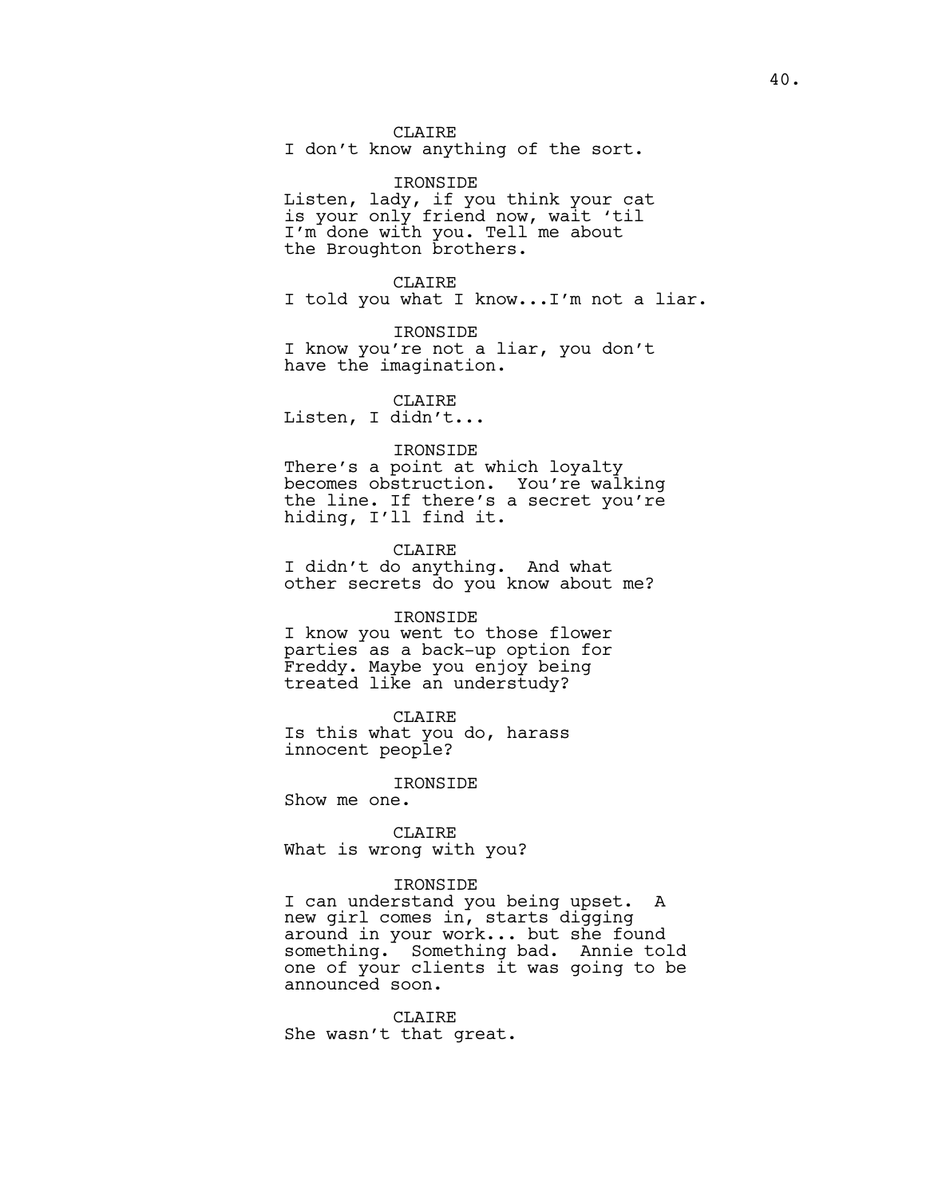CLAIRE
I don't know anything of the sort.

IRONSIDE
Listen, lady, if you think your cat is your only friend now, wait 'til I'm done with you. Tell me about the Broughton brothers.

CLAIRE
I told you what I know...I'm not a liar.

IRONSIDE
I know you're not a liar, you don't have the imagination.

CLAIRE
Listen, I didn't...

IRONSIDE
There's a point at which loyalty becomes obstruction. You're walking the line. If there's a secret you're hiding, I'll find it.

CLAIRE
I didn't do anything. And what other secrets do you know about me?

IRONSIDE
I know you went to those flower parties as a back-up option for Freddy. Maybe you enjoy being treated like an understudy?

CLAIRE
Is this what you do, harass innocent people?

IRONSIDE
Show me one.

CLAIRE
What is wrong with you?

IRONSIDE
I can understand you being upset. A new girl comes in, starts digging around in your work... but she found something. Something bad. Annie told one of your clients it was going to be announced soon.

CLAIRE
She wasn't that great.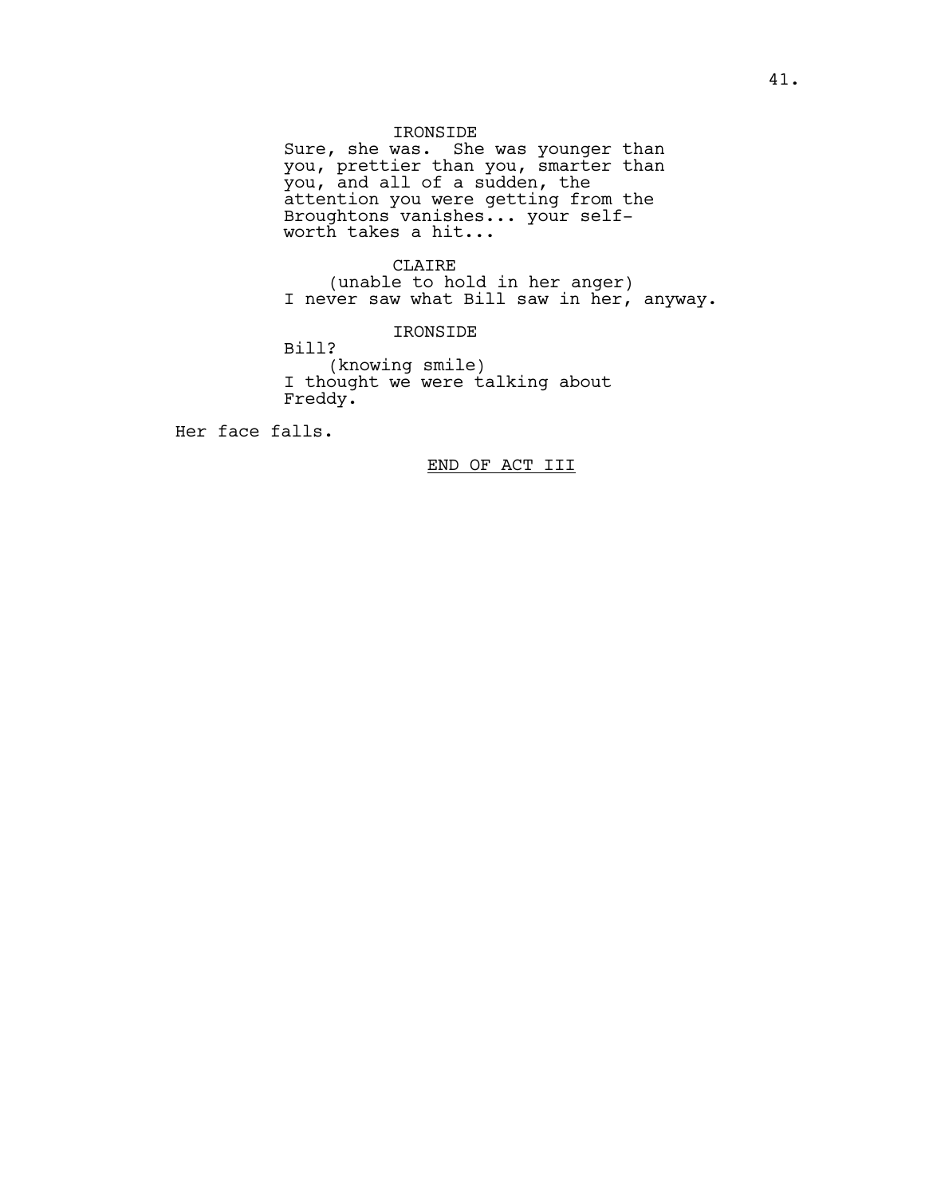IRONSIDE

Sure, she was. She was younger than you, prettier than you, smarter than you, and all of a sudden, the attention you were getting from the Broughtons vanishes... your self-worth takes a hit...

CLAIRE

(unable to hold in her anger)

I never saw what Bill saw in her, anyway.

IRONSIDE

Bill?

(knowing smile)

I thought we were talking about Freddy.

Her face falls.

END OF ACT III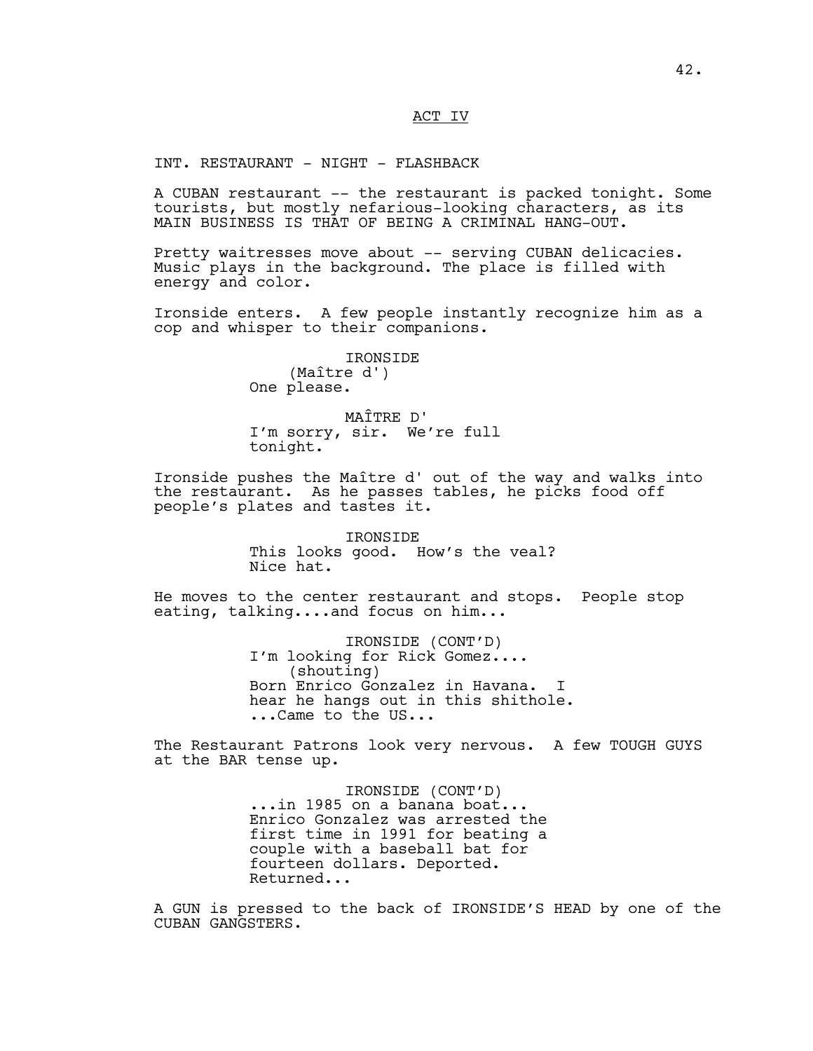ACT IV

INT. RESTAURANT - NIGHT - FLASHBACK

A CUBAN restaurant -- the restaurant is packed tonight. Some tourists, but mostly nefarious-looking characters, as its MAIN BUSINESS IS THAT OF BEING A CRIMINAL HANG-OUT.

Pretty waitresses move about -- serving CUBAN delicacies. Music plays in the background. The place is filled with energy and color.

Ironside enters. A few people instantly recognize him as a cop and whisper to their companions.

IRONSIDE
(Maître d')
One please.

MAÎTRE D'
I'm sorry, sir. We're full tonight.

Ironside pushes the Maître d' out of the way and walks into the restaurant. As he passes tables, he picks food off people's plates and tastes it.

IRONSIDE
This looks good. How's the veal? Nice hat.

He moves to the center restaurant and stops. People stop eating, talking....and focus on him...

IRONSIDE (CONT'D)
I'm looking for Rick Gomez....
(shouting)
Born Enrico Gonzalez in Havana. I hear he hangs out in this shithole. ...Came to the US...

The Restaurant Patrons look very nervous. A few TOUGH GUYS at the BAR tense up.

IRONSIDE (CONT'D)
...in 1985 on a banana boat... Enrico Gonzalez was arrested the first time in 1991 for beating a couple with a baseball bat for fourteen dollars. Deported. Returned...

A GUN is pressed to the back of IRONSIDE'S HEAD by one of the CUBAN GANGSTERS.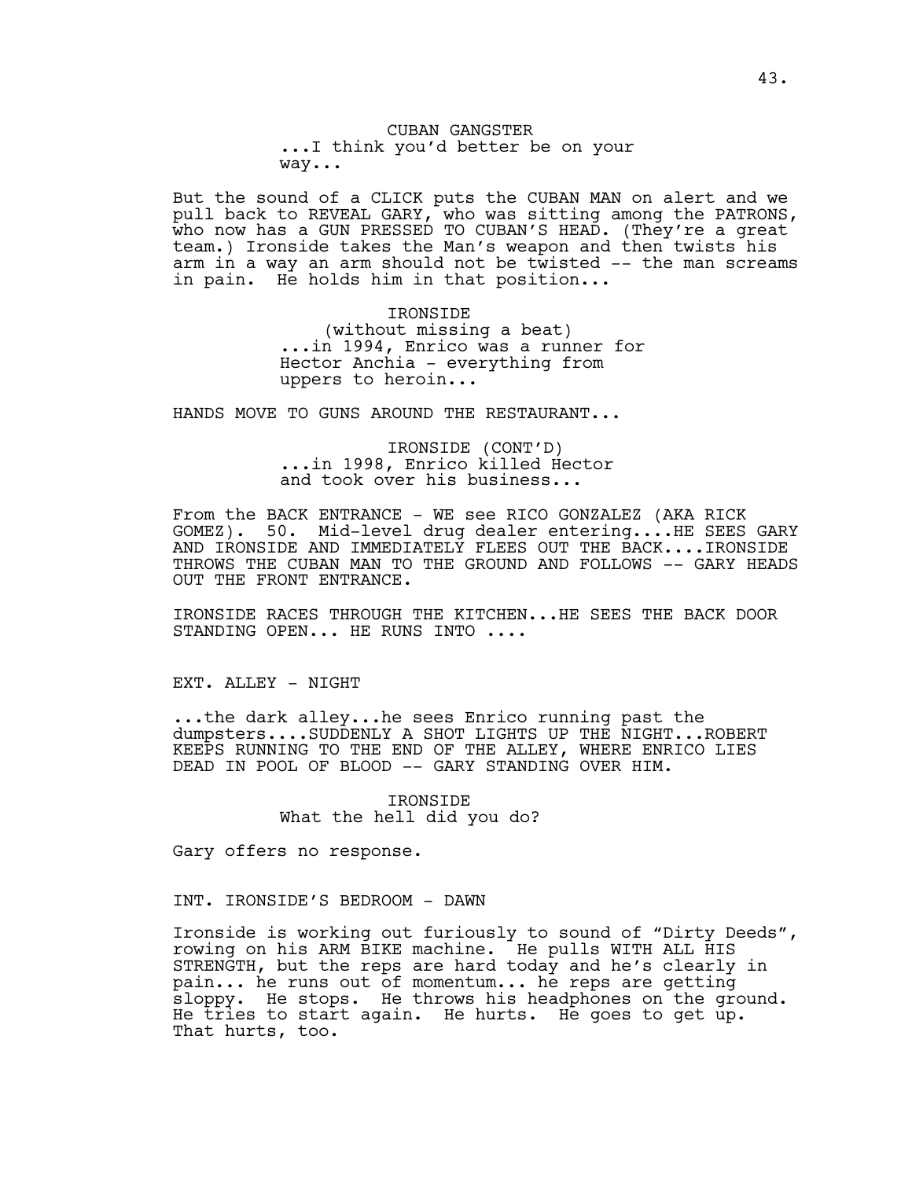CUBAN GANGSTER
...I think you'd better be on your way...

But the sound of a CLICK puts the CUBAN MAN on alert and we pull back to REVEAL GARY, who was sitting among the PATRONS, who now has a GUN PRESSED TO CUBAN'S HEAD. (They're a great team.) Ironside takes the Man's weapon and then twists his arm in a way an arm should not be twisted -- the man screams in pain. He holds him in that position...

IRONSIDE
(without missing a beat)
...in 1994, Enrico was a runner for Hector Anchia - everything from uppers to heroin...

HANDS MOVE TO GUNS AROUND THE RESTAURANT...

IRONSIDE (CONT'D)
...in 1998, Enrico killed Hector and took over his business...

From the BACK ENTRANCE - WE see RICO GONZALEZ (AKA RICK GOMEZ). 50. Mid-level drug dealer entering....HE SEES GARY AND IRONSIDE AND IMMEDIATELY FLEES OUT THE BACK....IRONSIDE THROWS THE CUBAN MAN TO THE GROUND AND FOLLOWS -- GARY HEADS OUT THE FRONT ENTRANCE.

IRONSIDE RACES THROUGH THE KITCHEN...HE SEES THE BACK DOOR STANDING OPEN... HE RUNS INTO ....

EXT. ALLEY - NIGHT

...the dark alley...he sees Enrico running past the dumpsters....SUDDENLY A SHOT LIGHTS UP THE NIGHT...ROBERT KEEPS RUNNING TO THE END OF THE ALLEY, WHERE ENRICO LIES DEAD IN POOL OF BLOOD -- GARY STANDING OVER HIM.

IRONSIDE
What the hell did you do?

Gary offers no response.

INT. IRONSIDE'S BEDROOM - DAWN

Ironside is working out furiously to sound of "Dirty Deeds", rowing on his ARM BIKE machine. He pulls WITH ALL HIS STRENGTH, but the reps are hard today and he's clearly in pain... he runs out of momentum... he reps are getting sloppy. He stops. He throws his headphones on the ground. He tries to start again. He hurts. He goes to get up. That hurts, too.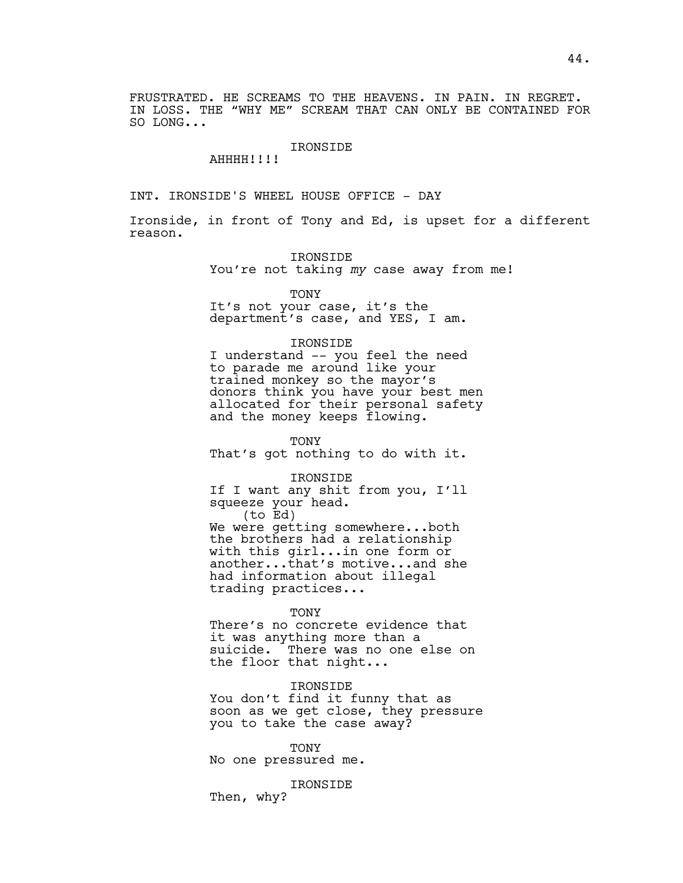FRUSTRATED. HE SCREAMS TO THE HEAVENS. IN PAIN. IN REGRET. IN LOSS. THE "WHY ME" SCREAM THAT CAN ONLY BE CONTAINED FOR SO LONG...

IRONSIDE
AHHHH!!!!

INT. IRONSIDE'S WHEEL HOUSE OFFICE - DAY

Ironside, in front of Tony and Ed, is upset for a different reason.

IRONSIDE
You're not taking *my* case away from me!

TONY
It's not your case, it's the department's case, and YES, I am.

IRONSIDE
I understand -- you feel the need to parade me around like your trained monkey so the mayor's donors think you have your best men allocated for their personal safety and the money keeps flowing.

TONY
That's got nothing to do with it.

IRONSIDE
If I want any shit from you, I'll squeeze your head.
(to Ed)
We were getting somewhere...both the brothers had a relationship with this girl...in one form or another...that's motive...and she had information about illegal trading practices...

TONY
There's no concrete evidence that it was anything more than a suicide. There was no one else on the floor that night...

IRONSIDE
You don't find it funny that as soon as we get close, they pressure you to take the case away?

TONY
No one pressured me.

IRONSIDE
Then, why?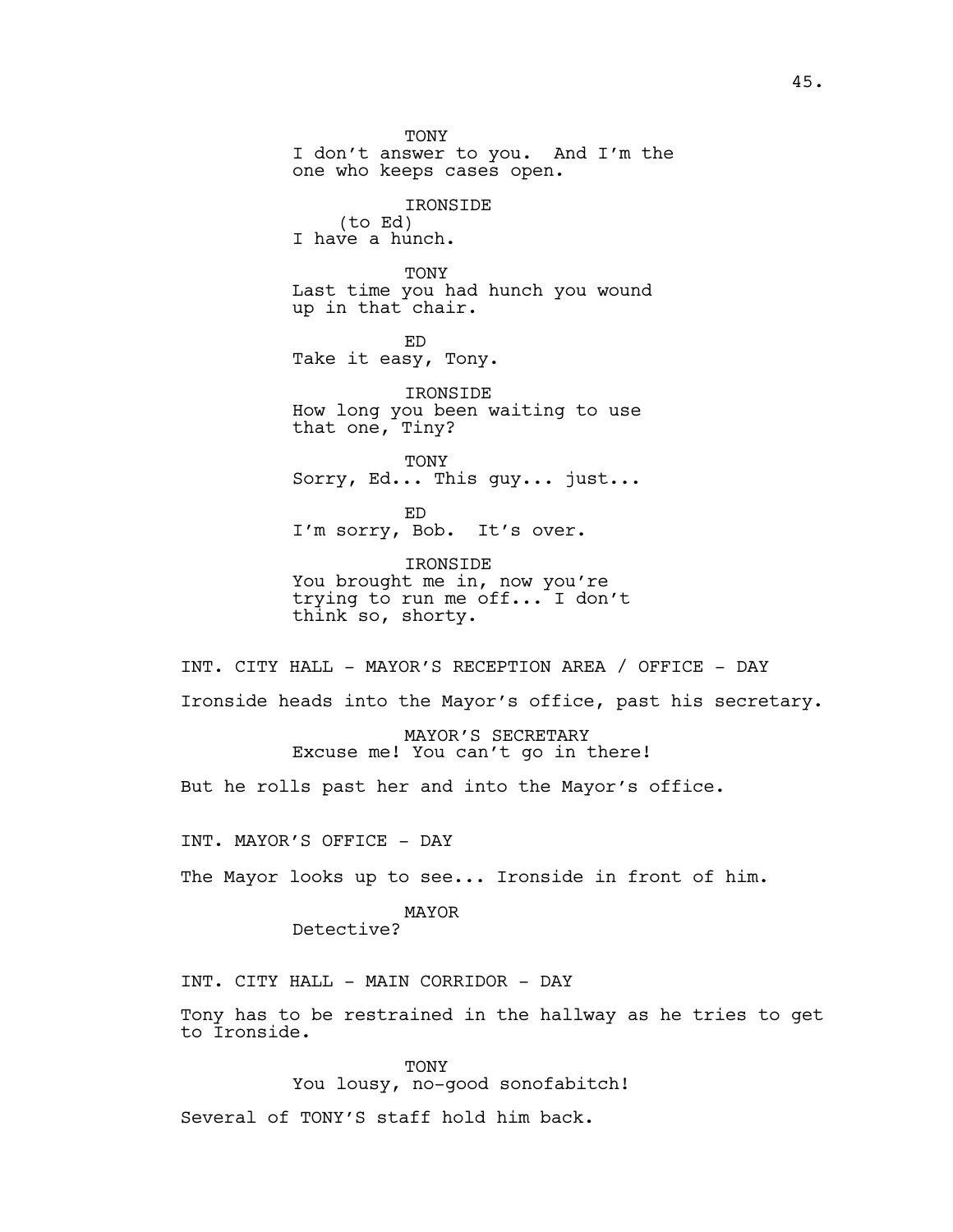TONY
I don't answer to you. And I'm the one who keeps cases open.

IRONSIDE
(to Ed)
I have a hunch.

TONY
Last time you had hunch you wound up in that chair.

ED
Take it easy, Tony.

IRONSIDE
How long you been waiting to use that one, Tiny?

TONY
Sorry, Ed... This guy... just...

ED
I'm sorry, Bob. It's over.

IRONSIDE
You brought me in, now you're trying to run me off... I don't think so, shorty.

INT. CITY HALL - MAYOR'S RECEPTION AREA / OFFICE - DAY

Ironside heads into the Mayor's office, past his secretary.

MAYOR'S SECRETARY
Excuse me! You can't go in there!

But he rolls past her and into the Mayor's office.

INT. MAYOR'S OFFICE - DAY

The Mayor looks up to see... Ironside in front of him.

MAYOR
Detective?

INT. CITY HALL - MAIN CORRIDOR - DAY

Tony has to be restrained in the hallway as he tries to get to Ironside.

TONY
You lousy, no-good sonofabitch!

Several of TONY'S staff hold him back.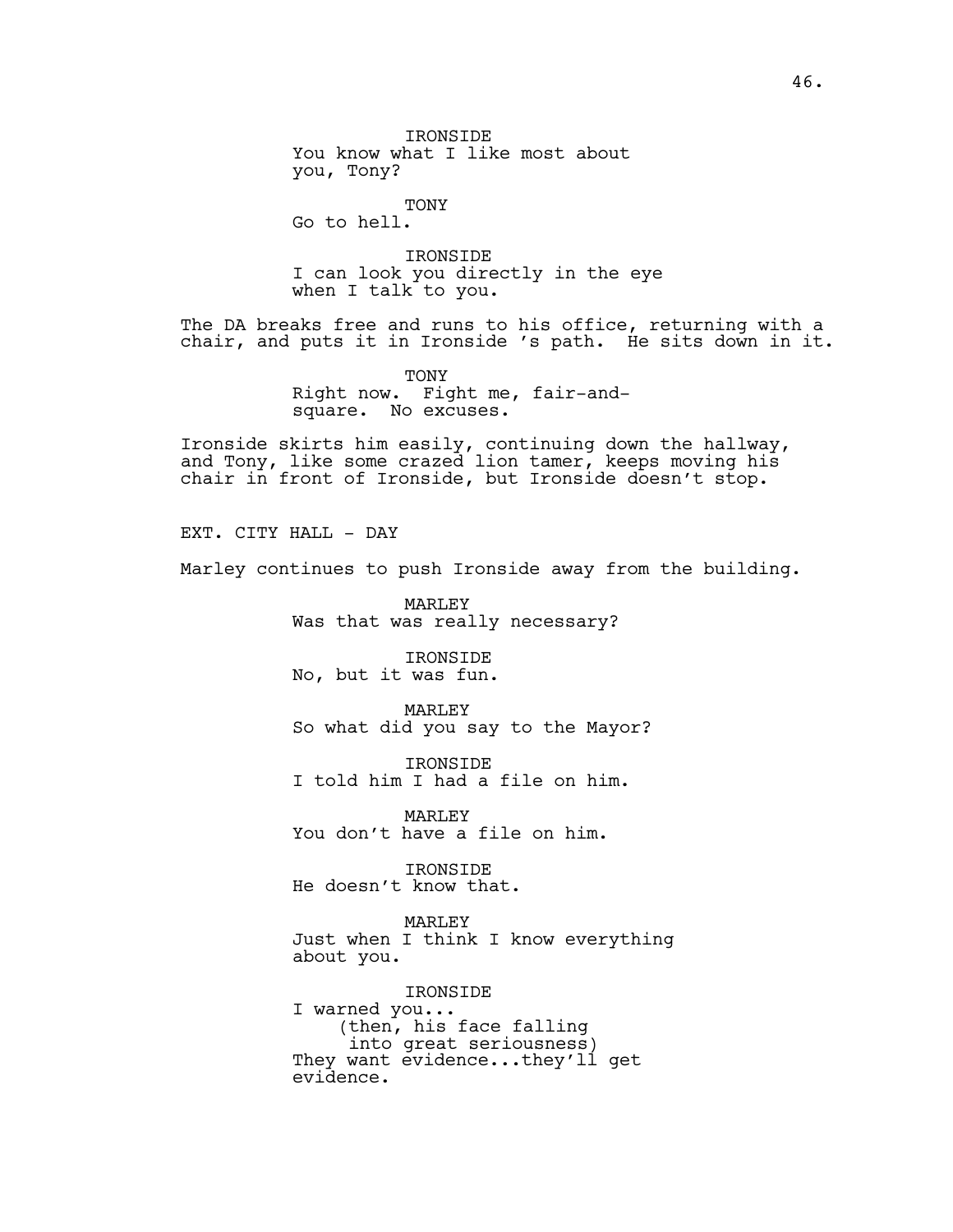IRONSIDE
You know what I like most about you, Tony?

TONY
Go to hell.

IRONSIDE
I can look you directly in the eye when I talk to you.

The DA breaks free and runs to his office, returning with a chair, and puts it in Ironside 's path. He sits down in it.

TONY
Right now. Fight me, fair-and-square. No excuses.

Ironside skirts him easily, continuing down the hallway, and Tony, like some crazed lion tamer, keeps moving his chair in front of Ironside, but Ironside doesn't stop.

EXT. CITY HALL - DAY

Marley continues to push Ironside away from the building.

MARLEY
Was that was really necessary?

IRONSIDE
No, but it was fun.

MARLEY
So what did you say to the Mayor?

IRONSIDE
I told him I had a file on him.

MARLEY
You don't have a file on him.

IRONSIDE
He doesn't know that.

MARLEY
Just when I think I know everything about you.

IRONSIDE
I warned you...
(then, his face falling into great seriousness)
They want evidence...they'll get evidence.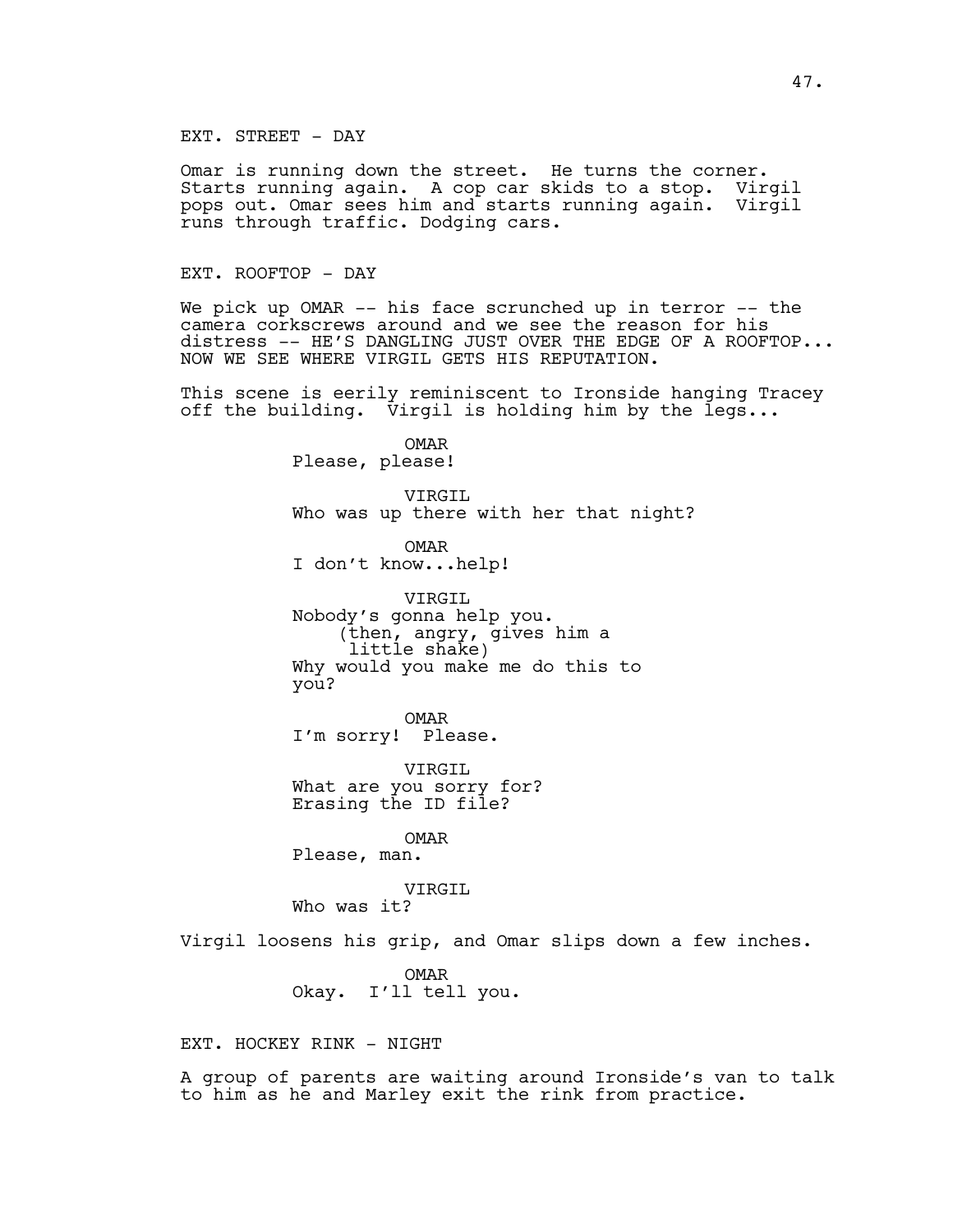EXT. STREET - DAY

Omar is running down the street. He turns the corner. Starts running again. A cop car skids to a stop. Virgil pops out. Omar sees him and starts running again. Virgil runs through traffic. Dodging cars.

EXT. ROOFTOP - DAY

We pick up OMAR -- his face scrunched up in terror -- the camera corkscrews around and we see the reason for his distress -- HE'S DANGLING JUST OVER THE EDGE OF A ROOFTOP... NOW WE SEE WHERE VIRGIL GETS HIS REPUTATION.

This scene is eerily reminiscent to Ironside hanging Tracey off the building. Virgil is holding him by the legs...

OMAR
Please, please!

VIRGIL
Who was up there with her that night?

OMAR
I don't know...help!

VIRGIL
Nobody's gonna help you.
(then, angry, gives him a little shake)
Why would you make me do this to you?

OMAR
I'm sorry! Please.

VIRGIL
What are you sorry for? Erasing the ID file?

OMAR
Please, man.

VIRGIL
Who was it?

Virgil loosens his grip, and Omar slips down a few inches.

OMAR
Okay. I'll tell you.

EXT. HOCKEY RINK - NIGHT

A group of parents are waiting around Ironside's van to talk to him as he and Marley exit the rink from practice.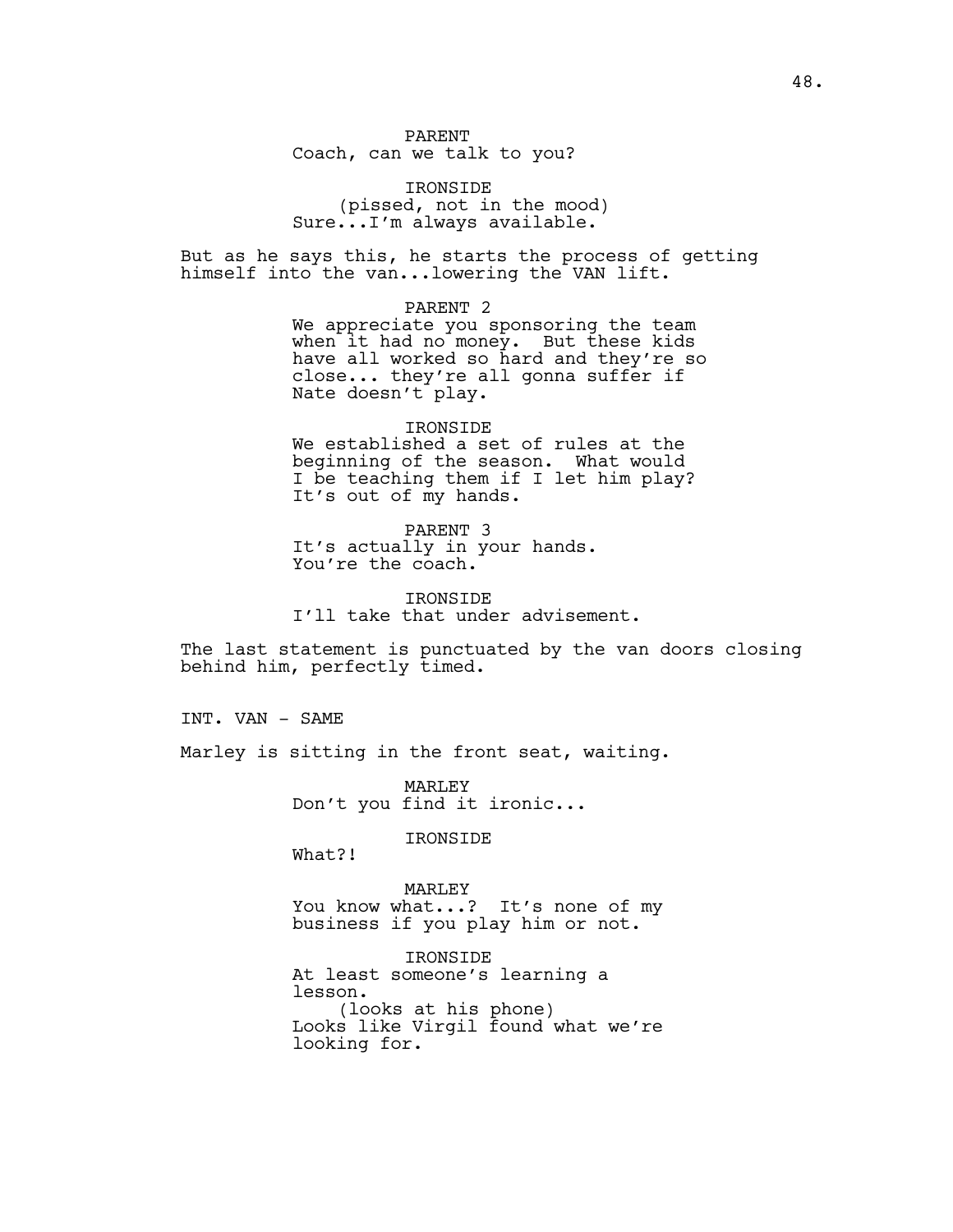PARENT
Coach, can we talk to you?

IRONSIDE
(pissed, not in the mood)
Sure...I'm always available.

But as he says this, he starts the process of getting himself into the van...lowering the VAN lift.

PARENT 2
We appreciate you sponsoring the team when it had no money. But these kids have all worked so hard and they're so close... they're all gonna suffer if Nate doesn't play.

IRONSIDE
We established a set of rules at the beginning of the season. What would I be teaching them if I let him play? It's out of my hands.

PARENT 3
It's actually in your hands. You're the coach.

IRONSIDE
I'll take that under advisement.

The last statement is punctuated by the van doors closing behind him, perfectly timed.

INT. VAN - SAME

Marley is sitting in the front seat, waiting.

MARLEY
Don't you find it ironic...

IRONSIDE
What?!

MARLEY
You know what...? It's none of my business if you play him or not.

IRONSIDE
At least someone's learning a lesson.
(looks at his phone)
Looks like Virgil found what we're looking for.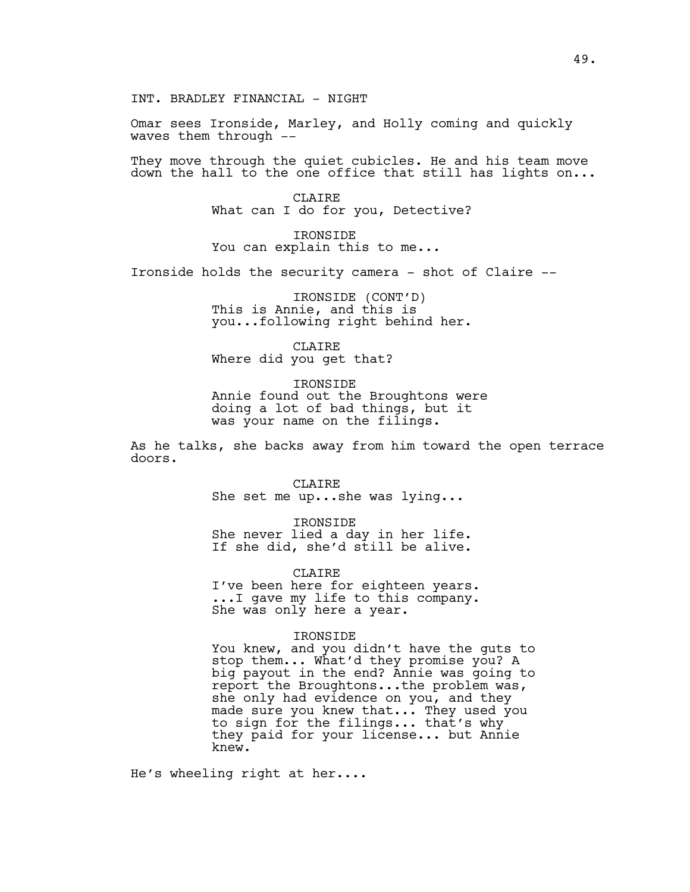INT. BRADLEY FINANCIAL - NIGHT

Omar sees Ironside, Marley, and Holly coming and quickly waves them through --

They move through the quiet cubicles. He and his team move down the hall to the one office that still has lights on...

CLAIRE
What can I do for you, Detective?

IRONSIDE
You can explain this to me...

Ironside holds the security camera - shot of Claire --

IRONSIDE (CONT'D)
This is Annie, and this is you...following right behind her.

CLAIRE
Where did you get that?

IRONSIDE
Annie found out the Broughtons were doing a lot of bad things, but it was your name on the filings.

As he talks, she backs away from him toward the open terrace doors.

CLAIRE
She set me up...she was lying...

IRONSIDE
She never lied a day in her life. If she did, she'd still be alive.

CLAIRE
I've been here for eighteen years. ...I gave my life to this company. She was only here a year.

IRONSIDE
You knew, and you didn't have the guts to stop them... What'd they promise you? A big payout in the end? Annie was going to report the Broughtons...the problem was, she only had evidence on you, and they made sure you knew that... They used you to sign for the filings... that's why they paid for your license... but Annie knew.

He's wheeling right at her....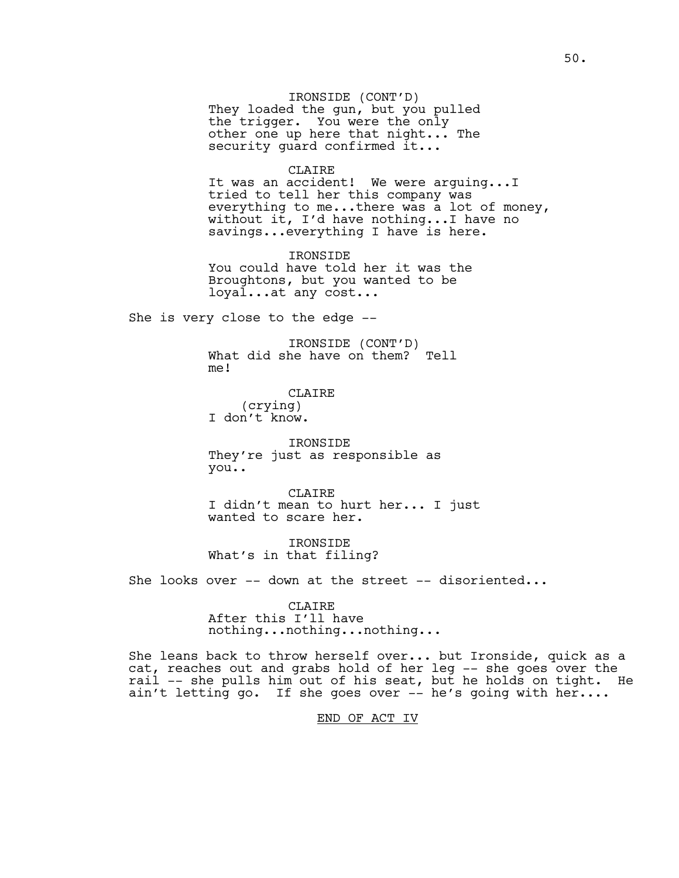IRONSIDE (CONT'D)
They loaded the gun, but you pulled the trigger. You were the only other one up here that night... The security guard confirmed it...

CLAIRE
It was an accident! We were arguing...I tried to tell her this company was everything to me...there was a lot of money, without it, I'd have nothing...I have no savings...everything I have is here.

IRONSIDE
You could have told her it was the Broughtons, but you wanted to be loyal...at any cost...

She is very close to the edge --

IRONSIDE (CONT'D)
What did she have on them? Tell me!

CLAIRE
(crying)
I don't know.

IRONSIDE
They're just as responsible as you..

CLAIRE
I didn't mean to hurt her... I just wanted to scare her.

IRONSIDE
What's in that filing?

She looks over -- down at the street -- disoriented...

CLAIRE
After this I'll have nothing...nothing...nothing...

She leans back to throw herself over... but Ironside, quick as a cat, reaches out and grabs hold of her leg -- she goes over the rail -- she pulls him out of his seat, but he holds on tight. He ain't letting go. If she goes over -- he's going with her....

END OF ACT IV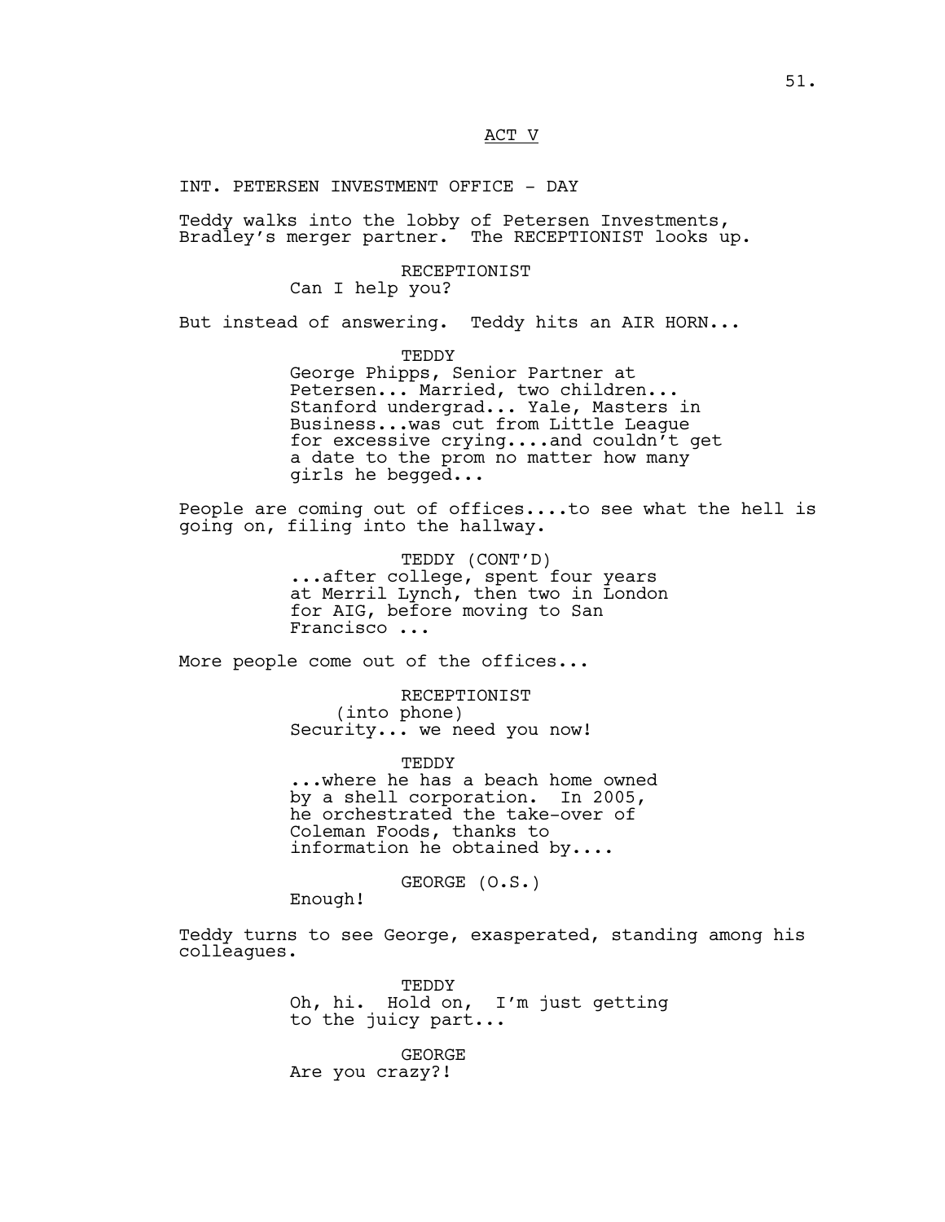ACT V

INT. PETERSEN INVESTMENT OFFICE - DAY

Teddy walks into the lobby of Petersen Investments, Bradley's merger partner. The RECEPTIONIST looks up.

RECEPTIONIST
Can I help you?

But instead of answering. Teddy hits an AIR HORN...

TEDDY
George Phipps, Senior Partner at Petersen... Married, two children... Stanford undergrad... Yale, Masters in Business...was cut from Little League for excessive crying....and couldn't get a date to the prom no matter how many girls he begged...

People are coming out of offices....to see what the hell is going on, filing into the hallway.

TEDDY (CONT'D)
...after college, spent four years at Merril Lynch, then two in London for AIG, before moving to San Francisco ...

More people come out of the offices...

RECEPTIONIST
(into phone)
Security... we need you now!

TEDDY
...where he has a beach home owned by a shell corporation. In 2005, he orchestrated the take-over of Coleman Foods, thanks to information he obtained by....

GEORGE (O.S.)
Enough!

Teddy turns to see George, exasperated, standing among his colleagues.

TEDDY
Oh, hi. Hold on, I'm just getting to the juicy part...

GEORGE
Are you crazy?!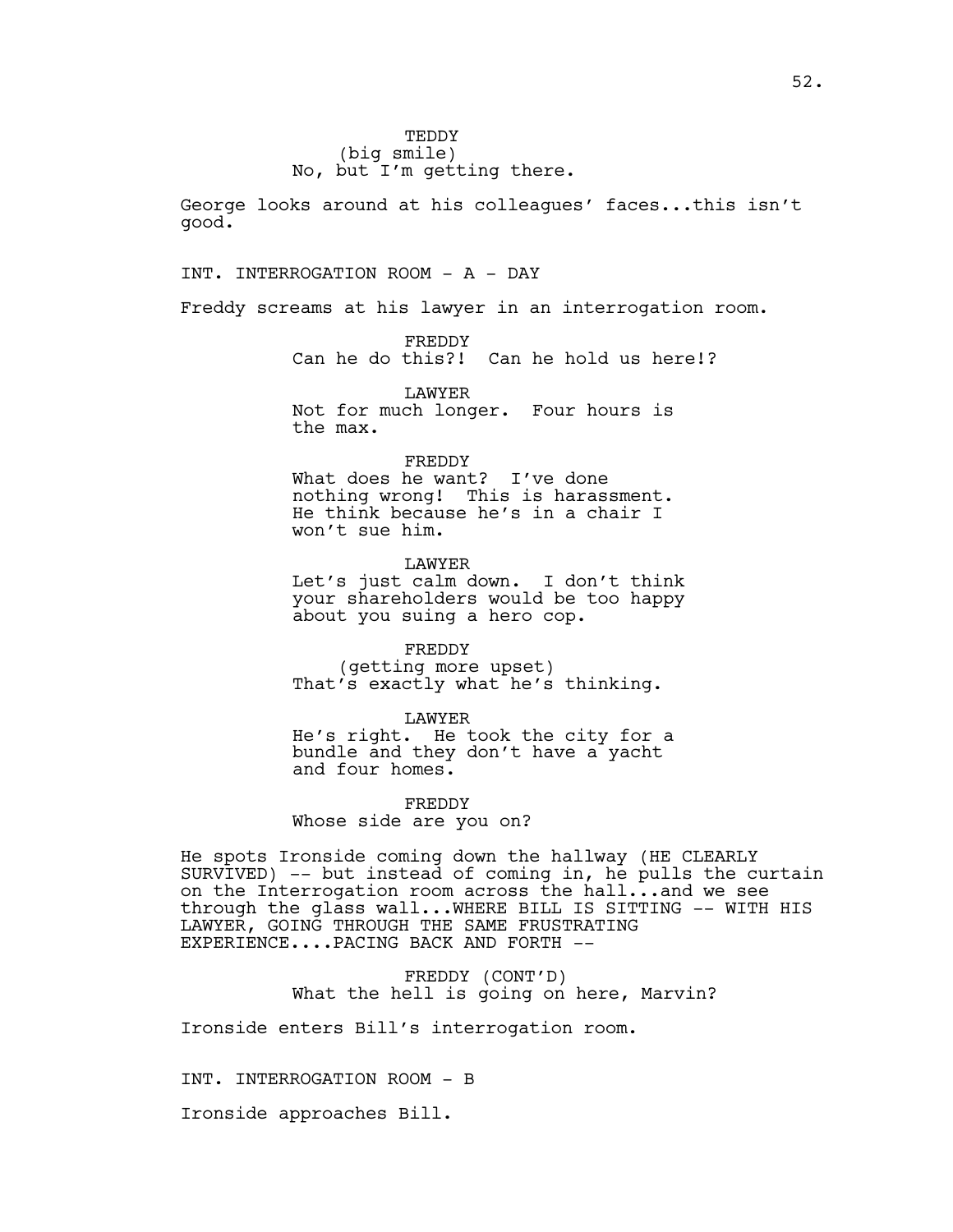TEDDY
(big smile)
No, but I'm getting there.

George looks around at his colleagues' faces...this isn't good.

INT. INTERROGATION ROOM - A - DAY

Freddy screams at his lawyer in an interrogation room.

FREDDY
Can he do this?! Can he hold us here!?

LAWYER
Not for much longer. Four hours is the max.

FREDDY
What does he want? I've done nothing wrong! This is harassment. He think because he's in a chair I won't sue him.

LAWYER
Let's just calm down. I don't think your shareholders would be too happy about you suing a hero cop.

FREDDY
(getting more upset)
That's exactly what he's thinking.

LAWYER
He's right. He took the city for a bundle and they don't have a yacht and four homes.

FREDDY
Whose side are you on?

He spots Ironside coming down the hallway (HE CLEARLY SURVIVED) -- but instead of coming in, he pulls the curtain on the Interrogation room across the hall...and we see through the glass wall...WHERE BILL IS SITTING -- WITH HIS LAWYER, GOING THROUGH THE SAME FRUSTRATING EXPERIENCE....PACING BACK AND FORTH --

FREDDY (CONT'D)
What the hell is going on here, Marvin?

Ironside enters Bill's interrogation room.

INT. INTERROGATION ROOM - B

Ironside approaches Bill.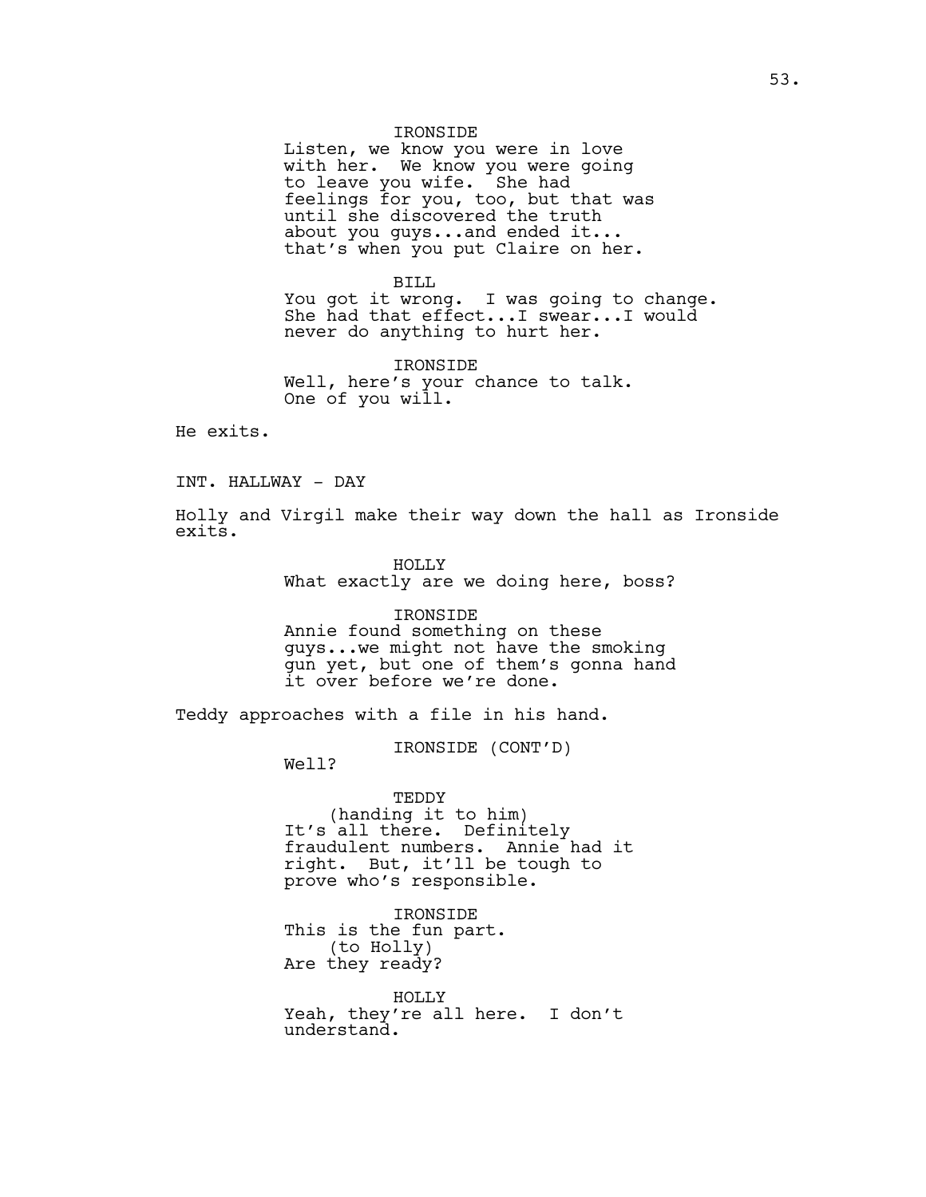IRONSIDE
Listen, we know you were in love with her. We know you were going to leave you wife. She had feelings for you, too, but that was until she discovered the truth about you guys...and ended it... that's when you put Claire on her.

BILL
You got it wrong. I was going to change. She had that effect...I swear...I would never do anything to hurt her.

IRONSIDE
Well, here's your chance to talk. One of you will.

He exits.

INT. HALLWAY - DAY

Holly and Virgil make their way down the hall as Ironside exits.

HOLLY
What exactly are we doing here, boss?

IRONSIDE
Annie found something on these guys...we might not have the smoking gun yet, but one of them's gonna hand it over before we're done.

Teddy approaches with a file in his hand.

IRONSIDE (CONT'D)
Well?

TEDDY
(handing it to him)
It's all there. Definitely fraudulent numbers. Annie had it right. But, it'll be tough to prove who's responsible.

IRONSIDE
This is the fun part.
(to Holly)
Are they ready?

HOLLY
Yeah, they're all here. I don't understand.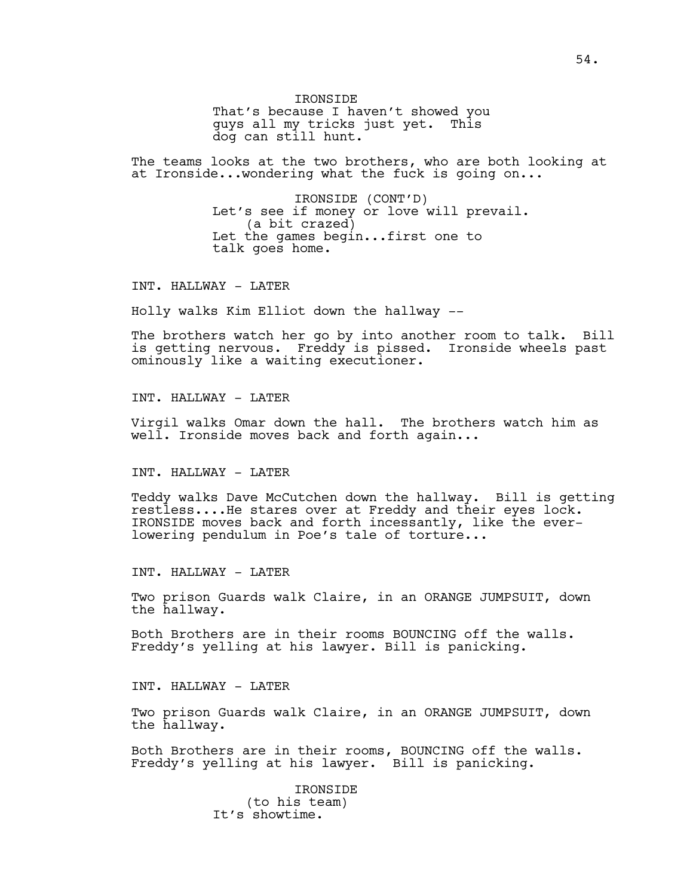IRONSIDE
That's because I haven't showed you guys all my tricks just yet. This dog can still hunt.

The teams looks at the two brothers, who are both looking at at Ironside...wondering what the fuck is going on...

IRONSIDE (CONT'D)
Let's see if money or love will prevail.
(a bit crazed)
Let the games begin...first one to talk goes home.

INT. HALLWAY - LATER

Holly walks Kim Elliot down the hallway --

The brothers watch her go by into another room to talk. Bill is getting nervous. Freddy is pissed. Ironside wheels past ominously like a waiting executioner.

INT. HALLWAY - LATER

Virgil walks Omar down the hall. The brothers watch him as well. Ironside moves back and forth again...

INT. HALLWAY - LATER

Teddy walks Dave McCutchen down the hallway. Bill is getting restless....He stares over at Freddy and their eyes lock. IRONSIDE moves back and forth incessantly, like the ever-lowering pendulum in Poe's tale of torture...

INT. HALLWAY - LATER

Two prison Guards walk Claire, in an ORANGE JUMPSUIT, down the hallway.

Both Brothers are in their rooms BOUNCING off the walls. Freddy's yelling at his lawyer. Bill is panicking.

INT. HALLWAY - LATER

Two prison Guards walk Claire, in an ORANGE JUMPSUIT, down the hallway.

Both Brothers are in their rooms, BOUNCING off the walls. Freddy's yelling at his lawyer. Bill is panicking.

IRONSIDE
(to his team)
It's showtime.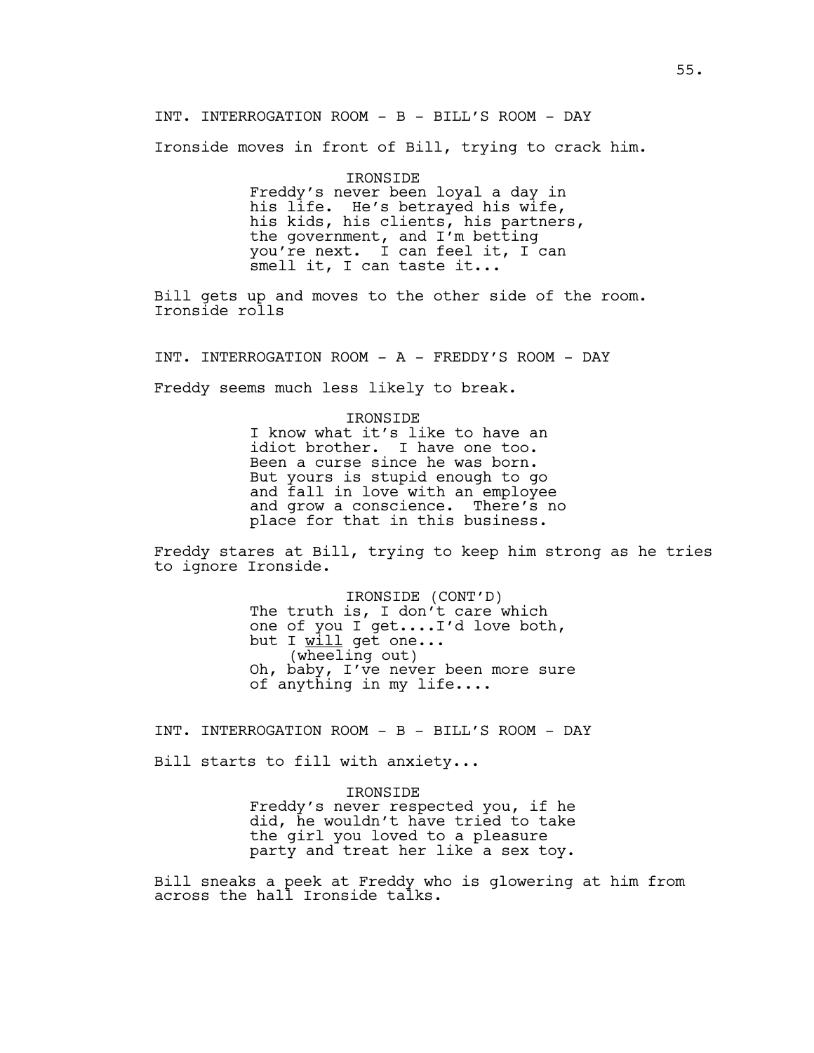INT. INTERROGATION ROOM - B - BILL'S ROOM - DAY

Ironside moves in front of Bill, trying to crack him.

IRONSIDE
Freddy's never been loyal a day in his life. He's betrayed his wife, his kids, his clients, his partners, the government, and I'm betting you're next. I can feel it, I can smell it, I can taste it...

Bill gets up and moves to the other side of the room. Ironside rolls

INT. INTERROGATION ROOM - A - FREDDY'S ROOM - DAY

Freddy seems much less likely to break.

IRONSIDE
I know what it's like to have an idiot brother. I have one too. Been a curse since he was born. But yours is stupid enough to go and fall in love with an employee and grow a conscience. There's no place for that in this business.

Freddy stares at Bill, trying to keep him strong as he tries to ignore Ironside.

IRONSIDE (CONT'D)
The truth is, I don't care which one of you I get....I'd love both, but I <u>will</u> get one...
(wheeling out)
Oh, baby, I've never been more sure of anything in my life....

INT. INTERROGATION ROOM - B - BILL'S ROOM - DAY

Bill starts to fill with anxiety...

IRONSIDE
Freddy's never respected you, if he did, he wouldn't have tried to take the girl you loved to a pleasure party and treat her like a sex toy.

Bill sneaks a peek at Freddy who is glowering at him from across the hall Ironside talks.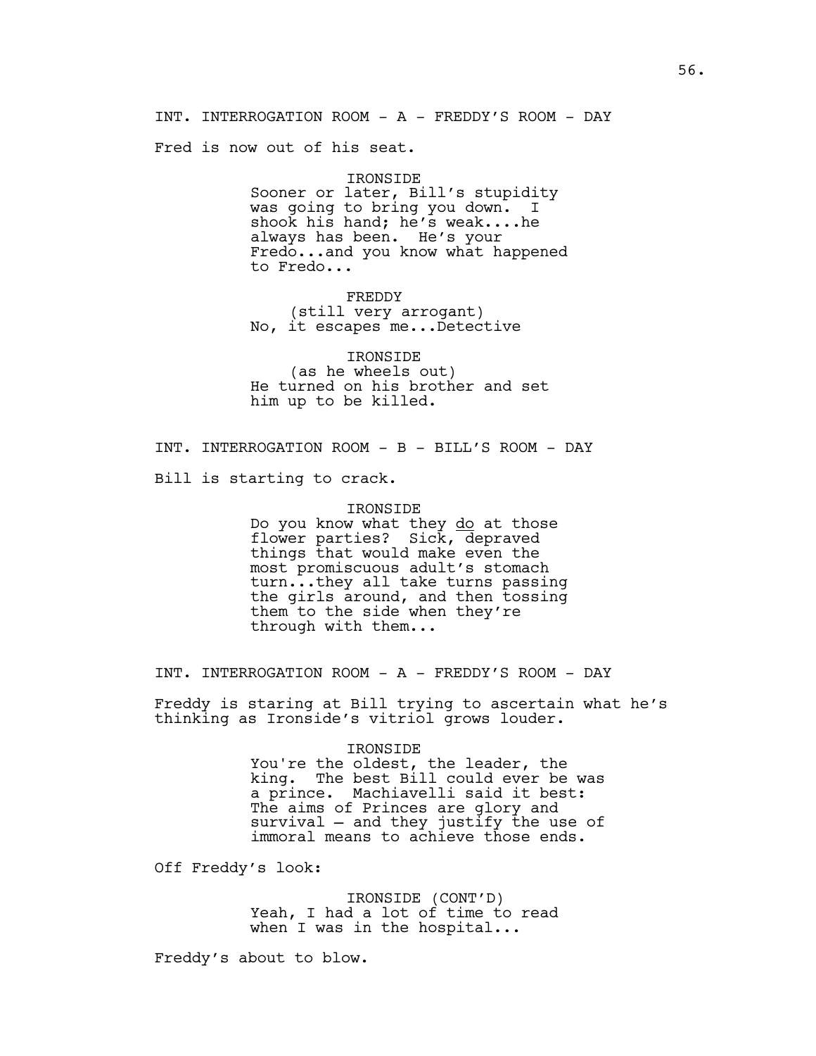INT. INTERROGATION ROOM - A - FREDDY'S ROOM - DAY

Fred is now out of his seat.

IRONSIDE
Sooner or later, Bill's stupidity was going to bring you down. I shook his hand; he's weak....he always has been. He's your Fredo...and you know what happened to Fredo...

FREDDY
(still very arrogant)
No, it escapes me...Detective

IRONSIDE
(as he wheels out)
He turned on his brother and set him up to be killed.

INT. INTERROGATION ROOM - B - BILL'S ROOM - DAY

Bill is starting to crack.

IRONSIDE
Do you know what they _do_ at those flower parties? Sick, depraved things that would make even the most promiscuous adult's stomach turn...they all take turns passing the girls around, and then tossing them to the side when they're through with them...

INT. INTERROGATION ROOM - A - FREDDY'S ROOM - DAY

Freddy is staring at Bill trying to ascertain what he's thinking as Ironside's vitriol grows louder.

IRONSIDE
You're the oldest, the leader, the king. The best Bill could ever be was a prince. Machiavelli said it best: The aims of Princes are glory and survival – and they justify the use of immoral means to achieve those ends.

Off Freddy's look:

IRONSIDE (CONT'D)
Yeah, I had a lot of time to read when I was in the hospital...

Freddy's about to blow.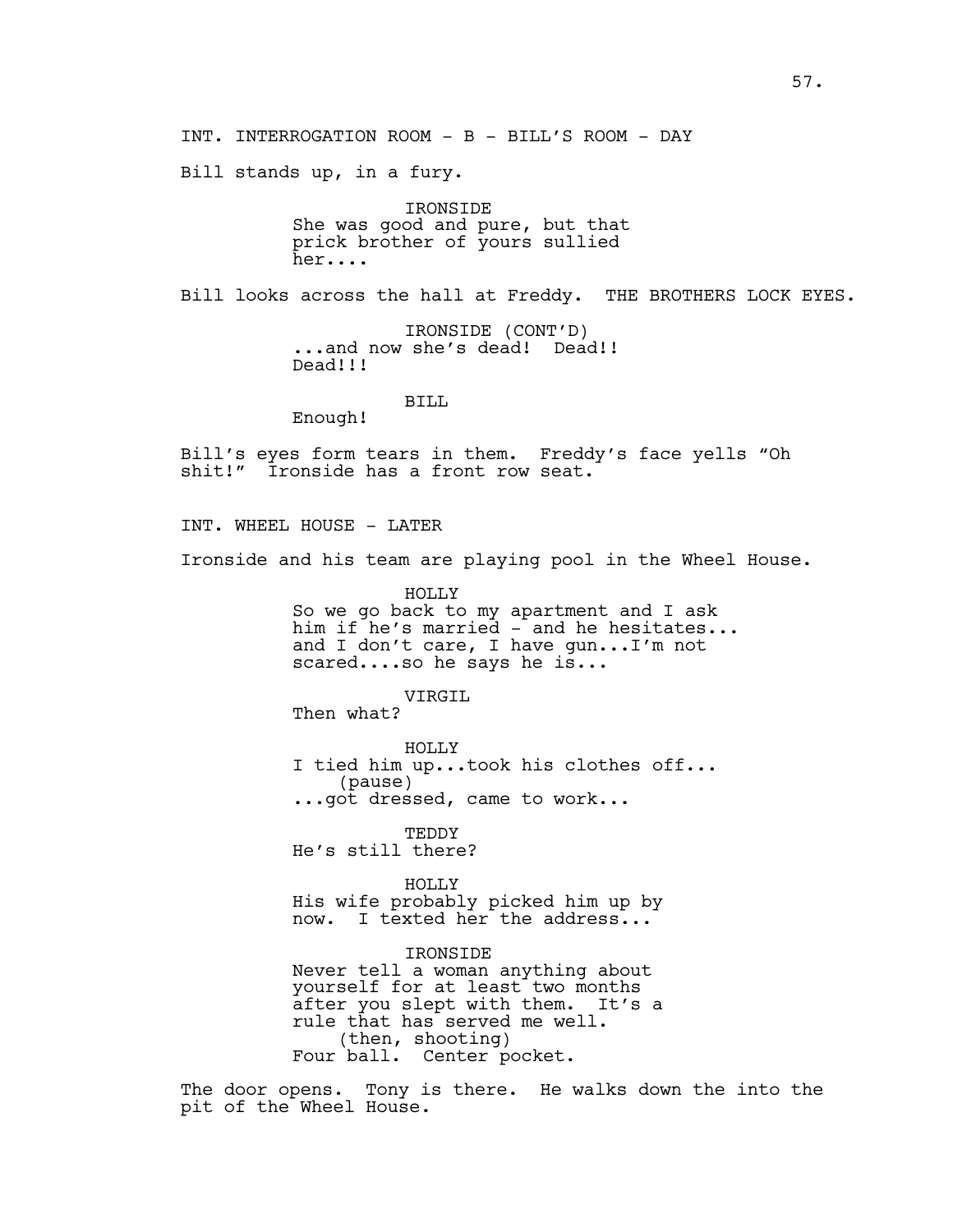INT. INTERROGATION ROOM - B - BILL'S ROOM - DAY

Bill stands up, in a fury.

IRONSIDE
She was good and pure, but that prick brother of yours sullied her....

Bill looks across the hall at Freddy. THE BROTHERS LOCK EYES.

IRONSIDE (CONT'D)
...and now she's dead! Dead!! Dead!!!

BILL
Enough!

Bill's eyes form tears in them. Freddy's face yells "Oh shit!" Ironside has a front row seat.

INT. WHEEL HOUSE - LATER

Ironside and his team are playing pool in the Wheel House.

HOLLY
So we go back to my apartment and I ask him if he's married - and he hesitates... and I don't care, I have gun...I'm not scared....so he says he is...

VIRGIL
Then what?

HOLLY
I tied him up...took his clothes off...
(pause)
...got dressed, came to work...

TEDDY
He's still there?

HOLLY
His wife probably picked him up by now. I texted her the address...

IRONSIDE
Never tell a woman anything about yourself for at least two months after you slept with them. It's a rule that has served me well.
(then, shooting)
Four ball. Center pocket.

The door opens. Tony is there. He walks down the into the pit of the Wheel House.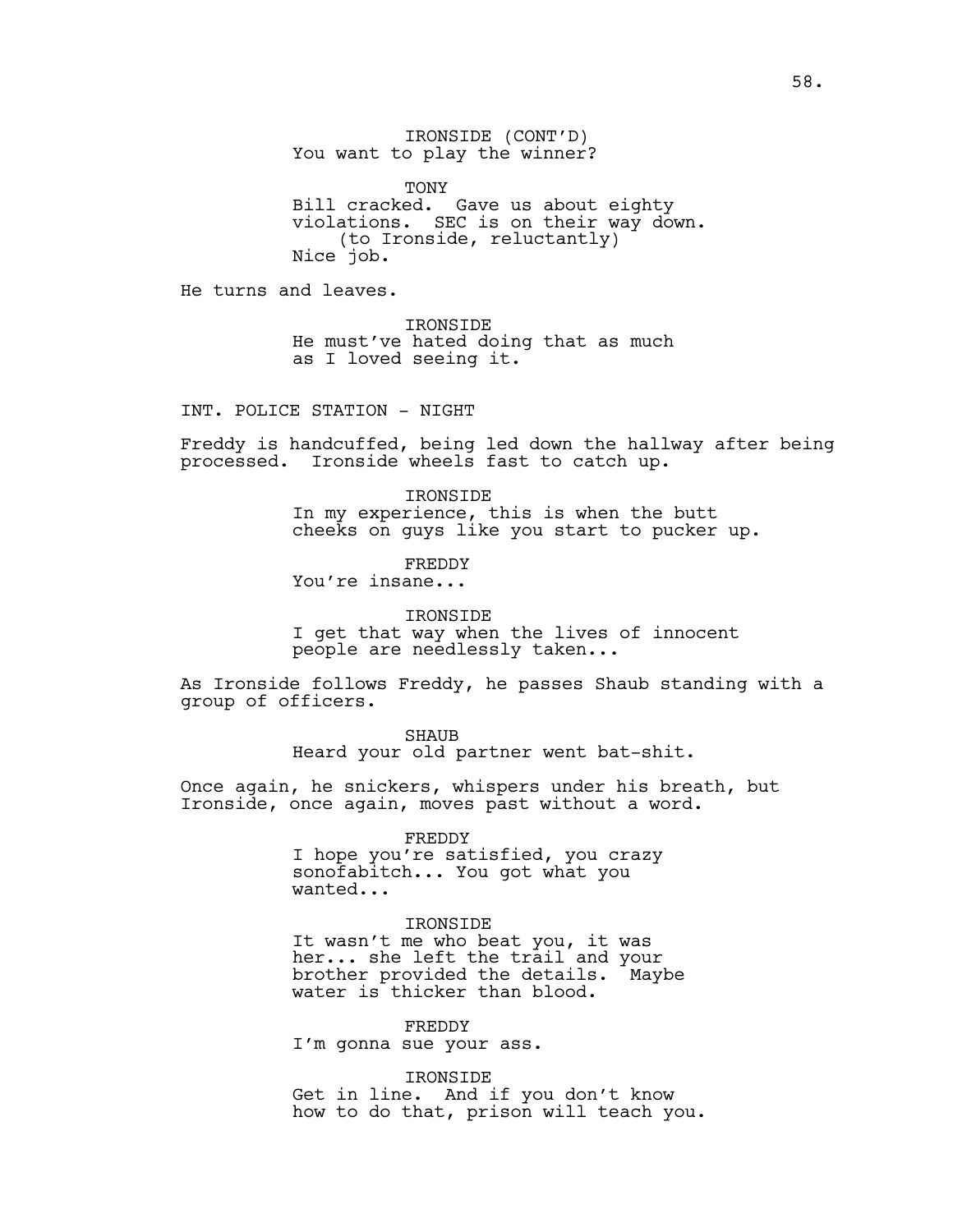IRONSIDE (CONT'D)
You want to play the winner?

TONY
Bill cracked. Gave us about eighty violations. SEC is on their way down.
(to Ironside, reluctantly)
Nice job.

He turns and leaves.

IRONSIDE
He must've hated doing that as much as I loved seeing it.

INT. POLICE STATION - NIGHT

Freddy is handcuffed, being led down the hallway after being processed. Ironside wheels fast to catch up.

IRONSIDE
In my experience, this is when the butt cheeks on guys like you start to pucker up.

FREDDY
You're insane...

IRONSIDE
I get that way when the lives of innocent people are needlessly taken...

As Ironside follows Freddy, he passes Shaub standing with a group of officers.

SHAUB
Heard your old partner went bat-shit.

Once again, he snickers, whispers under his breath, but Ironside, once again, moves past without a word.

FREDDY
I hope you're satisfied, you crazy sonofabitch... You got what you wanted...

IRONSIDE
It wasn't me who beat you, it was her... she left the trail and your brother provided the details. Maybe water is thicker than blood.

FREDDY
I'm gonna sue your ass.

IRONSIDE
Get in line. And if you don't know how to do that, prison will teach you.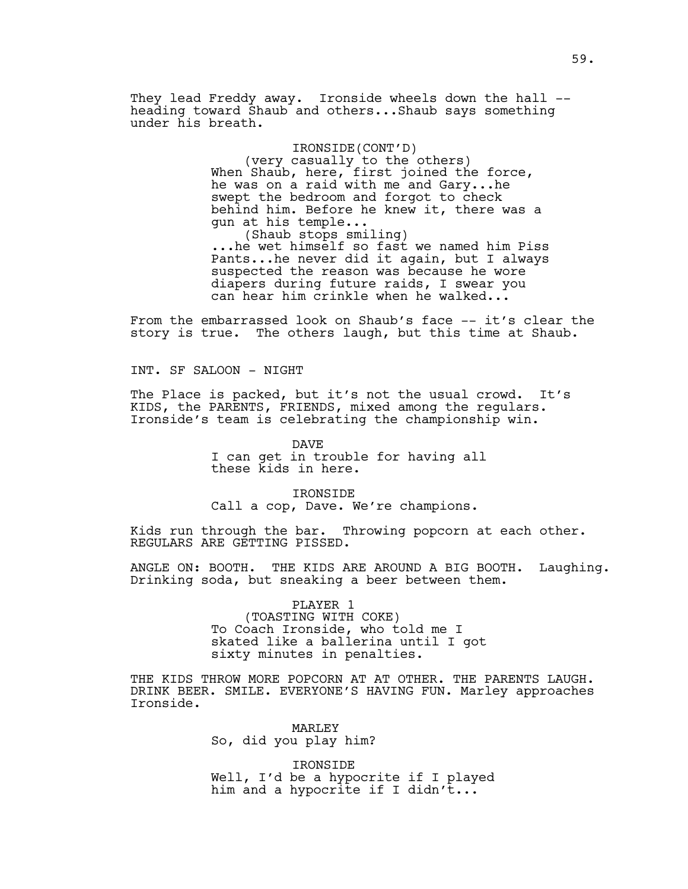They lead Freddy away. Ironside wheels down the hall -- heading toward Shaub and others...Shaub says something under his breath.

IRONSIDE(CONT'D)
(very casually to the others)
When Shaub, here, first joined the force, he was on a raid with me and Gary...he swept the bedroom and forgot to check behind him. Before he knew it, there was a gun at his temple...
(Shaub stops smiling)
...he wet himself so fast we named him Piss Pants...he never did it again, but I always suspected the reason was because he wore diapers during future raids, I swear you can hear him crinkle when he walked...

From the embarrassed look on Shaub's face -- it's clear the story is true. The others laugh, but this time at Shaub.

INT. SF SALOON - NIGHT

The Place is packed, but it's not the usual crowd. It's KIDS, the PARENTS, FRIENDS, mixed among the regulars. Ironside's team is celebrating the championship win.

DAVE
I can get in trouble for having all these kids in here.

IRONSIDE
Call a cop, Dave. We're champions.

Kids run through the bar. Throwing popcorn at each other. REGULARS ARE GETTING PISSED.

ANGLE ON: BOOTH. THE KIDS ARE AROUND A BIG BOOTH. Laughing. Drinking soda, but sneaking a beer between them.

PLAYER 1
(TOASTING WITH COKE)
To Coach Ironside, who told me I skated like a ballerina until I got sixty minutes in penalties.

THE KIDS THROW MORE POPCORN AT AT OTHER. THE PARENTS LAUGH. DRINK BEER. SMILE. EVERYONE'S HAVING FUN. Marley approaches Ironside.

MARLEY
So, did you play him?

IRONSIDE
Well, I'd be a hypocrite if I played him and a hypocrite if I didn't...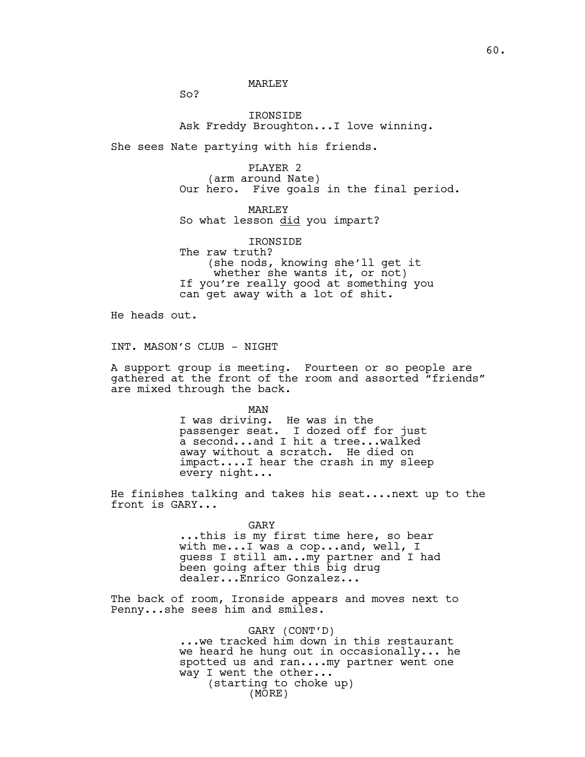MARLEY
So?

IRONSIDE
Ask Freddy Broughton...I love winning.

She sees Nate partying with his friends.

PLAYER 2
(arm around Nate)
Our hero. Five goals in the final period.

MARLEY
So what lesson _did_ you impart?

IRONSIDE
The raw truth?
(she nods, knowing she'll get it whether she wants it, or not)
If you're really good at something you can get away with a lot of shit.

He heads out.

INT. MASON'S CLUB - NIGHT

A support group is meeting. Fourteen or so people are gathered at the front of the room and assorted "friends" are mixed through the back.

MAN
I was driving. He was in the passenger seat. I dozed off for just a second...and I hit a tree...walked away without a scratch. He died on impact....I hear the crash in my sleep every night...

He finishes talking and takes his seat....next up to the front is GARY...

GARY
...this is my first time here, so bear with me...I was a cop...and, well, I guess I still am...my partner and I had been going after this big drug dealer...Enrico Gonzalez...

The back of room, Ironside appears and moves next to Penny...she sees him and smiles.

GARY (CONT'D)
...we tracked him down in this restaurant we heard he hung out in occasionally... he spotted us and ran....my partner went one way I went the other...
(starting to choke up)
(MORE)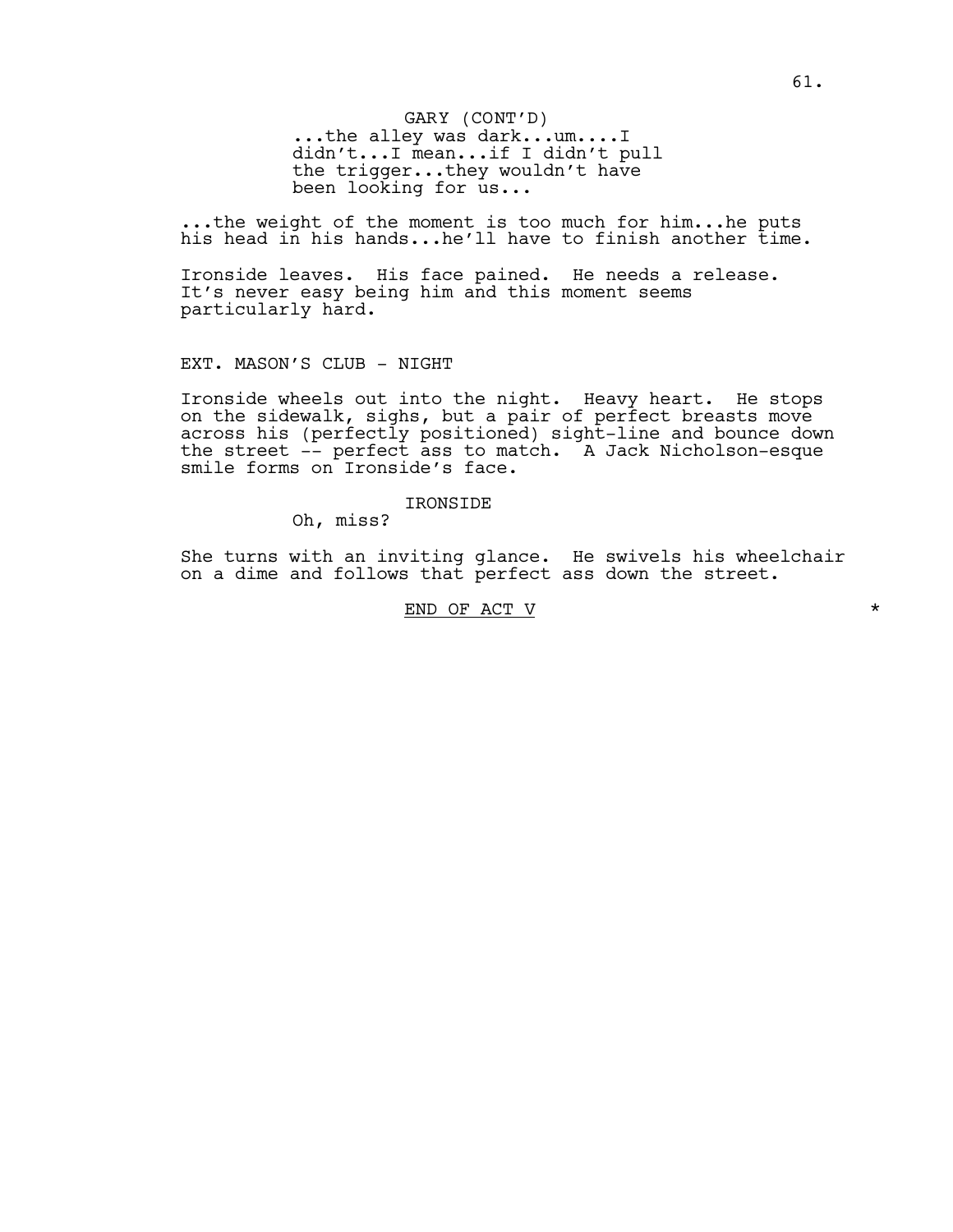GARY (CONT'D)
...the alley was dark...um....I didn't...I mean...if I didn't pull the trigger...they wouldn't have been looking for us...

...the weight of the moment is too much for him...he puts his head in his hands...he'll have to finish another time.

Ironside leaves. His face pained. He needs a release. It's never easy being him and this moment seems particularly hard.

EXT. MASON'S CLUB - NIGHT

Ironside wheels out into the night. Heavy heart. He stops on the sidewalk, sighs, but a pair of perfect breasts move across his (perfectly positioned) sight-line and bounce down the street -- perfect ass to match. A Jack Nicholson-esque smile forms on Ironside's face.

IRONSIDE
Oh, miss?

She turns with an inviting glance. He swivels his wheelchair on a dime and follows that perfect ass down the street.

END OF ACT V *